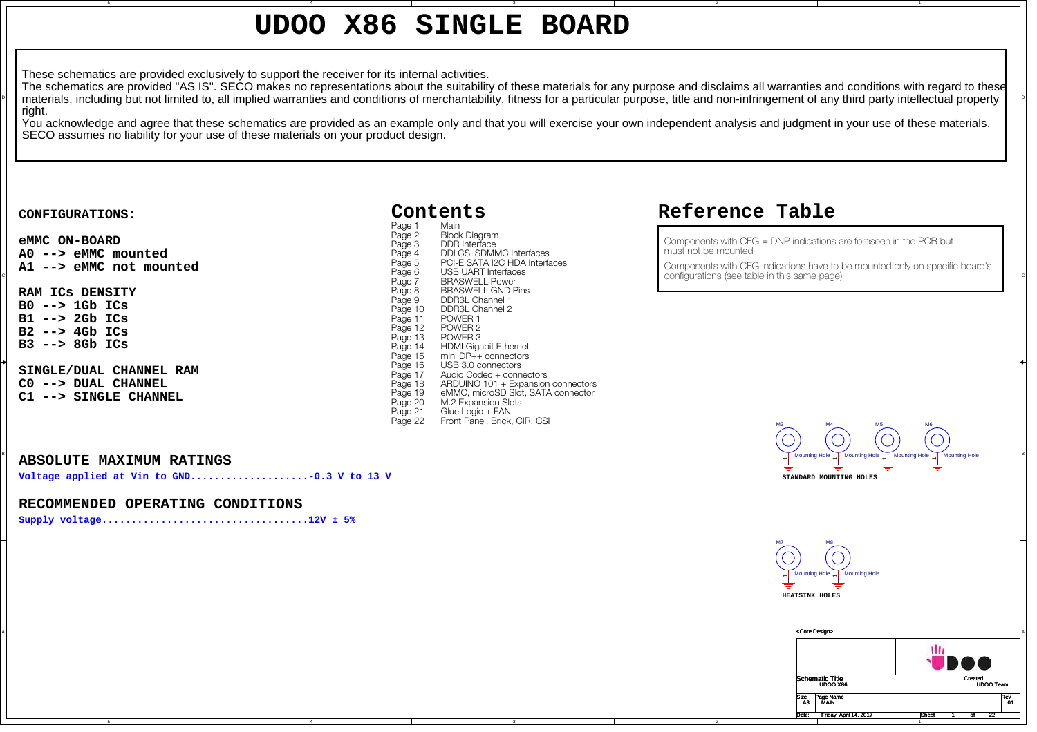# UDOO X86 SINGLE BOARD

These schematics are provided exclusively to support the receiver for its internal activities.
The schematics are provided "AS IS". SECO makes no representations about the suitability of these materials for any purpose and disclaims all warranties and conditions with regard to these materials, including but not limited to, all implied warranties and conditions of merchantability, fitness for a particular purpose, title and non-infringement of any third party intellectual property right.
You acknowledge and agree that these schematics are provided as an example only and that you will exercise your own independent analysis and judgment in your use of these materials.
SECO assumes no liability for your use of these materials on your product design.

## CONFIGURATIONS:

**eMMC ON-BOARD**
A0 --> eMMC mounted
A1 --> eMMC not mounted

**RAM ICs DENSITY**
B0 --> 1Gb ICs
B1 --> 2Gb ICs
B2 --> 4Gb ICs
B3 --> 8Gb ICs

**SINGLE/DUAL CHANNEL RAM**
C0 --> DUAL CHANNEL
C1 --> SINGLE CHANNEL

## ABSOLUTE MAXIMUM RATINGS

Voltage applied at Vin to GND....................-0.3 V to 13 V

## RECOMMENDED OPERATING CONDITIONS

Supply voltage..................................12V ± 5%

## Contents

| Page | Content |
| --- | --- |
| Page 1 | Main |
| Page 2 | Block Diagram |
| Page 3 | DDR Interface |
| Page 4 | DDI CSI SDMMC Interfaces |
| Page 5 | PCI-E SATA I2C HDA Interfaces |
| Page 6 | USB UART Interfaces |
| Page 7 | BRASWELL Power |
| Page 8 | BRASWELL GND Pins |
| Page 9 | DDR3L Channel 1 |
| Page 10 | DDR3L Channel 2 |
| Page 11 | POWER 1 |
| Page 12 | POWER 2 |
| Page 13 | POWER 3 |
| Page 14 | HDMI Gigabit Ethernet |
| Page 15 | mini DP++ connectors |
| Page 16 | USB 3.0 connectors |
| Page 17 | Audio Codec + connectors |
| Page 18 | ARDUINO 101 + Expansion connectors |
| Page 19 | eMMC, microSD Slot, SATA connector |
| Page 20 | M.2 Expansion Slots |
| Page 21 | Glue Logic + FAN |
| Page 22 | Front Panel, Brick, CIR, CSI |

## Reference Table

Components with CFG = DNP indications are foreseen in the PCB but must not be mounted

Components with CFG indications have to be mounted only on specific board's configurations (see table in this same page)

M3, M4, M5, M6 — Mounting Hole

STANDARD MOUNTING HOLES

M7, M8 — Mounting Hole

HEATSINK HOLES

<Core Design>

| Schematic Title | Created |
| --- | --- |
| UDOO X86 | UDOO Team |

| Size | Page Name | Rev |
| --- | --- | --- |
| A3 | MAIN | 01 |

Date: Friday, April 14, 2017 — Sheet 1 of 22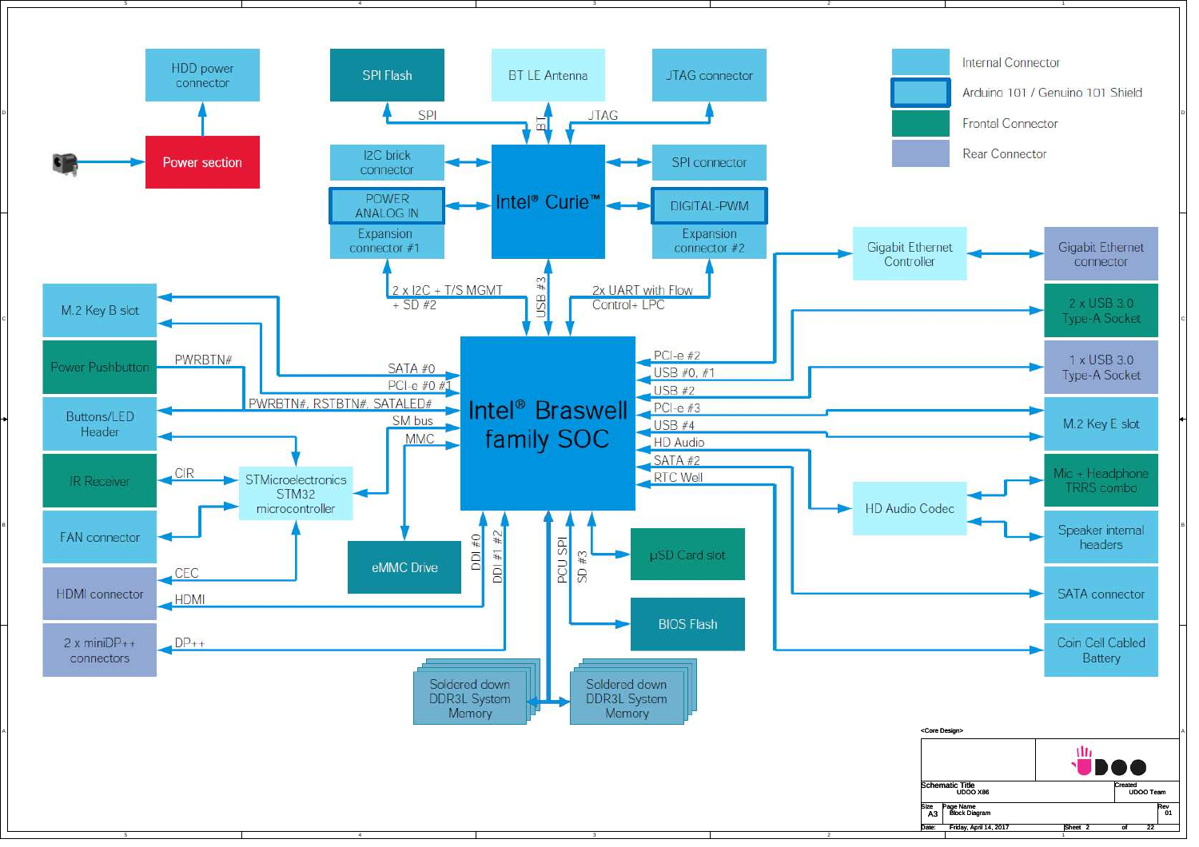Internal Connector

Arduino 101 / Genuino 101 Shield

Frontal Connector

Rear Connector

HDD power connector

Power section

SPI Flash

BT LE Antenna

JTAG connector

SPI

BT

JTAG

I2C brick connector

POWER ANALOG IN

Expansion connector #1

Intel® Curie™

SPI connector

DIGITAL-PWM

Expansion connector #2

2 x I2C + T/S MGMT + SD #2

USB #3

2x UART with Flow Control+ LPC

Gigabit Ethernet Controller

Gigabit Ethernet connector

M.2 Key B slot

2 x USB 3.0 Type-A Socket

Power Pushbutton

PWRBTN#

SATA #0

PCI-e #0 #1

PWRBTN#, RSTBTN#, SATALED#

SM bus

MMC

Intel® Braswell family SOC

PCI-e #2

USB #0, #1

USB #2

PCI-e #3

USB #4

HD Audio

SATA #2

RTC Well

1 x USB 3.0 Type-A Socket

Buttons/LED Header

M.2 Key E slot

IR Receiver

CIR

STMicroelectronics STM32 microcontroller

Mic + Headphone TRRS combo

HD Audio Codec

FAN connector

Speaker internal headers

eMMC Drive

µSD Card slot

HDMI connector

CEC

HDMI

DDI #0

DDI #1 #2

PCU SPI

SD #3

SATA connector

BIOS Flash

2 x miniDP++ connectors

DP++

Coin Cell Cabled Battery

Soldered down DDR3L System Memory

Soldered down DDR3L System Memory

<Core Design>

| Schematic Title | UDOO X86 | Created | UDOO Team |
| --- | --- | --- | --- |
| Size A3 | Page Name Block Diagram | Rev | 01 |
| Date: | Friday, April 14, 2017 | Sheet 2 | of 22 |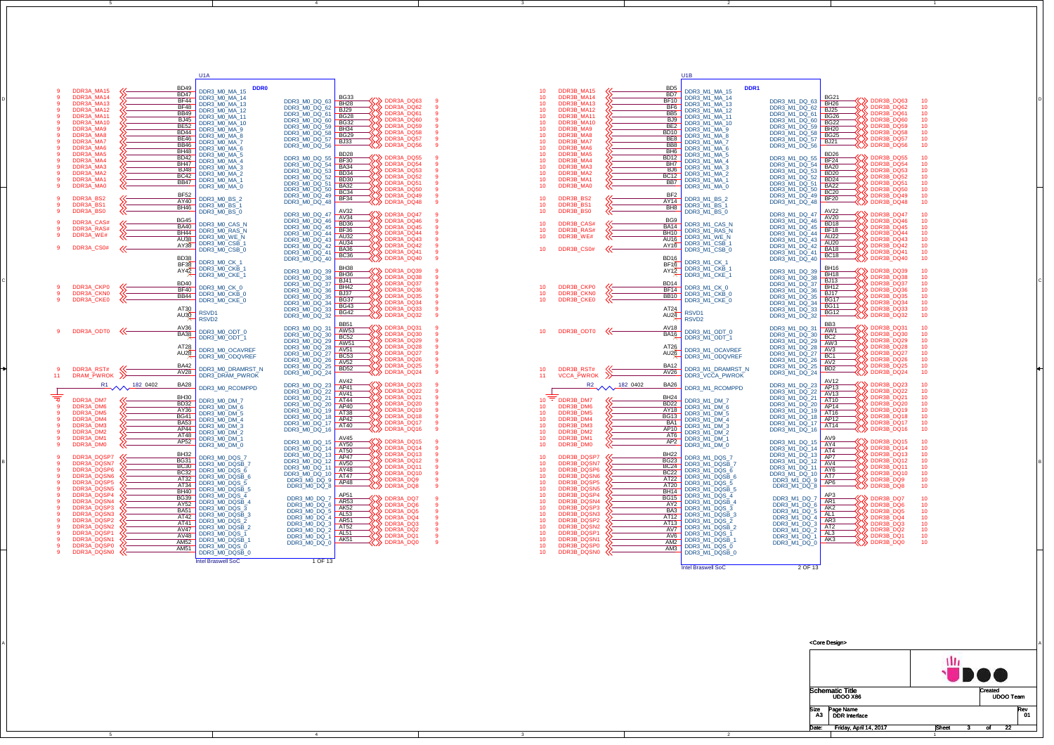# U1A — DDR0

| Page | Net | Pin | Signal |
|---|---|---|---|
| 9 | DDR3A_MA15 | BD49 | DDR3_M0_MA_15 |
| 9 | DDR3A_MA14 | BD47 | DDR3_M0_MA_14 |
| 9 | DDR3A_MA13 | BF44 | DDR3_M0_MA_13 |
| 9 | DDR3A_MA12 | BF48 | DDR3_M0_MA_12 |
| 9 | DDR3A_MA11 | BB49 | DDR3_M0_MA_11 |
| 9 | DDR3A_MA10 | BJ45 | DDR3_M0_MA_10 |
| 9 | DDR3A_MA9 | BE52 | DDR3_M0_MA_9 |
| 9 | DDR3A_MA8 | BD44 | DDR3_M0_MA_8 |
| 9 | DDR3A_MA7 | BE46 | DDR3_M0_MA_7 |
| 9 | DDR3A_MA6 | BB46 | DDR3_M0_MA_6 |
| 9 | DDR3A_MA5 | BH48 | DDR3_M0_MA_5 |
| 9 | DDR3A_MA4 | BD42 | DDR3_M0_MA_4 |
| 9 | DDR3A_MA3 | BH47 | DDR3_M0_MA_3 |
| 9 | DDR3A_MA2 | BJ48 | DDR3_M0_MA_2 |
| 9 | DDR3A_MA1 | BC42 | DDR3_M0_MA_1 |
| 9 | DDR3A_MA0 | BB47 | DDR3_M0_MA_0 |
| 9 | DDR3A_BS2 | BF52 | DDR3_M0_BS_2 |
| 9 | DDR3A_BS1 | AY40 | DDR3_M0_BS_1 |
| 9 | DDR3A_BS0 | BH46 | DDR3_M0_BS_0 |
| 9 | DDR3A_CAS# | BG45 | DDR3_M0_CAS_N |
| 9 | DDR3A_RAS# | BA40 | DDR3_M0_RAS_N |
| 9 | DDR3A_WE# | BH44 | DDR3_M0_WE_N |
| | | AU38 | DDR3_M0_CSB_1 |
| 9 | DDR3A_CS0# | AY38 | DDR3_M0_CSB_0 |
| | | BD38 | DDR3_M0_CK_1 |
| | | BF38 | DDR3_M0_CKB_1 |
| | | AY42 | DDR3_M0_CKE_1 |
| 9 | DDR3A_CKP0 | BD40 | DDR3_M0_CK_0 |
| 9 | DDR3A_CKN0 | BF40 | DDR3_M0_CKB_0 |
| 9 | DDR3A_CKE0 | BB44 | DDR3_M0_CKE_0 |
| | | AT30 | RSVD1 |
| | | AU30 | RSVD2 |
| 9 | DDR3A_ODT0 | AV36 | DDR3_M0_ODT_0 |
| | | BA38 | DDR3_M0_ODT_1 |
| | | AT28 | DDR3_M0_OCAVREF |
| | | AU28 | DDR3_M0_ODQVREF |
| 9 | DDR3A_RST# | BA42 | DDR3_M0_DRAMRST_N |
| 11 | DRAM_PWROK | AV28 | DDR3_DRAM_PWROK |
| | R1 182 0402 | BA28 | DDR3_M0_RCOMPPD |
| 9 | DDR3A_DM7 | BH30 | DDR3_M0_DM_7 |
| 9 | DDR3A_DM6 | BD32 | DDR3_M0_DM_6 |
| 9 | DDR3A_DM5 | AY36 | DDR3_M0_DM_5 |
| 9 | DDR3A_DM4 | BG41 | DDR3_M0_DM_4 |
| 9 | DDR3A_DM3 | BA53 | DDR3_M0_DM_3 |
| 9 | DDR3A_DM2 | AP44 | DDR3_M0_DM_2 |
| 9 | DDR3A_DM1 | AT48 | DDR3_M0_DM_1 |
| 9 | DDR3A_DM0 | AP52 | DDR3_M0_DM_0 |
| 9 | DDR3A_DQSP7 | BH32 | DDR3_M0_DQS_7 |
| 9 | DDR3A_DQSN7 | BG31 | DDR3_M0_DQSB_7 |
| 9 | DDR3A_DQSP6 | BC30 | DDR3_M0_DQS_6 |
| 9 | DDR3A_DQSN6 | BC32 | DDR3_M0_DQSB_6 |
| 9 | DDR3A_DQSP5 | AT32 | DDR3_M0_DQS_5 |
| 9 | DDR3A_DQSN5 | AT34 | DDR3_M0_DQSB_5 |
| 9 | DDR3A_DQSP4 | BH40 | DDR3_M0_DQS_4 |
| 9 | DDR3A_DQSN4 | BG39 | DDR3_M0_DQSB_4 |
| 9 | DDR3A_DQSP3 | AY52 | DDR3_M0_DQS_3 |
| 9 | DDR3A_DQSN3 | BA51 | DDR3_M0_DQSB_3 |
| 9 | DDR3A_DQSP2 | AT42 | DDR3_M0_DQS_2 |
| 9 | DDR3A_DQSN2 | AT41 | DDR3_M0_DQSB_2 |
| 9 | DDR3A_DQSP1 | AV47 | DDR3_M0_DQS_1 |
| 9 | DDR3A_DQSN1 | AV48 | DDR3_M0_DQSB_1 |
| 9 | DDR3A_DQSP0 | AM52 | DDR3_M0_DQS_0 |
| 9 | DDR3A_DQSN0 | AM51 | DDR3_M0_DQSB_0 |

| Signal | Pin | Net | Page |
|---|---|---|---|
| DDR3_M0_DQ_63 | BG33 | DDR3A_DQ63 | 9 |
| DDR3_M0_DQ_62 | BH28 | DDR3A_DQ62 | 9 |
| DDR3_M0_DQ_61 | BJ29 | DDR3A_DQ61 | 9 |
| DDR3_M0_DQ_60 | BG28 | DDR3A_DQ60 | 9 |
| DDR3_M0_DQ_59 | BG32 | DDR3A_DQ59 | 9 |
| DDR3_M0_DQ_58 | BH34 | DDR3A_DQ58 | 9 |
| DDR3_M0_DQ_57 | BG29 | DDR3A_DQ57 | 9 |
| DDR3_M0_DQ_56 | BJ33 | DDR3A_DQ56 | 9 |
| DDR3_M0_DQ_55 | BD28 | DDR3A_DQ55 | 9 |
| DDR3_M0_DQ_54 | BF30 | DDR3A_DQ54 | 9 |
| DDR3_M0_DQ_53 | BA34 | DDR3A_DQ53 | 9 |
| DDR3_M0_DQ_52 | BD34 | DDR3A_DQ52 | 9 |
| DDR3_M0_DQ_51 | BD30 | DDR3A_DQ51 | 9 |
| DDR3_M0_DQ_50 | BA32 | DDR3A_DQ50 | 9 |
| DDR3_M0_DQ_49 | BC34 | DDR3A_DQ49 | 9 |
| DDR3_M0_DQ_48 | BF34 | DDR3A_DQ48 | 9 |
| DDR3_M0_DQ_47 | AV32 | DDR3A_DQ47 | 9 |
| DDR3_M0_DQ_46 | AV34 | DDR3A_DQ46 | 9 |
| DDR3_M0_DQ_45 | BD36 | DDR3A_DQ45 | 9 |
| DDR3_M0_DQ_44 | BF36 | DDR3A_DQ44 | 9 |
| DDR3_M0_DQ_43 | AU32 | DDR3A_DQ43 | 9 |
| DDR3_M0_DQ_42 | AU34 | DDR3A_DQ42 | 9 |
| DDR3_M0_DQ_41 | BA36 | DDR3A_DQ41 | 9 |
| DDR3_M0_DQ_40 | BC36 | DDR3A_DQ40 | 9 |
| DDR3_M0_DQ_39 | BH38 | DDR3A_DQ39 | 9 |
| DDR3_M0_DQ_38 | BH36 | DDR3A_DQ38 | 9 |
| DDR3_M0_DQ_37 | BJ41 | DDR3A_DQ37 | 9 |
| DDR3_M0_DQ_36 | BH42 | DDR3A_DQ36 | 9 |
| DDR3_M0_DQ_35 | BJ37 | DDR3A_DQ35 | 9 |
| DDR3_M0_DQ_34 | BG37 | DDR3A_DQ34 | 9 |
| DDR3_M0_DQ_33 | BG43 | DDR3A_DQ33 | 9 |
| DDR3_M0_DQ_32 | BG42 | DDR3A_DQ32 | 9 |
| DDR3_M0_DQ_31 | BB51 | DDR3A_DQ31 | 9 |
| DDR3_M0_DQ_30 | AW53 | DDR3A_DQ30 | 9 |
| DDR3_M0_DQ_29 | BC52 | DDR3A_DQ29 | 9 |
| DDR3_M0_DQ_28 | AW51 | DDR3A_DQ28 | 9 |
| DDR3_M0_DQ_27 | AV51 | DDR3A_DQ27 | 9 |
| DDR3_M0_DQ_26 | BC53 | DDR3A_DQ26 | 9 |
| DDR3_M0_DQ_25 | AV52 | DDR3A_DQ25 | 9 |
| DDR3_M0_DQ_24 | BD52 | DDR3A_DQ24 | 9 |
| DDR3_M0_DQ_23 | AV42 | DDR3A_DQ23 | 9 |
| DDR3_M0_DQ_22 | AP41 | DDR3A_DQ22 | 9 |
| DDR3_M0_DQ_21 | AV41 | DDR3A_DQ21 | 9 |
| DDR3_M0_DQ_20 | AT44 | DDR3A_DQ20 | 9 |
| DDR3_M0_DQ_19 | AP40 | DDR3A_DQ19 | 9 |
| DDR3_M0_DQ_18 | AT38 | DDR3A_DQ18 | 9 |
| DDR3_M0_DQ_17 | AP42 | DDR3A_DQ17 | 9 |
| DDR3_M0_DQ_16 | AT40 | DDR3A_DQ16 | 9 |
| DDR3_M0_DQ_15 | AV45 | DDR3A_DQ15 | 9 |
| DDR3_M0_DQ_14 | AY50 | DDR3A_DQ14 | 9 |
| DDR3_M0_DQ_13 | AT50 | DDR3A_DQ13 | 9 |
| DDR3_M0_DQ_12 | AP47 | DDR3A_DQ12 | 9 |
| DDR3_M0_DQ_11 | AV50 | DDR3A_DQ11 | 9 |
| DDR3_M0_DQ_10 | AY48 | DDR3A_DQ10 | 9 |
| DDR3_M0_DQ_9 | AT47 | DDR3A_DQ9 | 9 |
| DDR3_M0_DQ_8 | AP48 | DDR3A_DQ8 | 9 |
| DDR3_M0_DQ_7 | AP51 | DDR3A_DQ7 | 9 |
| DDR3_M0_DQ_6 | AR53 | DDR3A_DQ6 | 9 |
| DDR3_M0_DQ_5 | AK52 | DDR3A_DQ5 | 9 |
| DDR3_M0_DQ_4 | AL53 | DDR3A_DQ4 | 9 |
| DDR3_M0_DQ_3 | AR51 | DDR3A_DQ3 | 9 |
| DDR3_M0_DQ_2 | AT52 | DDR3A_DQ2 | 9 |
| DDR3_M0_DQ_1 | AL51 | DDR3A_DQ1 | 9 |
| DDR3_M0_DQ_0 | AK51 | DDR3A_DQ0 | 9 |

Intel Braswell SoC — 1 OF 13

# U1B — DDR1

| Page | Net | Pin | Signal |
|---|---|---|---|
| 10 | DDR3B_MA15 | BD5 | DDR3_M1_MA_15 |
| 10 | DDR3B_MA14 | BD7 | DDR3_M1_MA_14 |
| 10 | DDR3B_MA13 | BF10 | DDR3_M1_MA_13 |
| 10 | DDR3B_MA12 | BF6 | DDR3_M1_MA_12 |
| 10 | DDR3B_MA11 | BB5 | DDR3_M1_MA_11 |
| 10 | DDR3B_MA10 | BJ9 | DDR3_M1_MA_10 |
| 10 | DDR3B_MA9 | BE2 | DDR3_M1_MA_9 |
| 10 | DDR3B_MA8 | BD10 | DDR3_M1_MA_8 |
| 10 | DDR3B_MA7 | BE8 | DDR3_M1_MA_7 |
| 10 | DDR3B_MA6 | BB8 | DDR3_M1_MA_6 |
| 10 | DDR3B_MA5 | BH6 | DDR3_M1_MA_5 |
| 10 | DDR3B_MA4 | BD12 | DDR3_M1_MA_4 |
| 10 | DDR3B_MA3 | BH7 | DDR3_M1_MA_3 |
| 10 | DDR3B_MA2 | BJ6 | DDR3_M1_MA_2 |
| 10 | DDR3B_MA1 | BC12 | DDR3_M1_MA_1 |
| 10 | DDR3B_MA0 | BB7 | DDR3_M1_MA_0 |
| 10 | DDR3B_BS2 | BF2 | DDR3_M1_BS_2 |
| 10 | DDR3B_BS1 | AY14 | DDR3_M1_BS_1 |
| 10 | DDR3B_BS0 | BH8 | DDR3_M1_BS_0 |
| 10 | DDR3B_CAS# | BG9 | DDR3_M1_CAS_N |
| 10 | DDR3B_RAS# | BA14 | DDR3_M1_RAS_N |
| 10 | DDR3B_WE# | BH10 | DDR3_M1_WE_N |
| | | AU16 | DDR3_M1_CSB_1 |
| 10 | DDR3B_CS0# | AY16 | DDR3_M1_CSB_0 |
| | | BD16 | DDR3_M1_CK_1 |
| | | BF16 | DDR3_M1_CKB_1 |
| | | AY12 | DDR3_M1_CKE_1 |
| 10 | DDR3B_CKP0 | BD14 | DDR3_M1_CK_0 |
| 10 | DDR3B_CKN0 | BF14 | DDR3_M1_CKB_0 |
| 10 | DDR3B_CKE0 | BB10 | DDR3_M1_CKE_0 |
| | | AT24 | RSVD1 |
| | | AU24 | RSVD2 |
| 10 | DDR3B_ODT0 | AV18 | DDR3_M1_ODT_0 |
| | | BA16 | DDR3_M1_ODT_1 |
| | | AT26 | DDR3_M1_OCAVREF |
| | | AU26 | DDR3_M1_ODQVREF |
| 10 | DDR3B_RST# | BA12 | DDR3_M1_DRAMRST_N |
| 11 | VCCA_PWROK | AV26 | DDR3_VCCA_PWROK |
| | R2 182 0402 | BA26 | DDR3_M1_RCOMPPD |
| 10 | DDR3B_DM7 | BH24 | DDR3_M1_DM_7 |
| 10 | DDR3B_DM6 | BD22 | DDR3_M1_DM_6 |
| 10 | DDR3B_DM5 | AY18 | DDR3_M1_DM_5 |
| 10 | DDR3B_DM4 | BG13 | DDR3_M1_DM_4 |
| 10 | DDR3B_DM3 | BA1 | DDR3_M1_DM_3 |
| 10 | DDR3B_DM2 | AP10 | DDR3_M1_DM_2 |
| 10 | DDR3B_DM1 | AT6 | DDR3_M1_DM_1 |
| 10 | DDR3B_DM0 | AP2 | DDR3_M1_DM_0 |
| 10 | DDR3B_DQSP7 | BH22 | DDR3_M1_DQS_7 |
| 10 | DDR3B_DQSN7 | BG23 | DDR3_M1_DQSB_7 |
| 10 | DDR3B_DQSP6 | BC24 | DDR3_M1_DQS_6 |
| 10 | DDR3B_DQSN6 | BC22 | DDR3_M1_DQSB_6 |
| 10 | DDR3B_DQSP5 | AT22 | DDR3_M1_DQS_5 |
| 10 | DDR3B_DQSN5 | AT20 | DDR3_M1_DQSB_5 |
| 10 | DDR3B_DQSP4 | BH14 | DDR3_M1_DQS_4 |
| 10 | DDR3B_DQSN4 | BG15 | DDR3_M1_DQSB_4 |
| 10 | DDR3B_DQSP3 | AY2 | DDR3_M1_DQS_3 |
| 10 | DDR3B_DQSN3 | BA3 | DDR3_M1_DQSB_3 |
| 10 | DDR3B_DQSP2 | AT12 | DDR3_M1_DQS_2 |
| 10 | DDR3B_DQSN2 | AT13 | DDR3_M1_DQSB_2 |
| 10 | DDR3B_DQSP1 | AV7 | DDR3_M1_DQS_1 |
| 10 | DDR3B_DQSN1 | AV6 | DDR3_M1_DQSB_1 |
| 10 | DDR3B_DQSP0 | AM2 | DDR3_M1_DQS_0 |
| 10 | DDR3B_DQSN0 | AM3 | DDR3_M1_DQSB_0 |

| Signal | Pin | Net | Page |
|---|---|---|---|
| DDR3_M1_DQ_63 | BG21 | DDR3B_DQ63 | 10 |
| DDR3_M1_DQ_62 | BH26 | DDR3B_DQ62 | 10 |
| DDR3_M1_DQ_61 | BJ25 | DDR3B_DQ61 | 10 |
| DDR3_M1_DQ_60 | BG26 | DDR3B_DQ60 | 10 |
| DDR3_M1_DQ_59 | BG22 | DDR3B_DQ59 | 10 |
| DDR3_M1_DQ_58 | BH20 | DDR3B_DQ58 | 10 |
| DDR3_M1_DQ_57 | BG25 | DDR3B_DQ57 | 10 |
| DDR3_M1_DQ_56 | BJ21 | DDR3B_DQ56 | 10 |
| DDR3_M1_DQ_55 | BD26 | DDR3B_DQ55 | 10 |
| DDR3_M1_DQ_54 | BF24 | DDR3B_DQ54 | 10 |
| DDR3_M1_DQ_53 | BA20 | DDR3B_DQ53 | 10 |
| DDR3_M1_DQ_52 | BD20 | DDR3B_DQ52 | 10 |
| DDR3_M1_DQ_51 | BD24 | DDR3B_DQ51 | 10 |
| DDR3_M1_DQ_50 | BA22 | DDR3B_DQ50 | 10 |
| DDR3_M1_DQ_49 | BC20 | DDR3B_DQ49 | 10 |
| DDR3_M1_DQ_48 | BF20 | DDR3B_DQ48 | 10 |
| DDR3_M1_DQ_47 | AV22 | DDR3B_DQ47 | 10 |
| DDR3_M1_DQ_46 | AV20 | DDR3B_DQ46 | 10 |
| DDR3_M1_DQ_45 | BD18 | DDR3B_DQ45 | 10 |
| DDR3_M1_DQ_44 | BF18 | DDR3B_DQ44 | 10 |
| DDR3_M1_DQ_43 | AU22 | DDR3B_DQ43 | 10 |
| DDR3_M1_DQ_42 | AU20 | DDR3B_DQ42 | 10 |
| DDR3_M1_DQ_41 | BA18 | DDR3B_DQ41 | 10 |
| DDR3_M1_DQ_40 | BC18 | DDR3B_DQ40 | 10 |
| DDR3_M1_DQ_39 | BH16 | DDR3B_DQ39 | 10 |
| DDR3_M1_DQ_38 | BH18 | DDR3B_DQ38 | 10 |
| DDR3_M1_DQ_37 | BJ13 | DDR3B_DQ37 | 10 |
| DDR3_M1_DQ_36 | BH12 | DDR3B_DQ36 | 10 |
| DDR3_M1_DQ_35 | BJ17 | DDR3B_DQ35 | 10 |
| DDR3_M1_DQ_34 | BG17 | DDR3B_DQ34 | 10 |
| DDR3_M1_DQ_33 | BG11 | DDR3B_DQ33 | 10 |
| DDR3_M1_DQ_32 | BG12 | DDR3B_DQ32 | 10 |
| DDR3_M1_DQ_31 | BB3 | DDR3B_DQ31 | 10 |
| DDR3_M1_DQ_30 | AW1 | DDR3B_DQ30 | 10 |
| DDR3_M1_DQ_29 | BC2 | DDR3B_DQ29 | 10 |
| DDR3_M1_DQ_28 | AW3 | DDR3B_DQ28 | 10 |
| DDR3_M1_DQ_27 | AV3 | DDR3B_DQ27 | 10 |
| DDR3_M1_DQ_26 | BC1 | DDR3B_DQ26 | 10 |
| DDR3_M1_DQ_25 | AV2 | DDR3B_DQ25 | 10 |
| DDR3_M1_DQ_24 | BD2 | DDR3B_DQ24 | 10 |
| DDR3_M1_DQ_23 | AV12 | DDR3B_DQ23 | 10 |
| DDR3_M1_DQ_22 | AP13 | DDR3B_DQ22 | 10 |
| DDR3_M1_DQ_21 | AV13 | DDR3B_DQ21 | 10 |
| DDR3_M1_DQ_20 | AT10 | DDR3B_DQ20 | 10 |
| DDR3_M1_DQ_19 | AP14 | DDR3B_DQ19 | 10 |
| DDR3_M1_DQ_18 | AT16 | DDR3B_DQ18 | 10 |
| DDR3_M1_DQ_17 | AP12 | DDR3B_DQ17 | 10 |
| DDR3_M1_DQ_16 | AT14 | DDR3B_DQ16 | 10 |
| DDR3_M1_DQ_15 | AV9 | DDR3B_DQ15 | 10 |
| DDR3_M1_DQ_14 | AY4 | DDR3B_DQ14 | 10 |
| DDR3_M1_DQ_13 | AT4 | DDR3B_DQ13 | 10 |
| DDR3_M1_DQ_12 | AP7 | DDR3B_DQ12 | 10 |
| DDR3_M1_DQ_11 | AV4 | DDR3B_DQ11 | 10 |
| DDR3_M1_DQ_10 | AY6 | DDR3B_DQ10 | 10 |
| DDR3_M1_DQ_9 | AT7 | DDR3B_DQ9 | 10 |
| DDR3_M1_DQ_8 | AP6 | DDR3B_DQ8 | 10 |
| DDR3_M1_DQ_7 | AP3 | DDR3B_DQ7 | 10 |
| DDR3_M1_DQ_6 | AR1 | DDR3B_DQ6 | 10 |
| DDR3_M1_DQ_5 | AK2 | DDR3B_DQ5 | 10 |
| DDR3_M1_DQ_4 | AL1 | DDR3B_DQ4 | 10 |
| DDR3_M1_DQ_3 | AR3 | DDR3B_DQ3 | 10 |
| DDR3_M1_DQ_2 | AT2 | DDR3B_DQ2 | 10 |
| DDR3_M1_DQ_1 | AL3 | DDR3B_DQ1 | 10 |
| DDR3_M1_DQ_0 | AK3 | DDR3B_DQ0 | 10 |

Intel Braswell SoC — 2 OF 13

<Core Design>

| | |
|---|---|
| Schematic Title: UDOO X86 | Created: UDOO Team |
| Size: A3 | Page Name: DDR Interface | Rev: 01 |
| Date: Friday, April 14, 2017 | Sheet 3 of 22 |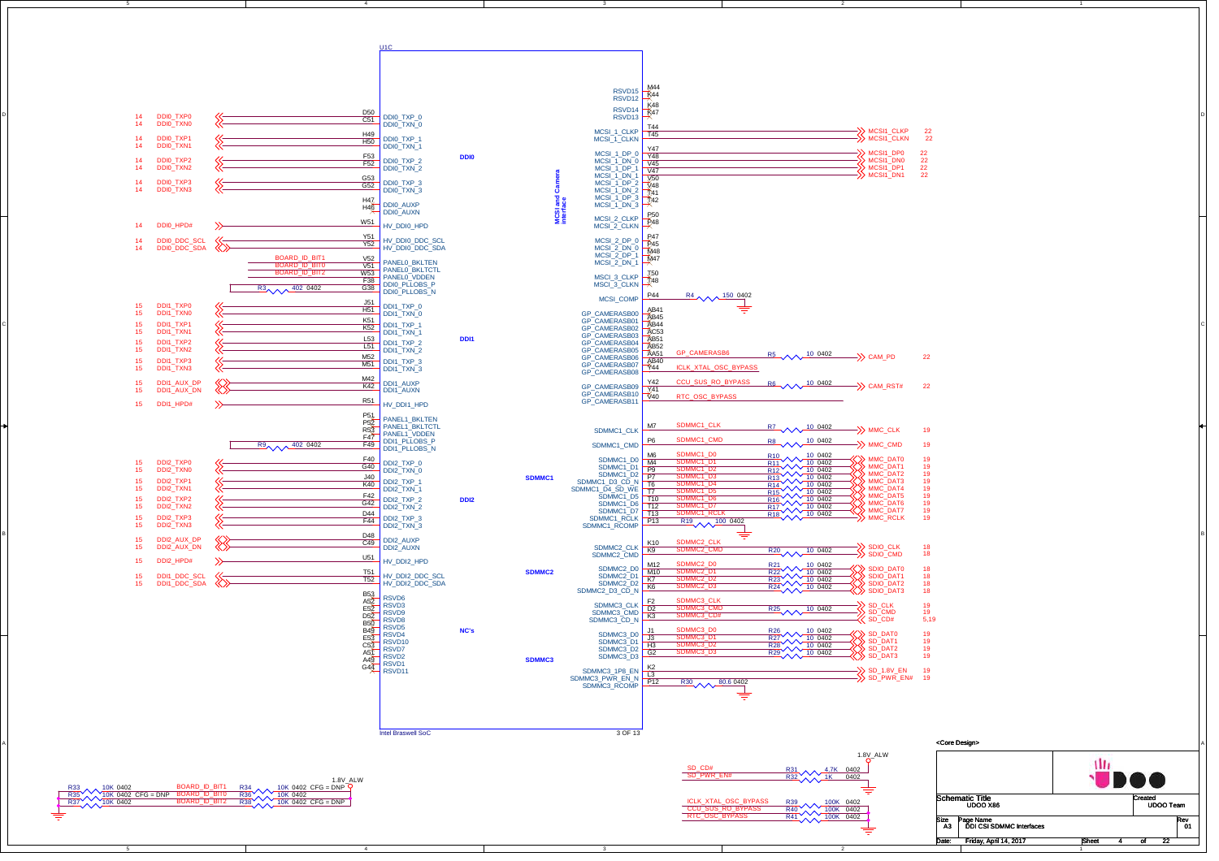# DDI CSI SDMMC Interfaces

**U1C** — Intel Braswell SoC (3 OF 13)

## DDI0

| Page | Net | Pin | Signal |
|---|---|---|---|
| 14 | DDI0_TXP0 | D50 | DDI0_TXP_0 |
| 14 | DDI0_TXN0 | C51 | DDI0_TXN_0 |
| 14 | DDI0_TXP1 | H49 | DDI0_TXP_1 |
| 14 | DDI0_TXN1 | H50 | DDI0_TXN_1 |
| 14 | DDI0_TXP2 | F53 | DDI0_TXP_2 |
| 14 | DDI0_TXN2 | F52 | DDI0_TXN_2 |
| 14 | DDI0_TXP3 | G53 | DDI0_TXP_3 |
| 14 | DDI0_TXN3 | G52 | DDI0_TXN_3 |
| | | H47 | DDI0_AUXP |
| | | H48 | DDI0_AUXN |
| 14 | DDI0_HPD# | W51 | HV_DDI0_HPD |
| 14 | DDI0_DDC_SCL | Y51 | HV_DDI0_DDC_SCL |
| 14 | DDI0_DDC_SDA | Y52 | HV_DDI0_DDC_SDA |
| | BOARD_ID_BIT1 | V52 | PANEL0_BKLTEN |
| | BOARD_ID_BIT0 | V51 | PANEL0_BKLTCTL |
| | BOARD_ID_BIT2 | W53 | PANEL0_VDDEN |
| | | F38 | DDI0_PLLOBS_P |
| | R3 402 0402 | G38 | DDI0_PLLOBS_N |

## DDI1

| Page | Net | Pin | Signal |
|---|---|---|---|
| 15 | DDI1_TXP0 | J51 | DDI1_TXP_0 |
| 15 | DDI1_TXN0 | H51 | DDI1_TXN_0 |
| 15 | DDI1_TXP1 | K51 | DDI1_TXP_1 |
| 15 | DDI1_TXN1 | K52 | DDI1_TXN_1 |
| 15 | DDI1_TXP2 | L53 | DDI1_TXP_2 |
| 15 | DDI1_TXN2 | L51 | DDI1_TXN_2 |
| 15 | DDI1_TXP3 | M52 | DDI1_TXP_3 |
| 15 | DDI1_TXN3 | M51 | DDI1_TXN_3 |
| 15 | DDI1_AUX_DP | M42 | DDI1_AUXP |
| 15 | DDI1_AUX_DN | K42 | DDI1_AUXN |
| 15 | DDI1_HPD# | R51 | HV_DDI1_HPD |
| | | P51 | PANEL1_BKLTEN |
| | | P52 | PANEL1_BKLTCTL |
| | | R53 | PANEL1_VDDEN |
| | | F47 | DDI1_PLLOBS_P |
| | R9 402 0402 | F49 | DDI1_PLLOBS_N |

## DDI2

| Page | Net | Pin | Signal |
|---|---|---|---|
| 15 | DDI2_TXP0 | F40 | DDI2_TXP_0 |
| 15 | DDI2_TXN0 | G40 | DDI2_TXN_0 |
| 15 | DDI2_TXP1 | J40 | DDI2_TXP_1 |
| 15 | DDI2_TXN1 | K40 | DDI2_TXN_1 |
| 15 | DDI2_TXP2 | F42 | DDI2_TXP_2 |
| 15 | DDI2_TXN2 | G42 | DDI2_TXN_2 |
| 15 | DDI2_TXP3 | D44 | DDI2_TXP_3 |
| 15 | DDI2_TXN3 | F44 | DDI2_TXN_3 |
| 15 | DDI2_AUX_DP | D48 | DDI2_AUXP |
| 15 | DDI2_AUX_DN | C49 | DDI2_AUXN |
| 15 | DDI2_HPD# | U51 | HV_DDI2_HPD |
| 15 | DDI1_DDC_SCL | T51 | HV_DDI2_DDC_SCL |
| 15 | DDI1_DDC_SDA | T52 | HV_DDI2_DDC_SDA |

## NC's

| Pin | Signal |
|---|---|
| B53 | RSVD6 |
| A52 | RSVD3 |
| E52 | RSVD9 |
| D52 | RSVD8 |
| B50 | RSVD5 |
| B49 | RSVD4 |
| E53 | RSVD10 |
| C53 | RSVD7 |
| A51 | RSVD2 |
| A49 | RSVD1 |
| G44 | RSVD11 |

## MCSI and Camera interface

| Signal | Pin | Connection | Net | Page |
|---|---|---|---|---|
| RSVD15 | M44 | | | |
| RSVD12 | K44 | | | |
| RSVD14 | K48 | | | |
| RSVD13 | K47 | | | |
| MCSI_1_CLKP | T44 | | MCSI1_CLKP | 22 |
| MCSI_1_CLKN | T45 | | MCSI1_CLKN | 22 |
| MCSI_1_DP_0 | Y47 | | MCSI1_DP0 | 22 |
| MCSI_1_DN_0 | Y48 | | MCSI1_DN0 | 22 |
| MCSI_1_DP_1 | V45 | | MCSI1_DP1 | 22 |
| MCSI_1_DN_1 | V47 | | MCSI1_DN1 | 22 |
| MCSI_1_DP_2 | V50 | | | |
| MCSI_1_DN_2 | V48 | | | |
| MCSI_1_DP_3 | T41 | | | |
| MCSI_1_DN_3 | T42 | | | |
| MCSI_2_CLKP | P50 | | | |
| MCSI_2_CLKN | P48 | | | |
| MCSI_2_DP_0 | P47 | | | |
| MCSI_2_DN_0 | P45 | | | |
| MCSI_2_DP_1 | M48 | | | |
| MCSI_2_DN_1 | M47 | | | |
| MCSI_3_CLKP | T50 | | | |
| MCSI_3_CLKN | T48 | | | |
| MCSI_COMP | P44 | R4 150 0402 to GND | | |
| GP_CAMERASB00 | AB41 | | | |
| GP_CAMERASB01 | AB45 | | | |
| GP_CAMERASB02 | AB44 | | | |
| GP_CAMERASB03 | AC53 | | | |
| GP_CAMERASB04 | AB51 | | | |
| GP_CAMERASB05 | AB52 | | | |
| GP_CAMERASB06 | AA51 | GP_CAMERASB6, R5 10 0402 | CAM_PD | 22 |
| GP_CAMERASB07 | AB40 | | | |
| GP_CAMERASB08 | Y44 | ICLK_XTAL_OSC_BYPASS | | |
| GP_CAMERASB09 | Y42 | CCU_SUS_RO_BYPASS, R6 10 0402 | CAM_RST# | 22 |
| GP_CAMERASB10 | Y41 | | | |
| GP_CAMERASB11 | V40 | RTC_OSC_BYPASS | | |

## SDMMC1

| Signal | Pin | Net | Resistor | Output | Page |
|---|---|---|---|---|---|
| SDMMC1_CLK | M7 | SDMMC1_CLK | R7 10 0402 | MMC_CLK | 19 |
| SDMMC1_CMD | P6 | SDMMC1_CMD | R8 10 0402 | MMC_CMD | 19 |
| SDMMC1_D0 | M6 | SDMMC1_D0 | R10 10 0402 | MMC_DAT0 | 19 |
| SDMMC1_D1 | M4 | SDMMC1_D1 | R11 10 0402 | MMC_DAT1 | 19 |
| SDMMC1_D2 | P9 | SDMMC1_D2 | R12 10 0402 | MMC_DAT2 | 19 |
| SDMMC1_D3_CD_N | P7 | SDMMC1_D3 | R13 10 0402 | MMC_DAT3 | 19 |
| SDMMC1_D4_SD_WE | T6 | SDMMC1_D4 | R14 10 0402 | MMC_DAT4 | 19 |
| SDMMC1_D5 | T7 | SDMMC1_D5 | R15 10 0402 | MMC_DAT5 | 19 |
| SDMMC1_D6 | T10 | SDMMC1_D6 | R16 10 0402 | MMC_DAT6 | 19 |
| SDMMC1_D7 | T12 | SDMMC1_D7 | R17 10 0402 | MMC_DAT7 | 19 |
| SDMMC1_RCLK | T13 | SDMMC1_RCLK | R18 10 0402 | MMC_RCLK | 19 |
| SDMMC1_RCOMP | P13 | | R19 100 0402 to GND | | |

## SDMMC2

| Signal | Pin | Net | Resistor | Output | Page |
|---|---|---|---|---|---|
| SDMMC2_CLK | K10 | SDMMC2_CLK | | SDIO_CLK | 18 |
| SDMMC2_CMD | K9 | SDMMC2_CMD | R20 10 0402 | SDIO_CMD | 18 |
| SDMMC2_D0 | M12 | SDMMC2_D0 | R21 10 0402 | SDIO_DAT0 | 18 |
| SDMMC2_D1 | M10 | SDMMC2_D1 | R22 10 0402 | SDIO_DAT1 | 18 |
| SDMMC2_D2 | K7 | SDMMC2_D2 | R23 10 0402 | SDIO_DAT2 | 18 |
| SDMMC2_D3_CD_N | K6 | SDMMC2_D3 | R24 10 0402 | SDIO_DAT3 | 18 |

## SDMMC3

| Signal | Pin | Net | Resistor | Output | Page |
|---|---|---|---|---|---|
| SDMMC3_CLK | F2 | SDMMC3_CLK | | SD_CLK | 19 |
| SDMMC3_CMD | D2 | SDMMC3_CMD | R25 10 0402 | SD_CMD | 19 |
| SDMMC3_CD_N | K3 | SDMMC3_CD# | | SD_CD# | 5,19 |
| SDMMC3_D0 | J1 | SDMMC3_D0 | R26 10 0402 | SD_DAT0 | 19 |
| SDMMC3_D1 | J3 | SDMMC3_D1 | R27 10 0402 | SD_DAT1 | 19 |
| SDMMC3_D2 | H3 | SDMMC3_D2 | R28 10 0402 | SD_DAT2 | 19 |
| SDMMC3_D3 | G2 | SDMMC3_D3 | R29 10 0402 | SD_DAT3 | 19 |
| SDMMC3_1P8_EN | K2 | | | SD_1.8V_EN | 19 |
| SDMMC3_PWR_EN_N | L3 | | | SD_PWR_EN# | 19 |
| SDMMC3_RCOMP | P12 | | R30 80.6 0402 to GND | | |

## Board ID straps

| Net | Pull-down | Pull-up (1.8V_ALW) |
|---|---|---|
| BOARD_ID_BIT1 | R33 10K 0402 | R34 10K 0402 CFG = DNP |
| BOARD_ID_BIT0 | R35 10K 0402 CFG = DNP | R36 10K 0402 |
| BOARD_ID_BIT2 | R37 10K 0402 | R38 10K 0402 CFG = DNP |

## Pull-ups (1.8V_ALW)

| Net | Resistor |
|---|---|
| SD_CD# | R31 4.7K 0402 |
| SD_PWR_EN# | R32 1K 0402 |

## Pull-downs

| Net | Resistor |
|---|---|
| ICLK_XTAL_OSC_BYPASS | R39 100K 0402 |
| CCU_SUS_RO_BYPASS | R40 100K 0402 |
| RTC_OSC_BYPASS | R41 100K 0402 |

<Core Design>

Schematic Title: UDOO X86
Created: UDOO Team
Size: A3
Page Name: DDI CSI SDMMC Interfaces
Rev: 01
Date: Friday, April 14, 2017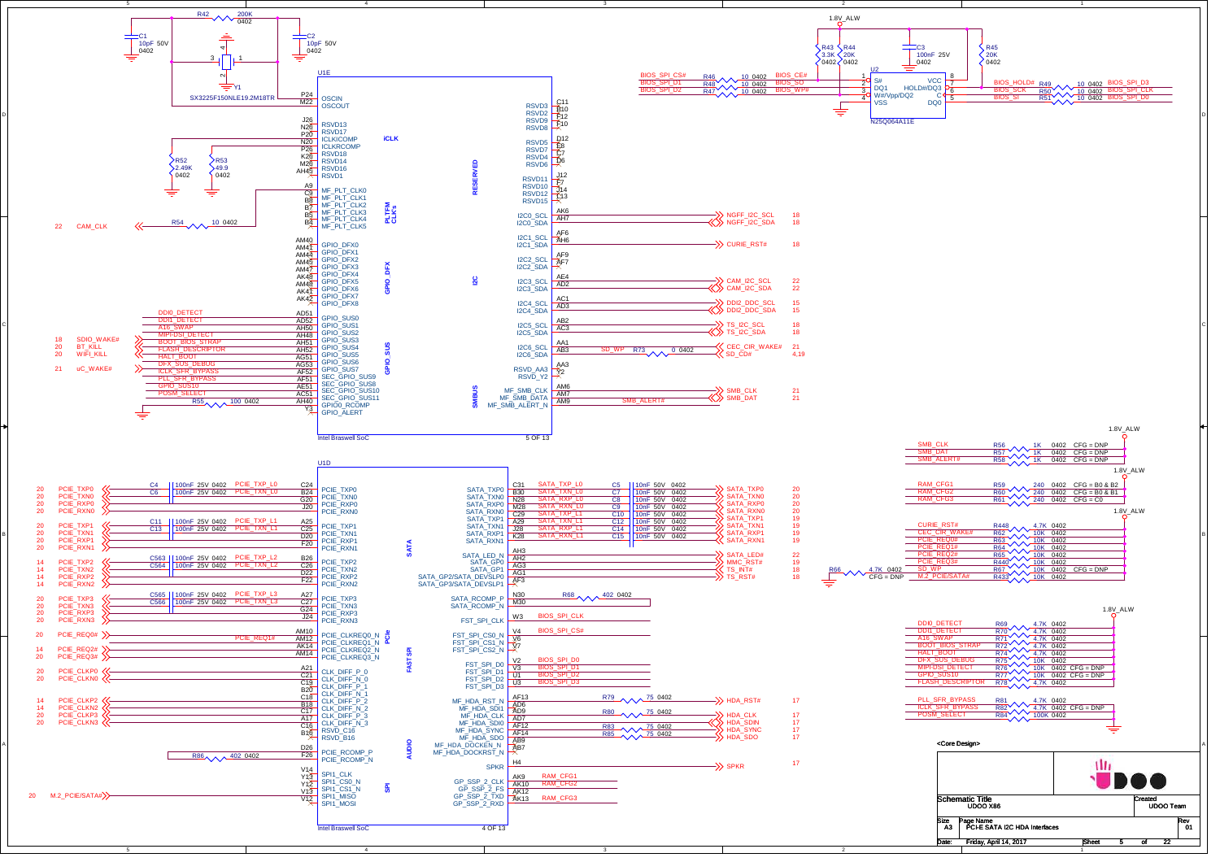# PCI-E SATA I2C HDA Interfaces

## U1E — Intel Braswell SoC (5 OF 13)

**Crystal circuit:** R42 200K 0402; C1 10pF 50V 0402; C2 10pF 50V 0402; Y1 SX3225F150NLE19.2M18TR

| Pin | Signal | Connection |
|---|---|---|
| P24 | OSCIN | |
| M22 | OSCOUT | |
| J26 | RSVD13 | |
| N26 | RSVD17 | |
| P20 | RSVD19 | |
| N20 | ICLKICOMP | R52 2.49K 0402 |
| P26 | ICLKRCOMP | R53 49.9 0402 |
| K26 | RSVD18 | |
| M26 | RSVD14 | |
| AH45 | RSVD16 | |
| | RSVD1 | |
| A9 | MF_PLT_CLK0 | |
| C9 | MF_PLT_CLK1 | |
| B8 | MF_PLT_CLK2 | |
| B7 | MF_PLT_CLK3 | |
| B5 | MF_PLT_CLK4 | |
| B4 | MF_PLT_CLK5 | R54 10 0402 → CAM_CLK (22) |
| AM40 | GPIO_DFX0 | |
| AM41 | GPIO_DFX1 | |
| AM44 | GPIO_DFX2 | |
| AM45 | GPIO_DFX3 | |
| AM47 | GPIO_DFX4 | |
| AK49 | GPIO_DFX5 | |
| AM48 | GPIO_DFX6 | |
| AK41 | GPIO_DFX7 | |
| AK42 | GPIO_DFX8 | |
| AD51 | GPIO_SUS0 | DDI0_DETECT |
| AD52 | GPIO_SUS1 | DDI1_DETECT |
| AH50 | GPIO_SUS2 | A16_SWAP |
| AH48 | GPIO_SUS3 | MIPI-DSI_DETECT |
| AH51 | GPIO_SUS4 | BOOT_BIOS_STRAP / SDIO_WAKE# (18) |
| AH52 | GPIO_SUS5 | FLASH_DESCRIPTOR / BT_KILL (20) |
| AG51 | GPIO_SUS6 | HALT_BOOT / WIFI_KILL (20) |
| AG53 | GPIO_SUS7 | DFX_SUS_DEBUG |
| AF52 | SEC_GPIO_SUS9 | ICLK_SFR_BYPASS / uC_WAKE# (21) |
| AF51 | SEC_GPIO_SUS8 | PLL_SFR_BYPASS |
| AE51 | SEC_GPIO_SUS10 | GPIO_SUS10 |
| AC51 | SEC_GPIO_SUS11 | POSM_SELECT |
| AH40 | GPIO0_RCOMP | R55 100 0402 |
| Y3 | GPIO_ALERT | |

**RESERVED:** C11 RSVD3, B10 RSVD2, F12 RSVD9, F10 RSVD8, D12 RSVD5, E8 RSVD7, C7 RSVD4, D6 RSVD6, J12 RSVD11, C7 RSVD10, J14 RSVD12, L13 RSVD15

| Pin | Signal | Connection |
|---|---|---|
| AK6 | I2C0_SCL | NGFF_I2C_SCL (18) |
| AH7 | I2C0_SDA | NGFF_I2C_SDA (18) |
| AF6 | I2C1_SCL | |
| AH6 | I2C1_SDA | CURIE_RST# (18) |
| AF9 | I2C2_SCL | |
| AF7 | I2C2_SDA | |
| AE4 | I2C3_SCL | CAM_I2C_SCL (22) |
| AD2 | I2C3_SDA | CAM_I2C_SDA (22) |
| AC1 | I2C4_SCL | DDI2_DDC_SCL (15) |
| AD3 | I2C4_SDA | DDI2_DDC_SDA (15) |
| AB2 | I2C5_SCL | TS_I2C_SCL (18) |
| AC3 | I2C5_SDA | TS_I2C_SDA (18) |
| AA1 | I2C6_SCL | CEC_CIR_WAKE# (21) |
| AB3 | I2C6_SDA | SD_WP, R73 0 0402 → SD_CD# (4,19) |
| AA3 | RSVD_AA3 | |
| Y2 | RSVD_Y2 | |
| AM6 | MF_SMB_CLK | SMB_CLK (21) |
| AM7 | MF_SMB_DATA | SMB_DAT (21) |
| AM9 | MF_SMB_ALERT_N | SMB_ALERT# |

## SPI Flash U2 — N25Q064A11E (1.8V_ALW)

R43 3.3K 0402; R44 20K 0402; C3 100nF 25V 0402; R45 20K 0402

| Pin | Signal | Connection |
|---|---|---|
| 1 | S# | BIOS_CE# — R46 10 0402 — BIOS_SPI_CS# |
| 2 | DQ1 | BIOS_SO — R48 10 0402 — BIOS_SPI_D1 |
| 3 | W#/Vpp/DQ2 | BIOS_WP# — R47 10 0402 — BIOS_SPI_D2 |
| 4 | VSS | |
| 8 | VCC | |
| 7 | HOLD#/DQ3 | BIOS_HOLD# — R49 10 0402 — BIOS_SPI_D3 |
| 6 | C | BIOS_SCK — R50 10 0402 — BIOS_SPI_CLK |
| 5 | DQ0 | BIOS_SI — R51 10 0402 — BIOS_SPI_D0 |

## U1D — Intel Braswell SoC (4 OF 13)

| Ref | Cap | Net | Pin | Signal | Sheet |
|---|---|---|---|---|---|
| C4 | 100nF 25V 0402 | PCIE_TXP_L0 | C24 | PCIE_TXP0 | PCIE_TXP0 (20) |
| C6 | 100nF 25V 0402 | PCIE_TXN_L0 | B24 | PCIE_TXN0 | PCIE_TXN0 (20) |
| | | | G20 | PCIE_RXP0 | PCIE_RXP0 (20) |
| | | | J20 | PCIE_RXN0 | PCIE_RXN0 (20) |
| C11 | 100nF 25V 0402 | PCIE_TXP_L1 | A25 | PCIE_TXP1 | PCIE_TXP1 (20) |
| C13 | 100nF 25V 0402 | PCIE_TXN_L1 | C25 | PCIE_TXN1 | PCIE_TXN1 (20) |
| | | | D20 | PCIE_RXP1 | PCIE_RXP1 (20) |
| | | | F20 | PCIE_RXN1 | PCIE_RXN1 (20) |
| C563 | 100nF 25V 0402 | PCIE_TXP_L2 | B26 | PCIE_TXP2 | PCIE_TXP2 (14) |
| C564 | 100nF 25V 0402 | PCIE_TXN_L2 | C26 | PCIE_TXN2 | PCIE_TXN2 (14) |
| | | | D22 | PCIE_RXP2 | PCIE_RXP2 (14) |
| | | | F22 | PCIE_RXN2 | PCIE_RXN2 (14) |
| C565 | 100nF 25V 0402 | PCIE_TXP_L3 | A27 | PCIE_TXP3 | PCIE_TXP3 (20) |
| C566 | 100nF 25V 0402 | PCIE_TXN_L3 | C27 | PCIE_TXN3 | PCIE_TXN3 (20) |
| | | | G24 | PCIE_RXP3 | PCIE_RXP3 (20) |
| | | | J24 | PCIE_RXN3 | PCIE_RXN3 (20) |
| | | | AM10 | PCIE_CLKREQ0_N | PCIE_REQ0# (20) |
| | | PCIE_REQ1# | AM12 | PCIE_CLKREQ1_N | |
| | | | AK14 | PCIE_CLKREQ2_N | PCIE_REQ2# (14) |
| | | | AM14 | PCIE_CLKREQ3_N | PCIE_REQ3# (20) |
| | | | A21 | CLK_DIFF_P_0 | PCIE_CLKP0 (20) |
| | | | C21 | CLK_DIFF_N_0 | PCIE_CLKN0 (20) |
| | | | C19 | CLK_DIFF_P_1 | |
| | | | B20 | CLK_DIFF_N_1 | |
| | | | C18 | CLK_DIFF_P_2 | PCIE_CLKP2 (14) |
| | | | B18 | CLK_DIFF_N_2 | PCIE_CLKN2 (14) |
| | | | C17 | CLK_DIFF_P_3 | PCIE_CLKP3 (20) |
| | | | A17 | CLK_DIFF_N_3 | PCIE_CLKN3 (20) |
| | | | C16 | RSVD_C16 | |
| | | | B16 | RSVD_B16 | |
| R86 | 402 0402 | | D26 / F26 | PCIE_RCOMP_P / PCIE_RCOMP_N | |
| | | | V14 | SPI1_CLK | |
| | | | Y13 | SPI1_CS0_N | |
| | | | Y12 | SPI1_CS1_N | M.2_PCIE/SATA# (20) |
| | | | V13 | SPI1_MISO | |
| | | | V12 | SPI1_MOSI | |

**SATA:**

| Pin | Signal | Net | Cap | Output | Sheet |
|---|---|---|---|---|---|
| C31 | SATA_TXP0 | SATA_TXP_L0 | C5 10nF 50V 0402 | SATA_TXP0 | 20 |
| B30 | SATA_TXN0 | SATA_TXN_L0 | C7 10nF 50V 0402 | SATA_TXN0 | 20 |
| N28 | SATA_RXP0 | SATA_RXP_L0 | C8 10nF 50V 0402 | SATA_RXP0 | 20 |
| M28 | SATA_RXN0 | SATA_RXN_L0 | C9 10nF 50V 0402 | SATA_RXN0 | 20 |
| C29 | SATA_TXP1 | SATA_TXP_L1 | C10 10nF 50V 0402 | SATA_TXP1 | 19 |
| A29 | SATA_TXN1 | SATA_TXN_L1 | C12 10nF 50V 0402 | SATA_TXN1 | 19 |
| J28 | SATA_RXP1 | SATA_RXP_L1 | C14 10nF 50V 0402 | SATA_RXP1 | 19 |
| K28 | SATA_RXN1 | SATA_RXN_L1 | C15 10nF 50V 0402 | SATA_RXN1 | 19 |
| AH3 | SATA_LED_N | | | SATA_LED# | 22 |
| AH2 | SATA_GP0 | | | MMC_RST# | 19 |
| AG3 | SATA_GP1 | | | TS_INT# | 18 |
| AG1 | SATA_GP2/SATA_DEVSLP0 | | | TS_RST# | 18 |
| AF3 | SATA_GP3/SATA_DEVSLP1 | | | | |
| N30 / M30 | SATA_RCOMP_P / SATA_RCOMP_N | R68 402 0402 | | | |

**FAST SPI:**

| Pin | Signal | Net |
|---|---|---|
| W3 | FST_SPI_CLK | BIOS_SPI_CLK |
| V4 | FST_SPI_CS0_N | BIOS_SPI_CS# |
| V6 | FST_SPI_CS1_N | |
| V7 | FST_SPI_CS2_N | |
| V2 | FST_SPI_D0 | BIOS_SPI_D0 |
| V3 | FST_SPI_D1 | BIOS_SPI_D1 |
| U1 | FST_SPI_D2 | BIOS_SPI_D2 |
| U3 | FST_SPI_D3 | BIOS_SPI_D3 |

**AUDIO:**

| Pin | Signal | Resistor | Output | Sheet |
|---|---|---|---|---|
| AF13 | MF_HDA_RST_N | R79 75 0402 | HDA_RST# | 17 |
| AD6 | MF_HDA_SDI1 | | | |
| AD9 | MF_HDA_CLK | R80 75 0402 | HDA_CLK | 17 |
| AD7 | MF_HDA_SDI0 | | HDA_SDIN | 17 |
| AF12 | MF_HDA_SYNC | R83 75 0402 | HDA_SYNC | 17 |
| AF14 | MF_HDA_SDO | R85 75 0402 | HDA_SDO | 17 |
| AB9 | MF_HDA_DOCKEN_N | | | |
| AB7 | MF_HDA_DOCKRST_N | | | |
| H4 | SPKR | | SPKR | 17 |
| AK9 | GP_SSP_2_CLK | RAM_CFG1 | | |
| AK10 | GP_SSP_2_FS | RAM_CFG2 | | |
| AK12 | GP_SSP_2_TXD | | | |
| AK13 | GP_SSP_2_RXD | RAM_CFG3 | | |

## Pull-ups / Configuration Straps (1.8V_ALW)

| Net | Ref | Value | Size | Note |
|---|---|---|---|---|
| SMB_CLK | R56 | 1K | 0402 | CFG = DNP |
| SMB_DAT | R57 | 1K | 0402 | CFG = DNP |
| SMB_ALERT# | R58 | 1K | 0402 | CFG = DNP |
| RAM_CFG1 | R59 | 240 | 0402 | CFG = B0 & B2 |
| RAM_CFG2 | R60 | 240 | 0402 | CFG = B0 & B1 |
| RAM_CFG3 | R61 | 240 | 0402 | CFG = C0 |
| CURIE_RST# | R448 | 4.7K | 0402 | |
| CEC_CIR_WAKE# | R62 | 10K | 0402 | |
| PCIE_REQ0# | R63 | 10K | 0402 | |
| PCIE_REQ1# | R64 | 10K | 0402 | |
| PCIE_REQ2# | R65 | 10K | 0402 | |
| PCIE_REQ3# | R440 | 10K | 0402 | |
| SD_WP | R67 | 10K | 0402 | CFG = DNP |
| M.2_PCIE/SATA# | R433 | 10K | 0402 | (R66 4.7K 0402 CFG = DNP to GND) |
| DDI0_DETECT | R69 | 4.7K | 0402 | |
| DDI1_DETECT | R70 | 4.7K | 0402 | |
| A16_SWAP | R71 | 4.7K | 0402 | |
| BOOT_BIOS_STRAP | R72 | 4.7K | 0402 | |
| HALT_BOOT | R74 | 4.7K | 0402 | |
| DFX_SUS_DEBUG | R75 | 10K | 0402 | |
| MIPI-DSI_DETECT | R76 | 10K | 0402 | CFG = DNP |
| GPIO_SUS10 | R77 | 10K | 0402 | CFG = DNP |
| FLASH_DESCRIPTOR | R78 | 4.7K | 0402 | |
| PLL_SFR_BYPASS | R81 | 4.7K | 0402 | |
| ICLK_SFR_BYPASS | R82 | 4.7K | 0402 | CFG = DNP |
| POSM_SELECT | R84 | 100K | 0402 | |

<Core Design>

| Schematic Title | Created |
|---|---|
| UDOO X86 | UDOO Team |
| Size: A3 | Page Name: PCI-E SATA I2C HDA Interfaces | Rev: 01 |
| Date: Friday, April 14, 2017 | Sheet 5 of 22 |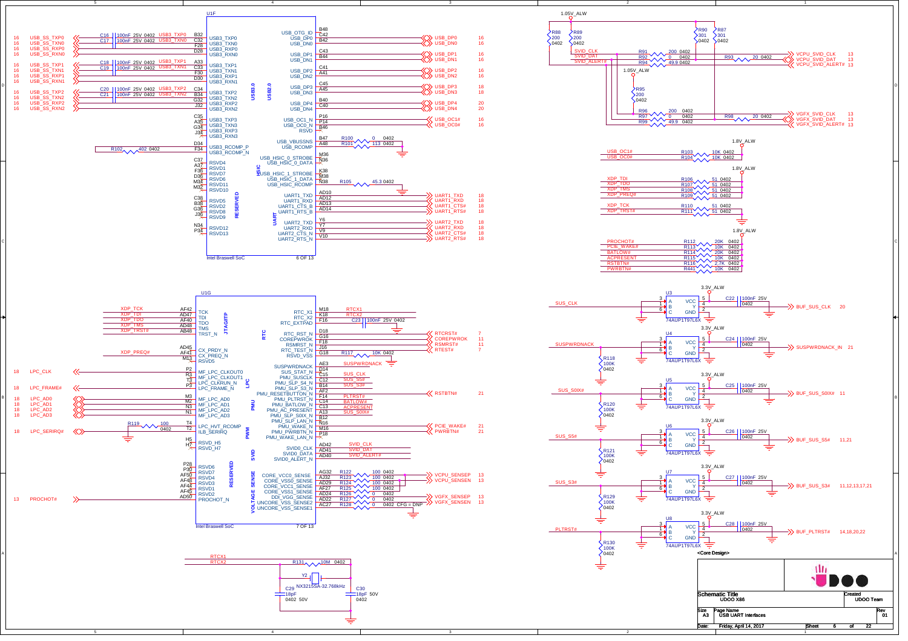# USB UART Interfaces

## U1F — Intel Braswell SoC (6 OF 13)

### USB3.0

| Page | Net | Component | Ball | Pin |
|---|---|---|---|---|
| 16 | USB_SS_TXP0 | C16 100nF 25V 0402 (USB3_TXP0) | B32 | USB3_TXP0 |
| 16 | USB_SS_TXN0 | C17 100nF 25V 0402 (USB3_TXN0) | C32 | USB3_TXN0 |
| 16 | USB_SS_RXP0 | | F28 | USB3_RXP0 |
| 16 | USB_SS_RXN0 | | D28 | USB3_RXN0 |
| 16 | USB_SS_TXP1 | C18 100nF 25V 0402 (USB3_TXP1) | A33 | USB3_TXP1 |
| 16 | USB_SS_TXN1 | C19 100nF 25V 0402 (USB3_TXN1) | C33 | USB3_TXN1 |
| 16 | USB_SS_RXP1 | | F30 | USB3_RXP1 |
| 16 | USB_SS_RXN1 | | D30 | USB3_RXN1 |
| 16 | USB_SS_TXP2 | C20 100nF 25V 0402 (USB3_TXP2) | C34 | USB3_TXP2 |
| 16 | USB_SS_TXN2 | C21 100nF 25V 0402 (USB3_TXN2) | B34 | USB3_TXN2 |
| 16 | USB_SS_RXP2 | | G32 | USB3_RXP2 |
| 16 | USB_SS_RXN2 | | J32 | USB3_RXN2 |
| | | | C35 | USB3_TXP3 |
| | | | A35 | USB3_TXN3 |
| | | | G34 | USB3_RXP3 |
| | | | J34 | USB3_RXN3 |
| | R102 402 0402 | | D34 | USB3_RCOMP_P |
| | | | F34 | USB3_RCOMP_N |

### USB2.0

| Pin | Ball | Net | Page |
|---|---|---|---|
| USB_OTG_ID | B48 | | |
| USB_DP0 | C42 | USB_DP0 | 16 |
| USB_DN0 | B42 | USB_DN0 | 16 |
| USB_DP1 | C43 | USB_DP1 | 16 |
| USB_DN1 | B44 | USB_DN1 | 16 |
| USB_DP2 | C41 | USB_DP2 | 16 |
| USB_DN2 | A41 | USB_DN2 | 16 |
| USB_DP3 | C45 | USB_DP3 | 18 |
| USB_DN3 | A45 | USB_DN3 | 18 |
| USB_DP4 | B40 | USB_DP4 | 20 |
| USB_DN4 | C40 | USB_DN4 | 20 |
| USB_OC1_N | P16 | USB_OC1# | 16 |
| USB_OC0_N | P14 | USB_OC0# | 16 |
| RSVD | B46 | | |
| USB_VBUSSNS | B47 | R100 0 0402 | |
| USB_RCOMP | A48 | R101 113 0402 | |

### HSIC

| Pin | Ball |
|---|---|
| USB_HSIC_0_STROBE | M36 |
| USB_HSIC_0_DATA | N36 |
| USB_HSIC_1_STROBE | K38 |
| USB_HSIC_1_DATA | M38 |
| USB_HSIC_RCOMP | N38 (R105 45.3 0402) |

### RESERVED

C37 RSVD4, A37 RSVD1, F36 RSVD7, D36 RSVD6, M34 RSVD11, M32 RSVD10, C38 RSVD5, B38 RSVD2, G36 RSVD8, J36 RSVD9, N34 RSVD12, P34 RSVD13

### UART

| Pin | Ball | Net | Page |
|---|---|---|---|
| UART1_TXD | AD10 | UART1_TXD | 18 |
| UART1_RXD | AD12 | UART1_RXD | 18 |
| UART1_CTS_B | AD13 | UART1_CTS# | 18 |
| UART1_RTS_B | AD14 | UART1_RTS# | 18 |
| UART2_TXD | Y6 | UART2_TXD | 18 |
| UART2_RXD | Y7 | UART2_RXD | 18 |
| UART2_CTS_N | V9 | UART2_CTS# | 18 |
| UART2_RTS_N | V10 | UART2_RTS# | 18 |

## U1G — Intel Braswell SoC (7 OF 13)

### JTAG/ITP

| Net | Ball | Pin |
|---|---|---|
| XDP_TCK | AF42 | TCK |
| XDP_TDI | AD47 | TDI |
| XDP_TDO | AF40 | TDO |
| XDP_TMS | AD48 | TMS |
| XDP_TRST# | AB48 | TRST_N |
| | AD45 | CX_PRDY_N |
| XDP_PREQ# | AF41 | CX_PREQ_N |
| | M13 | RSVD5 |

### LPC

| Page | Net | Ball | Pin |
|---|---|---|---|
| 18 | LPC_CLK | P2 | MF_LPC_CLKOUT0 |
| | | R3 | MF_LPC_CLKOUT1 |
| | | T3 | LPC_CLKRUN_N |
| 18 | LPC_FRAME# | P3 | LPC_FRAME_N |
| 18 | LPC_AD0 | M3 | MF_LPC_AD0 |
| 18 | LPC_AD1 | M2 | MF_LPC_AD1 |
| 18 | LPC_AD2 | N3 | MF_LPC_AD2 |
| 18 | LPC_AD3 | N1 | MF_LPC_AD3 |
| | R119 100 0402 | T4 | LPC_HVT_RCOMP |
| 18 | LPC_SERIRQ# | T2 | ILB_SERIRQ |
| | | H5 | RSVD_H5 |
| | | H7 | RSVD_H7 |

### RTC

| Pin | Ball | Net | Page |
|---|---|---|---|
| RTC_X1 | M18 | RTCX1 | |
| RTC_X2 | K18 | RTCX2 | |
| RTC_EXTPAD | F16 | C23 100nF 25V 0402 | |
| RTC_RST_N | D18 | RTCRST# | 7 |
| COREPWROK | G16 | COREPWROK | 11 |
| RSMRST_N | F18 | RSMRST# | 11 |
| RTC_TEST_N | J16 | RTEST# | 7 |
| RSVD_VSS | G18 | R117 10K 0402 | |

### PMU

| Pin | Ball | Net | Page |
|---|---|---|---|
| SUSPWRDNACK | AE3 | SUSPWRDNACK | |
| SUS_STAT_N | D14 | | |
| PMU_SUSCLK | C15 | SUS_CLK | |
| PMU_SLP_S4_N | C12 | SUS_S5# | |
| PMU_SLP_S3_N | B14 | SUS_S3# | |
| PMU_RESETBUTTON_N | AF2 | RSTBTN# | 21 |
| PMU_PLTRST_N | F14 | PLTRST# | |
| PMU_BATLOW_N | C14 | BATLOW# | |
| PMU_AC_PRESENT | C13 | ACPRESENT | |
| PMU_SLP_S0IX_N | A13 | SUS_S0IX# | |
| PMU_SLP_LAN_N | B12 | | |
| PMU_WAKE_N | N16 | PCIE_WAKE# | 21 |
| PMU_PWRBTN_N | M16 | PWRBTN# | 21 |
| PMU_WAKE_LAN_N | P18 | | |

### SVID

| Pin | Ball | Net |
|---|---|---|
| SVID0_CLK | AD42 | SVID_CLK |
| SVID0_DATA | AD41 | SVID_DAT |
| SVID0_ALERT_N | AD40 | SVID_ALERT# |

### RESERVED

P28 RSVD6, P30 RSVD7, AF50 RSVD4, AF48 RSVD3, AF44 RSVD1, AF45 RSVD2

13 PROCHOT# — AD50 PROCHOT_N

### VOLTAGE SENSE

| Pin | Ball | Resistor | Net | Page |
|---|---|---|---|---|
| CORE_VCC0_SENSE | AG32 | R122 100 0402 | VCPU_SENSEP | 13 |
| CORE_VSS0_SENSE | AJ32 | R123 100 0402 | VCPU_SENSEN | 13 |
| CORE_VCC1_SENSE | AD29 | R124 100 0402 | | |
| CORE_VSS1_SENSE | AF27 | R125 100 0402 | | |
| DDI_VGG_SENSE | AD24 | R126 0 0402 | VGFX_SENSEP | 13 |
| UNCORE_VSS_SENSE2 | AD22 | R127 0 0402 | VGFX_SENSEN | 13 |
| UNCORE_VSS_SENSE1 | AC27 | R128 0 0402 CFG = DNP | | |

## RTC Crystal

RTCX1 / RTCX2 — R131 10M 0402

Y2 NX3215SA-32.768kHz

C29 18pF 0402 50V; C30 18pF 50V 0402

## SVID Pull-ups / Series Resistors (1.05V_ALW)

R88 200 0402, R89 200 0402, R90 301 0402, R87 301 0402

| Net | Resistor | Resistor | Net | Page |
|---|---|---|---|---|
| SVID_CLK | R91 200 0402 | | VCPU_SVID_CLK | 13 |
| SVID_DAT | R92 0 0402 | R93 20 0402 | VCPU_SVID_DAT | 13 |
| SVID_ALERT# | R94 49.9 0402 | | VCPU_SVID_ALERT# | 13 |

1.05V_ALW — R95 200 0402

| Resistor | Resistor | Net | Page |
|---|---|---|---|
| R96 200 0402 | | VGFX_SVID_CLK | 13 |
| R97 0 0402 | R98 20 0402 | VGFX_SVID_DAT | 13 |
| R99 49.9 0402 | | VGFX_SVID_ALERT# | 13 |

## Pull-ups (1.8V_ALW)

| Net | Resistor |
|---|---|
| USB_OC1# | R103 10K 0402 |
| USB_OC0# | R104 10K 0402 |
| XDP_TDI | R106 51 0402 |
| XDP_TDO | R107 51 0402 |
| XDP_TMS | R108 51 0402 |
| XDP_PREQ# | R109 51 0402 |
| XDP_TCK | R110 51 0402 (to GND) |
| XDP_TRST# | R111 51 0402 (to GND) |
| PROCHOT# | R112 20K 0402 |
| PCIE_WAKE# | R113 10K 0402 |
| BATLOW# | R114 20K 0402 |
| ACPRESENT | R115 10K 0402 |
| RSTBTN# | R116 2.7K 0402 |
| PWRBTN# | R441 10K 0402 |

## Level Buffers (74AUP1T97L6X, 3.3V_ALW)

| Ref | Input | Pull-down | Decoupling | Output | Pages |
|---|---|---|---|---|---|
| U3 | SUS_CLK | | C22 100nF 25V 0402 | BUF_SUS_CLK | 20 |
| U4 | SUSPWRDNACK | R118 100K 0402 | C24 100nF 25V 0402 | SUSPWRDNACK_IN | 21 |
| U5 | SUS_S0IX# | R120 100K 0402 | C25 100nF 25V 0402 | BUF_SUS_S0IX# | 11 |
| U6 | SUS_S5# | R121 100K 0402 | C26 100nF 25V 0402 | BUF_SUS_S5# | 11,21 |
| U7 | SUS_S3# | R129 100K 0402 | C27 100nF 25V 0402 | BUF_SUS_S3# | 11,12,13,17,21 |
| U8 | PLTRST# | R130 100K 0402 | C28 100nF 25V 0402 | BUF_PLTRST# | 14,18,20,22 |

Pins: 3 A, 1 B, 6 C, 5 VCC, 4 Y, 2 GND

<Core Design>

| Schematic Title | UDOO X86 | Created | UDOO Team |
|---|---|---|---|
| Size A3 | Page Name: USB UART Interfaces | Rev | 01 |
| Date: | Friday, April 14, 2017 | Sheet | 6 of 22 |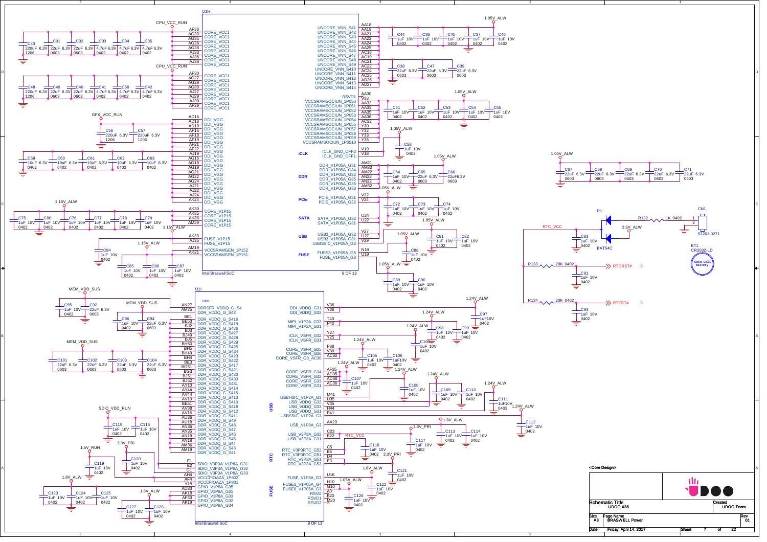# BRASWELL Power

## U1H — Intel Braswell SoC (8 OF 13)

**CPU_VCC_RUN**

| Pin | Signal |
|---|---|
| AF36 | CORE_VCC1 |
| AG33 | CORE_VCC1 |
| AG35 | CORE_VCC1 |
| AG36 | CORE_VCC1 |
| AG38 | CORE_VCC1 |
| AJ33 | CORE_VCC1 |
| AJ36 | CORE_VCC1 |
| AJ38 | CORE_VCC1 |

Capacitors: C43 220uF 6.3V 1206; C31 22uF 6.3V 0603; C32 22uF 6.3V 0603; C33 4.7uF 6.3V 0402; C34 4.7uF 6.3V 0402; C35 4.7uF 6.3V 0402

**CPU_VCC_RUN**

| Pin | Signal |
|---|---|
| AF30 | CORE_VCC1 |
| AG27 | CORE_VCC1 |
| AG29 | CORE_VCC1 |
| AG30 | CORE_VCC1 |
| AJ27 | CORE_VCC1 |
| AJ29 | CORE_VCC1 |
| AJ30 | CORE_VCC1 |
| AF29 | CORE_VCC1 |

Capacitors: C48 220uF 6.3V 1206; C49 22uF 6.3V 0603; C40 22uF 6.3V 0603; C41 4.7uF 6.3V 0402; C50 4.7uF 6.3V 0402; C42 4.7uF 6.3V 0402

**GFX_VCC_RUN**

| Pin | Signal |
|---|---|
| AD16 | DDI_VGG |
| AD18 | DDI_VGG |
| AD19 | DDI_VGG |
| AF16 | DDI_VGG |
| AF18 | DDI_VGG |
| AF19 | DDI_VGG |
| AF21 | DDI_VGG |
| AF22 | DDI_VGG |
| AJ19 | DDI_VGG |
| AG16 | DDI_VGG |
| AG18 | DDI_VGG |
| AG19 | DDI_VGG |
| AG21 | DDI_VGG |
| AG22 | DDI_VGG |
| AG24 | DDI_VGG |
| AJ21 | DDI_VGG |
| AJ22 | DDI_VGG |
| AJ24 | DDI_VGG |
| AK24 | DDI_VGG |

Capacitors: C56 220uF 6.3V 1206; C57 220uF 6.3V 1206; C59 10uF 6.3V 0402; C60 10uF 6.3V 0402; C61 10uF 6.3V 0402; C62 10uF 6.3V 0402; C63 10uF 6.3V 0402

**1.15V_ALW**

| Pin | Signal |
|---|---|
| AK30 | CORE_V1P15 |
| AK35 | CORE_V1P15 |
| AK36 | CORE_V1P15 |
| AM29 | CORE_V1P15 |
| AK33 | FUSE_V1P15 |
| AJ35 | FUSE_V1P15 |
| AM19 | VCCSRAMGEN_1P152 |
| AK21 | VCCSRAMGEN_1P151 |

Capacitors: C75, C80, C76, C77, C78, C79 1uF 10V 0402; C84 1uF 10V 0402; C85, C86, C87 1uF 10V 0402

**1.05V_ALW**

| Pin | Signal |
|---|---|
| AA18 | UNCORE_VNN_S41 |
| AA19 | UNCORE_VNN_S42 |
| AA21 | UNCORE_VNN_S43 |
| AA22 | UNCORE_VNN_S44 |
| AA24 | UNCORE_VNN_S45 |
| AA25 | UNCORE_VNN_S46 |
| AC18 | UNCORE_VNN_S47 |
| AC19 | UNCORE_VNN_S48 |
| AC21 | UNCORE_VNN_S49 |
| AC22 | UNCORE_VNN_S410 |
| AC24 | UNCORE_VNN_S411 |
| AC25 | UNCORE_VNN_S412 |
| AD25 | UNCORE_VNN_S413 |
| AD27 | UNCORE_VNN_S414 |

Capacitors: C44, C36, C45, C37, C46 1uF 10V 0402; C38 22uF 6.3V 0603; C47 22uF 6.3V 0603; C39 22uF 6.3V 0603

| Pin | Signal |
|---|---|
| AA30 | RSVD1 |
| V33 | VCCSRAMSOCIUN_1P056 |
| AA32 | VCCSRAMSOCIUN_1P051 |
| AA33 | VCCSRAMSOCIUN_1P052 |
| AA35 | VCCSRAMSOCIUN_1P053 |
| AA36 | VCCSRAMSOCIUN_1P054 |
| AC32 | VCCSRAMSOCIUN_1P055 |
| Y30 | VCCSRAMSOCIUN_1P057 |
| Y32 | VCCSRAMSOCIUN_1P058 |
| Y33 | VCCSRAMSOCIUN_1P059 |
| Y35 | VCCSRAMSOCIUN_1P0510 |

Capacitors (1.05V_ALW): C51, C52, C53, C54, C55 1uF 10V 0402

**iCLK**: V19 ICLK_GND_OFF2; V18 ICLK_GND_OFF1 — C58 1uF 10V 0402 (1.05V_ALW)

**DDR** (1.05V_ALW): AM21 DDR_V1P05A_G31; AM33 DDR_V1P05A_G34; AM22 DDR_V1P05A_G32; AN22 DDR_V1P05A_G35; AN32 DDR_V1P05A_G36; AM32 DDR_V1P05A_G33 — C64 1uF 10V 0402; C65 22uF 6.3V 0603; C66 22uF 6.3V 0603

**PCIe** (1.05V_ALW): V22 PCIE_V1P05A_G31; V24 PCIE_V1P05A_G32 — C72, C73, C74 1uF 10V 0402

**SATA** (1.05V_ALW): U24 SATA_V1P05A_G32; U22 SATA_V1P05A_G31

**USB** (1.05V_ALW): V27 USB3_V1P05A_G32; U27 USB3_V1P05A_G31; V29 USBSSIC_V1P05A_G3 — C81, C82 1uF 10V 0402

**FUSE**: N18 FUSE3_V1P05A_G5; U19 FUSE_V1P05A_G3 — C88 1uF 10V 0402; (1.05V_ALW) C89, C90 1uF 10V 0402

## U1I — Intel Braswell SoC (9 OF 13)

**DDR — MEM_VDD_SUS**

| Pin | Signal |
|---|---|
| AN27 | DDRSFR_VDDQ_G_S4 |
| AM25 | DDR_VDDQ_G_S42 |
| BE1 | DDR_VDDQ_G_S416 |
| BE53 | DDR_VDDQ_G_S419 |
| BJ2 | DDR_VDDQ_G_S426 |
| BJ3 | DDR_VDDQ_G_S427 |
| BJ49 | DDR_VDDQ_G_S428 |
| BJ5 | DDR_VDDQ_G_S429 |
| BH50 | DDR_VDDQ_G_S425 |
| BH5 | DDR_VDDQ_G_S424 |
| BH49 | DDR_VDDQ_G_S423 |
| BH4 | DDR_VDDQ_G_S422 |
| BE3 | DDR_VDDQ_G_S417 |
| BG51 | DDR_VDDQ_G_S421 |
| BG3 | DDR_VDDQ_G_S420 |
| BJ51 | DDR_VDDQ_G_S430 |
| BJ52 | DDR_VDDQ_G_S431 |
| AY10 | DDR_VDDQ_G_S414 |
| AY44 | DDR_VDDQ_G_S415 |
| AV44 | DDR_VDDQ_G_S413 |
| AV10 | DDR_VDDQ_G_S410 |
| BE51 | DDR_VDDQ_G_S418 |
| AV38 | DDR_VDDQ_G_S412 |
| AV16 | DDR_VDDQ_G_S411 |
| AU36 | DDR_VDDQ_G_S49 |
| AU18 | DDR_VDDQ_G_S48 |
| AN36 | DDR_VDDQ_G_S47 |
| AN35 | DDR_VDDQ_G_S46 |
| AN19 | DDR_VDDQ_G_S45 |
| AN18 | DDR_VDDQ_G_S44 |
| AM36 | DDR_VDDQ_G_S43 |
| AM18 | DDR_VDDQ_G_S41 |

Capacitors: C95 1uF 10V 0402; C92 22uF 6.3V 0603; C96 1uF 10V 0402; C94 22uF 6.3V 0603; C101, C102, C103, C104 22uF 6.3V 0603

**SDIO_VDD_RUN**: E1 SDIO_V3P3A_V1P8A_G31; E2 SDIO_V3P3A_V1P8A_G32; G1 SDIO_V3P3A_V1P8A_G33 — C115, C116 1uF 10V 0402

**3.3V_PRI**: C120 1uF 10V 0402

**1.5V_RUN**: AH4 VCCCFIOAZA_1P802; AF4 VCCCFIOAZA_1P801 — C119 1uF 10V 0402

**1.8V_ALW**: Y18 GPIO_V1P8A_G35; AD33 GPIO_V1P8A_G31; AK18 GPIO_V1P8A_G33; AF33 GPIO_V1P8A_G32; AK19 GPIO_V1P8A_G34 — C123, C124, C125 1uF 10V 0402; C127, C128 1uF 10V 0402

| Pin | Signal |
|---|---|
| V36 | DDI_VDDQ_G31 |
| Y36 | DDI_VDDQ_G32 |
| T40 | MIPI_V1P2A_G32 |
| P40 | MIPI_V1P2A_G31 |
| Y27 | ICLK_VSFR_G32 |
| Y25 | ICLK_VSFR_G31 |
| P38 | CORE_VSFR_G35 |
| V30 | CORE_VSFR_G36 |
| AC30 | CORE_VSFR_G3_AC30 |
| AF35 | CORE_VSFR_G34 |
| AD35 | CORE_VSFR_G32 |
| AD38 | CORE_VSFR_G33 |
| AC36 | CORE_VSFR_G31 |
| M41 | USBHSIC_V1P2A_G3 |
| U35 | USB_VDDQ_G32 |
| V35 | USB_VDDQ_G33 |
| H44 | USB_VDDQ_G31 |
| P41 | USBSSIC_V1P2A_G3 |
| AA29 | USB_V1P8A_G3 |
| C23 | USB_V3P3A_G32 |
| B22 | USB_V3P3A_G31 |
| C5 | RTC_V3P3RTC_G52 |
| B6 | RTC_V3P3RTC_G51 |
| D4 | RTC_V3P3A_G51 |
| E3 | RTC_V3P3A_G52 |
| U16 | FUSE_V1P8A_G3 |
| H10 | FUSE1_V1P05A_G4 |
| G10 | FUSE0_V1P05A_G3 |
| A3 | RSVD |
| K20 | RSVD1 |
| M20 | RSVD2 |

Capacitors: C97 1uF 10V 0402 (1.24V_ALW); C98, C99 1uF 10V 0402 (1.24V_ALW); C100 1uF 10V 0402 (1.24V_ALW); C105, C106 1uF 10V 0402 (1.24V_ALW); C107 1uF 10V 0402 (1.24V_ALW); C108 1uF 10V 0402 (1.24V_ALW); C109, C110 1uF 10V 0402; C111 1uF 10V 0402 (1.24V_ALW); C112 1uF 10V 0402 (1.24V_ALW); C113, C114 1uF 10V 0402 (1.8V_ALW); C117 1uF 10V 0402 (3.3V_PRI); C118 1uF 10V 0402 (RTC_VCC); C121 1uF 10V 0402 (3.3V_PRI); C122 1uF 10V 0402 (1.8V_ALW); C126 1uF 10V 0402 (1.05V_ALW)

## 1.05V_ALW decoupling

C67, C68, C69, C70, C71 22uF 6.3V 0603

## RTC

- D1 BAT54C; R132 1K 0402; CN1 53261-0271 (pins 1, 2); 3.3V_ALW; RTC_VCC
- C83 1uF 10V 0402
- BT1 CR2032-LD (Coin Cell Battery)
- R133 20K 0402 → RTCRST# (6); C91 1uF 10V 0402
- R134 20K 0402 → RTEST# (6); C93 1uF 10V 0402

## Title Block

<Core Design>

| | |
|---|---|
| Schematic Title | UDOO X86 |
| Created | UDOO Team |
| Size | A3 |
| Page Name | BRASWELL Power |
| Rev | 01 |
| Date | Friday, April 14, 2017 |
| Sheet | 7 of 22 |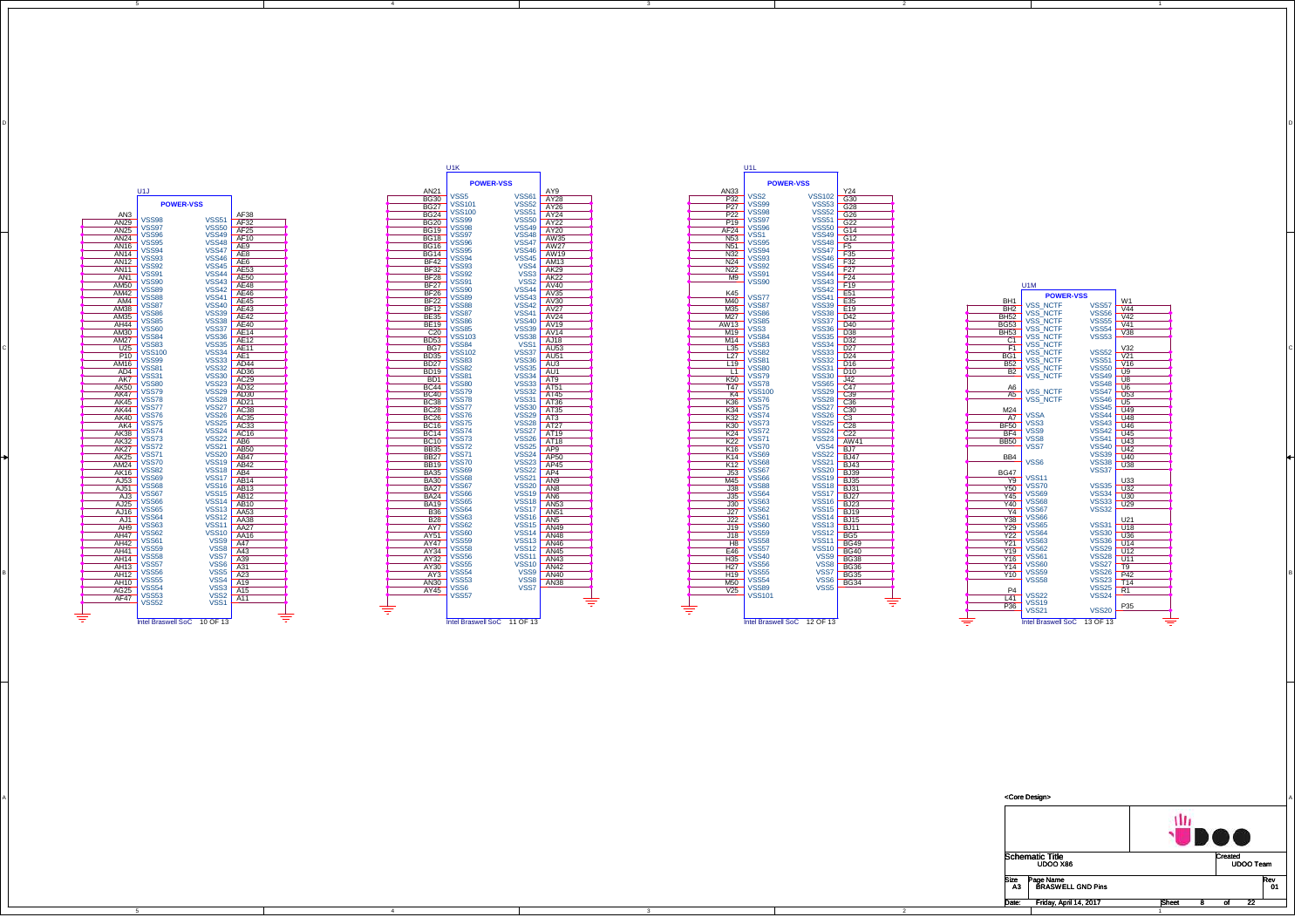## U1J — POWER-VSS (Intel Braswell SoC 10 OF 13)

| Pin | Signal | Signal | Pin |
|---|---|---|---|
| AN3 | VSS98 | VSS51 | AF38 |
| AN29 | VSS97 | VSS50 | AF32 |
| AN25 | VSS96 | VSS49 | AF25 |
| AN24 | VSS95 | VSS48 | AF10 |
| AN16 | VSS94 | VSS47 | AE9 |
| AN14 | VSS93 | VSS46 | AE8 |
| AN12 | VSS92 | VSS45 | AE6 |
| AN11 | VSS91 | VSS44 | AE53 |
| AN1 | VSS90 | VSS43 | AE50 |
| AM50 | VSS89 | VSS42 | AE48 |
| AM42 | VSS88 | VSS41 | AE46 |
| AM4 | VSS87 | VSS40 | AE45 |
| AM38 | VSS86 | VSS39 | AE43 |
| AM35 | VSS85 | VSS38 | AE42 |
| AM44 | VSS60 | VSS37 | AE40 |
| AM30 | VSS84 | VSS36 | AE14 |
| AM27 | VSS83 | VSS35 | AE12 |
| U25 | VSS100 | VSS34 | AE11 |
| P10 | VSS99 | VSS33 | AE1 |
| AM16 | VSS81 | VSS32 | AD44 |
| AD4 | VSS31 | VSS30 | AD36 |
| AK7 | VSS80 | VSS23 | AC29 |
| AK50 | VSS79 | VSS29 | AD32 |
| AK47 | VSS78 | VSS28 | AD30 |
| AK45 | VSS77 | VSS27 | AD21 |
| AK44 | VSS76 | VSS26 | AC38 |
| AK40 | VSS75 | VSS25 | AC35 |
| AK4 | VSS74 | VSS24 | AC33 |
| AK38 | VSS73 | VSS22 | AC16 |
| AK32 | VSS72 | VSS21 | AB6 |
| AK27 | VSS71 | VSS20 | AB50 |
| AK25 | VSS70 | VSS19 | AB47 |
| AM24 | VSS82 | VSS18 | AB42 |
| AK16 | VSS69 | VSS17 | AB4 |
| AJ53 | VSS68 | VSS16 | AB14 |
| AJ51 | VSS67 | VSS15 | AB13 |
| AJ3 | VSS66 | VSS14 | AB12 |
| AJ25 | VSS65 | VSS13 | AB10 |
| AJ16 | VSS64 | VSS12 | AA53 |
| AJ1 | VSS63 | VSS11 | AA38 |
| AH9 | VSS62 | VSS10 | AA27 |
| AH47 | VSS61 | VSS9 | AA16 |
| AH42 | VSS59 | VSS8 | A47 |
| AH41 | VSS58 | VSS7 | A43 |
| AH14 | VSS57 | VSS6 | A39 |
| AH13 | VSS56 | VSS5 | A31 |
| AH12 | VSS55 | VSS4 | A23 |
| AH10 | VSS54 | VSS3 | A19 |
| AG25 | VSS53 | VSS2 | A15 |
| AF47 | VSS52 | VSS1 | A11 |

## U1K — POWER-VSS (Intel Braswell SoC 11 OF 13)

| Pin | Signal | Signal | Pin |
|---|---|---|---|
| AN21 | VSS5 | VSS61 | AY9 |
| BG30 | VSS101 | VSS52 | AY28 |
| BG27 | VSS100 | VSS51 | AY26 |
| BG24 | VSS99 | VSS50 | AY24 |
| BG20 | VSS98 | VSS49 | AY22 |
| BG19 | VSS97 | VSS48 | AY20 |
| BG18 | VSS96 | VSS47 | AW35 |
| BG16 | VSS95 | VSS46 | AW27 |
| BG14 | VSS94 | VSS45 | AW19 |
| BF42 | VSS93 | VSS4 | AM13 |
| BF32 | VSS92 | VSS3 | AK29 |
| BF28 | VSS91 | VSS2 | AK22 |
| BF27 | VSS90 | VSS44 | AV40 |
| BF26 | VSS89 | VSS43 | AV35 |
| BF22 | VSS88 | VSS42 | AV30 |
| BF12 | VSS87 | VSS41 | AV27 |
| BE35 | VSS86 | VSS40 | AV24 |
| BE19 | VSS85 | VSS39 | AV19 |
| C20 | VSS103 | VSS38 | AV14 |
| BD53 | VSS84 | VSS1 | AJ18 |
| BG7 | VSS102 | VSS37 | AU53 |
| BD35 | VSS83 | VSS36 | AU51 |
| BD27 | VSS82 | VSS35 | AU3 |
| BD19 | VSS81 | VSS34 | AU1 |
| BD1 | VSS80 | VSS33 | AT9 |
| BC44 | VSS79 | VSS32 | AT51 |
| BC40 | VSS78 | VSS31 | AT45 |
| BC38 | VSS77 | VSS30 | AT36 |
| BC28 | VSS76 | VSS29 | AT35 |
| BC26 | VSS75 | VSS28 | AT3 |
| BC16 | VSS74 | VSS27 | AT27 |
| BC14 | VSS73 | VSS26 | AT19 |
| BC10 | VSS72 | VSS25 | AT18 |
| BB35 | VSS71 | VSS24 | AP9 |
| BB27 | VSS70 | VSS23 | AP50 |
| BB19 | VSS69 | VSS22 | AP45 |
| BA35 | VSS68 | VSS21 | AP4 |
| BA30 | VSS67 | VSS20 | AN9 |
| BA27 | VSS66 | VSS19 | AN8 |
| BA24 | VSS65 | VSS18 | AN6 |
| BA19 | VSS64 | VSS17 | AN53 |
| B36 | VSS63 | VSS16 | AN51 |
| B28 | VSS62 | VSS15 | AN5 |
| AY7 | VSS60 | VSS14 | AN49 |
| AY51 | VSS59 | VSS13 | AN48 |
| AY47 | VSS58 | VSS12 | AN46 |
| AY34 | VSS56 | VSS11 | AN45 |
| AY32 | VSS55 | VSS10 | AN43 |
| AY30 | VSS54 | VSS9 | AN42 |
| AY3 | VSS53 | VSS8 | AN40 |
| AN30 | VSS6 | VSS7 | AN38 |
| AY45 | VSS57 | | |

## U1L — POWER-VSS (Intel Braswell SoC 12 OF 13)

| Pin | Signal | Signal | Pin |
|---|---|---|---|
| AN33 | VSS2 | VSS102 | Y24 |
| P32 | VSS99 | VSS53 | G30 |
| P27 | VSS98 | VSS52 | G28 |
| P22 | VSS97 | VSS51 | G26 |
| P19 | VSS96 | VSS50 | G22 |
| AF24 | VSS1 | VSS49 | G14 |
| N53 | VSS95 | VSS48 | G12 |
| N51 | VSS94 | VSS47 | F5 |
| N32 | VSS93 | VSS46 | F35 |
| N24 | VSS92 | VSS45 | F32 |
| N22 | VSS91 | VSS44 | F27 |
| M9 | VSS90 | VSS43 | F24 |
| | | VSS42 | F19 |
| K45 | VSS77 | VSS41 | E51 |
| M40 | VSS87 | VSS40 | E35 |
| M35 | VSS86 | VSS39 | E19 |
| M27 | VSS85 | VSS38 | D42 |
| AW13 | VSS3 | VSS37 | D40 |
| M19 | VSS84 | VSS36 | D38 |
| M14 | VSS83 | VSS35 | D32 |
| L35 | VSS82 | VSS34 | D27 |
| L27 | VSS81 | VSS33 | D24 |
| L19 | VSS80 | VSS32 | D16 |
| L1 | VSS79 | VSS31 | D10 |
| K50 | VSS78 | VSS30 | J42 |
| T47 | VSS100 | VSS65 | C47 |
| K4 | VSS76 | VSS29 | C39 |
| K36 | VSS75 | VSS28 | C36 |
| K34 | VSS74 | VSS27 | C30 |
| K32 | VSS73 | VSS26 | C3 |
| K30 | VSS72 | VSS25 | C28 |
| K24 | VSS71 | VSS24 | C22 |
| K22 | VSS70 | VSS23 | AW41 |
| K16 | VSS69 | VSS4 | BJ7 |
| K14 | VSS68 | VSS22 | BJ47 |
| K12 | VSS67 | VSS21 | BJ43 |
| J53 | VSS66 | VSS20 | BJ39 |
| M45 | VSS88 | VSS19 | BJ35 |
| J38 | VSS64 | VSS18 | BJ31 |
| J35 | VSS63 | VSS17 | BJ27 |
| J30 | VSS62 | VSS16 | BJ23 |
| J27 | VSS61 | VSS15 | BJ19 |
| J22 | VSS60 | VSS14 | BJ15 |
| J19 | VSS59 | VSS13 | BJ11 |
| J18 | VSS58 | VSS12 | BG5 |
| H8 | VSS57 | VSS11 | BG49 |
| E46 | VSS40 | VSS10 | BG40 |
| H35 | VSS56 | VSS9 | BG38 |
| H27 | VSS55 | VSS8 | BG36 |
| H19 | VSS54 | VSS7 | BG35 |
| M50 | VSS89 | VSS6 | BG34 |
| V25 | VSS101 | VSS5 | |

## U1M — POWER-VSS (Intel Braswell SoC 13 OF 13)

| Pin | Signal | Signal | Pin |
|---|---|---|---|
| BH1 | VSS_NCTF | VSS57 | W1 |
| BH2 | VSS_NCTF | VSS56 | V44 |
| BH52 | VSS_NCTF | VSS55 | V42 |
| BG53 | VSS_NCTF | VSS54 | V41 |
| BH53 | VSS_NCTF | VSS53 | V38 |
| C1 | VSS_NCTF | | |
| F1 | VSS_NCTF | VSS52 | V32 |
| BG1 | VSS_NCTF | VSS51 | V21 |
| B52 | VSS_NCTF | VSS50 | V16 |
| B2 | VSS_NCTF | VSS49 | U9 |
| | | VSS48 | U8 |
| A6 | VSS_NCTF | VSS47 | U6 |
| A5 | VSS_NCTF | VSS46 | U53 |
| | | VSS45 | U5 |
| M24 | VSSA | VSS44 | U49 |
| A7 | VSS3 | VSS43 | U48 |
| BF50 | VSS9 | VSS42 | U46 |
| BF4 | VSS8 | VSS41 | U45 |
| BB50 | VSS7 | VSS40 | U43 |
| | | VSS39 | U42 |
| BB4 | VSS6 | VSS38 | U40 |
| BG47 | | VSS37 | U38 |
| Y9 | VSS11 | | U33 |
| Y50 | VSS70 | VSS35 | U32 |
| Y45 | VSS69 | VSS34 | U30 |
| Y40 | VSS68 | VSS33 | U29 |
| Y4 | VSS67 | VSS32 | |
| Y38 | VSS66 | | U21 |
| Y29 | VSS65 | VSS31 | U18 |
| Y22 | VSS64 | VSS30 | U36 |
| Y21 | VSS63 | VSS36 | U14 |
| Y19 | VSS62 | VSS29 | U12 |
| Y16 | VSS61 | VSS28 | U11 |
| Y14 | VSS60 | VSS27 | T9 |
| Y10 | VSS59 | VSS26 | P42 |
| | VSS58 | VSS23 | T14 |
| P4 | | VSS25 | R1 |
| L41 | VSS22 | VSS24 | |
| P36 | VSS19 | | P35 |
| | VSS21 | VSS20 | |

<Core Design>

| | |
|---|---|
| Schematic Title: UDOO X86 | Created: UDOO Team |
| Size: A3 | Page Name: BRASWELL GND Pins | Rev: 01 |
| Date: Friday, April 14, 2017 | Sheet 8 of 22 |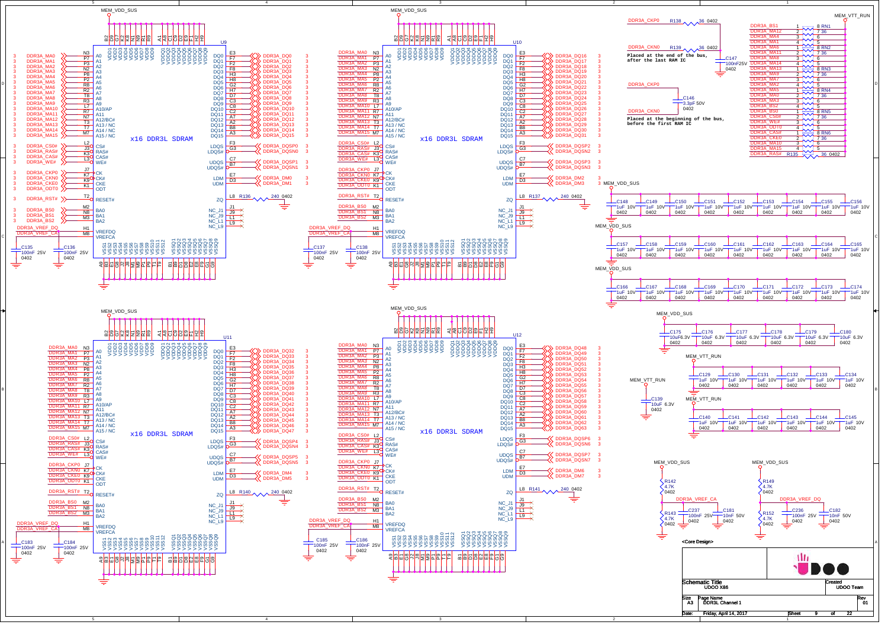## x16 DDR3L SDRAM (U9, U10, U11, U12)

Placed at the end of the bus, after the last RAM IC

Placed at the beginning of the bus, before the first RAM IC

| Schematic Title | UDOO X86 |
| --- | --- |
| Size | A3 |
| Page Name | DDR3L Channel 1 |
| Created | UDOO Team |
| Rev | 01 |
| Date | Friday, April 14, 2017 |
| Sheet | 9 of 22 |

<Core Design>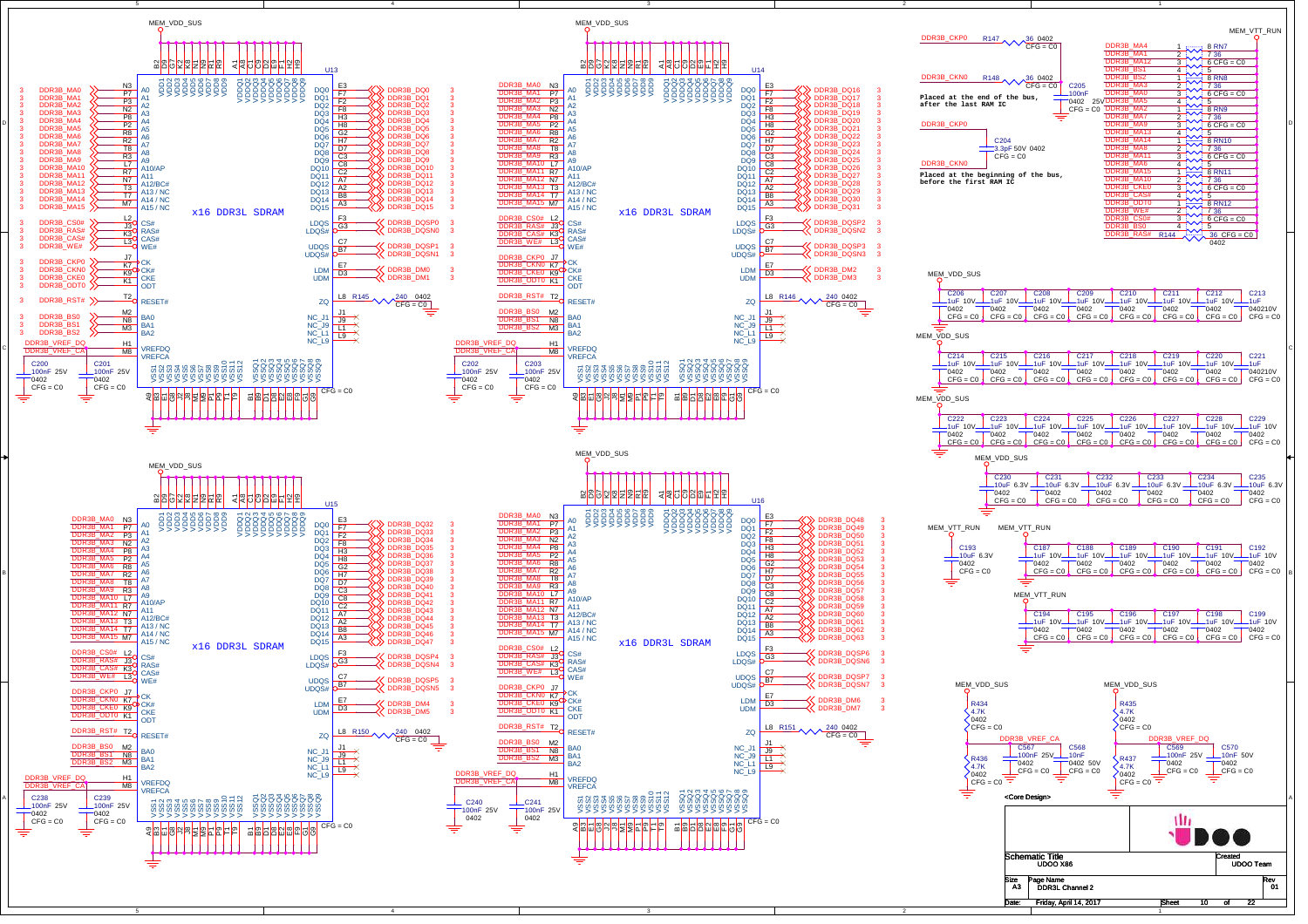# DDR3L Channel 2

**U13 — x16 DDR3L SDRAM** (MEM_VDD_SUS)

| Signal | Pin | Function |
|---|---|---|
| DDR3B_MA0 | N3 | A0 |
| DDR3B_MA1 | P7 | A1 |
| DDR3B_MA2 | P3 | A2 |
| DDR3B_MA3 | N2 | A3 |
| DDR3B_MA4 | P8 | A4 |
| DDR3B_MA5 | P2 | A5 |
| DDR3B_MA6 | R8 | A6 |
| DDR3B_MA7 | R2 | A7 |
| DDR3B_MA8 | T8 | A8 |
| DDR3B_MA9 | R3 | A9 |
| DDR3B_MA10 | L7 | A10/AP |
| DDR3B_MA11 | R7 | A11 |
| DDR3B_MA12 | N7 | A12/BC# |
| DDR3B_MA13 | T3 | A13 / NC |
| DDR3B_MA14 | T7 | A14 / NC |
| DDR3B_MA15 | M7 | A15 / NC |
| DDR3B_CS0# | L2 | CS# |
| DDR3B_RAS# | J3 | RAS# |
| DDR3B_CAS# | K3 | CAS# |
| DDR3B_WE# | L3 | WE# |
| DDR3B_CKP0 | J7 | CK |
| DDR3B_CKN0 | K7 | CK# |
| DDR3B_CKE0 | K9 | CKE |
| DDR3B_ODT0 | K1 | ODT |
| DDR3B_RST# | T2 | RESET# |
| DDR3B_BS0 | M2 | BA0 |
| DDR3B_BS1 | N8 | BA1 |
| DDR3B_BS2 | M3 | BA2 |
| DDR3B_VREF_DQ | H1 | VREFDQ |
| DDR3B_VREF_CA | M8 | VREFCA |
| DDR3B_DQ0 | E3 | DQ0 |
| DDR3B_DQ1 | F7 | DQ1 |
| DDR3B_DQ2 | F2 | DQ2 |
| DDR3B_DQ3 | F8 | DQ3 |
| DDR3B_DQ4 | H3 | DQ4 |
| DDR3B_DQ5 | H8 | DQ5 |
| DDR3B_DQ6 | G2 | DQ6 |
| DDR3B_DQ7 | H7 | DQ7 |
| DDR3B_DQ8 | D7 | DQ8 |
| DDR3B_DQ9 | C3 | DQ9 |
| DDR3B_DQ10 | C8 | DQ10 |
| DDR3B_DQ11 | C2 | DQ11 |
| DDR3B_DQ12 | A7 | DQ12 |
| DDR3B_DQ13 | A2 | DQ13 |
| DDR3B_DQ14 | B8 | DQ14 |
| DDR3B_DQ15 | A3 | DQ15 |
| DDR3B_DQSP0 | F3 | LDQS |
| DDR3B_DQSN0 | G3 | LDQS# |
| DDR3B_DQSP1 | C7 | UDQS |
| DDR3B_DQSN1 | B7 | UDQS# |
| DDR3B_DM0 | E7 | LDM |
| DDR3B_DM1 | D3 | UDM |
| R145 240 0402 CFG = C0 | L8 | ZQ |
| NC | J1, J9, L1, L9 | NC_J1, NC_J9, NC_L1, NC_L9 |

VDD: B2, D9, G7, K2, K8, N1, N9, R1, R9. VDDQ: A1, A8, C1, C9, D2, E9, F1, H2, H9. VSS: A9, B3, E1, G8, J2, J8, M1, M9, P1, P9, T1, T9. VSSQ: B1, B9, D1, D8, E2, E8, F9, G1, G9. CFG = C0

C200 100nF 25V 0402 CFG = C0; C201 100nF 25V 0402 CFG = C0

**U14 — x16 DDR3L SDRAM**: same address/control connections as U13; DQ0–DQ15 → DDR3B_DQ16–DDR3B_DQ31; LDQS/LDQS# → DDR3B_DQSP2/DDR3B_DQSN2; UDQS/UDQS# → DDR3B_DQSP3/DDR3B_DQSN3; LDM/UDM → DDR3B_DM2/DDR3B_DM3; ZQ R146 240 0402 CFG = C0. C202 100nF 25V 0402 CFG = C0; C203 100nF 25V 0402 CFG = C0.

**U15 — x16 DDR3L SDRAM**: DQ0–DQ15 → DDR3B_DQ32–DDR3B_DQ47; DDR3B_DQSP4/DQSN4, DDR3B_DQSP5/DQSN5; DDR3B_DM4/DM5; ZQ R150 240 0402 CFG = C0. C238 100nF 25V 0402 CFG = C0; C239 100nF 25V 0402 CFG = C0.

**U16 — x16 DDR3L SDRAM**: DQ0–DQ15 → DDR3B_DQ48–DDR3B_DQ63; DDR3B_DQSP6/DQSN6, DDR3B_DQSP7/DQSN7; DDR3B_DM6/DM7; ZQ R151 240 0402 CFG = C0. C240 100nF 25V 0402; C241 100nF 25V 0402.

**Clock termination**

- DDR3B_CKP0 — R147 36 0402 CFG = C0
- DDR3B_CKN0 — R148 36 0402 CFG = C0; C205 100nF 25V 0402 CFG = C0

Placed at the end of the bus, after the last RAM IC

- DDR3B_CKP0 / DDR3B_CKN0 — C204 3.3pF 50V 0402 CFG = C0

Placed at the beginning of the bus, before the first RAM IC

**Address/control termination to MEM_VTT_RUN** (RN 36, CFG = C0)

| RN | Signals |
|---|---|
| RN7 | DDR3B_MA4, DDR3B_MA1, DDR3B_MA12, DDR3B_BS1 |
| RN8 | DDR3B_BS2, DDR3B_MA3, DDR3B_MA0, DDR3B_MA5 |
| RN9 | DDR3B_MA2, DDR3B_MA7, DDR3B_MA9, DDR3B_MA13 |
| RN10 | DDR3B_MA14, DDR3B_MA8, DDR3B_MA11, DDR3B_MA6 |
| RN11 | DDR3B_MA15, DDR3B_MA10, DDR3B_CKE0, DDR3B_CAS# |
| RN12 | DDR3B_ODT0, DDR3B_WE#, DDR3B_CS0#, DDR3B_BS0 |
| R144 36 0402 CFG = C0 | DDR3B_RAS# |

**Decoupling**

- MEM_VDD_SUS: C206–C212 1uF 10V 0402 CFG = C0; C213 1uF 040210V CFG = C0
- MEM_VDD_SUS: C214–C220 1uF 10V 0402 CFG = C0; C221 1uF 040210V CFG = C0
- MEM_VDD_SUS: C222–C229 1uF 10V 0402 CFG = C0
- MEM_VDD_SUS: C230–C235 10uF 6.3V 0402 CFG = C0
- MEM_VTT_RUN: C193 10uF 6.3V 0402 CFG = C0
- MEM_VTT_RUN: C187–C192 1uF 10V 0402 CFG = C0
- MEM_VTT_RUN: C194–C199 1uF 10V 0402 CFG = C0

**VREF dividers**

- DDR3B_VREF_CA: MEM_VDD_SUS — R434 4.7K 0402 CFG = C0; R436 4.7K 0402 CFG = C0; C567 100nF 25V 0402 CFG = C0; C568 10nF 0402 50V CFG = C0
- DDR3B_VREF_DQ: MEM_VDD_SUS — R435 4.7K 0402 CFG = C0; R437 4.7K 0402 CFG = C0; C569 100nF 25V 0402 CFG = C0; C570 10nF 50V 0402 CFG = C0

<Core Design>

| Schematic Title | UDOO X86 | Created | UDOO Team |
|---|---|---|---|
| Size | A3 | Page Name | DDR3L Channel 2 |
| Rev | 01 | Date | Friday, April 14, 2017 |
| Sheet | 10 of 22 | | |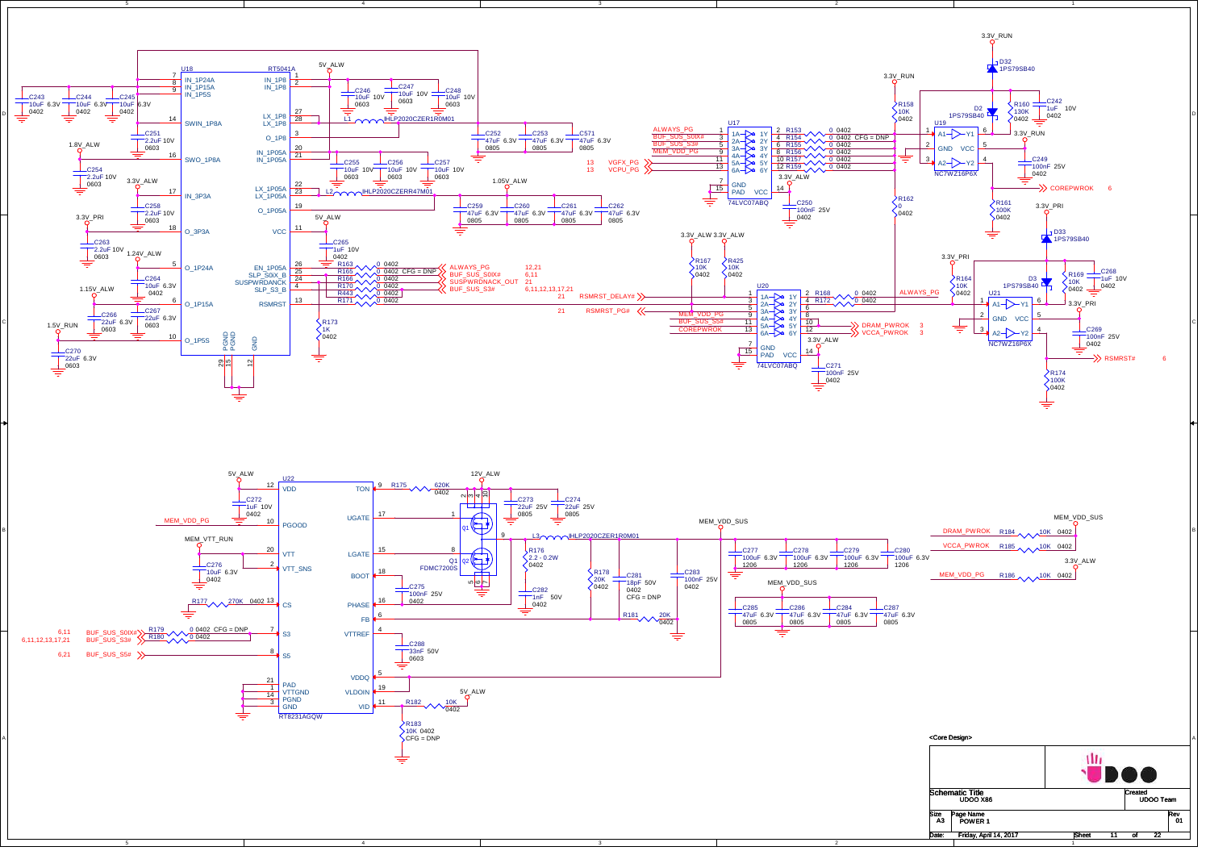## U18 RT5041A

| Pin | Name | Connection |
|---|---|---|
| 7 | IN_1P24A | |
| 8 | IN_1P15A | |
| 9 | IN_1P5S | |
| 1 | IN_1P8 | 5V_ALW |
| 2 | IN_1P8 | 5V_ALW |
| 14 | SWIN_1P8A | |
| 27 | LX_1P8 | L1 IHLP2020CZER1R0M01 |
| 28 | LX_1P8 | L1 IHLP2020CZER1R0M01 |
| 3 | O_1P8 | |
| 16 | SWO_1P8A | 1.8V_ALW |
| 20 | IN_1P05A | |
| 21 | IN_1P05A | |
| 17 | IN_3P3A | 3.3V_ALW |
| 22 | LX_1P05A | L2 IHLP2020CZERR47M01 |
| 23 | LX_1P05A | L2 IHLP2020CZERR47M01 |
| 19 | O_1P05A | 1.05V_ALW |
| 18 | O_3P3A | 3.3V_PRI |
| 11 | VCC | 5V_ALW |
| 5 | O_1P24A | 1.24V_ALW |
| 26 | EN_1P05A | |
| 25 | SLP_S0IX_B | |
| 24 | SUSPWRDANCK | |
| 4 | SLP_S3_B | |
| 13 | RSMRST | |
| 6 | O_1P15A | 1.15V_ALW |
| 10 | O_1P5S | 1.5V_RUN |
| 29 | PGND | |
| 15 | PGND | |
| 12 | GND | |

Capacitors: C243 10uF 6.3V 0402; C244 10uF 6.3V 0402; C245 10uF 6.3V 0402; C246 10uF 10V 0603; C247 10uF 10V 0603; C248 10uF 10V 0603; C251 2.2uF 10V 0603; C252 47uF 6.3V 0805; C253 47uF 6.3V 0805; C571 47uF 6.3V 0805; C254 2.2uF 10V 0603; C255 10uF 10V 0603; C256 10uF 10V 0603; C257 10uF 10V 0603; C258 2.2uF 10V 0603; C259 47uF 6.3V 0805; C260 47uF 6.3V 0805; C261 47uF 6.3V 0805; C262 47uF 6.3V 0805; C263 2.2uF 10V 0603; C265 1uF 10V 0402; C264 10uF 6.3V 0402; C266 22uF 6.3V 0603; C267 22uF 6.3V 0603; C270 22uF 6.3V 0603.

Resistors: R163 0 0402 — ALWAYS_PG 12,21; R165 0 0402 CFG = DNP — BUF_SUS_S0IX# 6,11; R166 0 0402 — SUSPWRDNACK_OUT 21; R170 0 0402 — BUF_SUS_S3# 6,11,12,13,17,21; R443 0 0402; R171 0 0402 — RSMRST_DELAY# 21; R173 1K 0402.

## U17 74LVC07ABQ

| Input | Output | Resistor |
|---|---|---|
| 1 1A — ALWAYS_PG | 2 1Y | R153 0 0402 |
| 3 2A — BUF_SUS_S0IX# | 4 2Y | R154 0 0402 CFG = DNP |
| 5 3A — BUF_SUS_S3# | 6 3Y | R155 0 0402 |
| 9 4A — MEM_VDD_PG | 8 4Y | R156 0 0402 |
| 11 5A — VGFX_PG 13 | 10 5Y | R157 0 0402 |
| 13 6A — VCPU_PG 13 | 12 6Y | R159 0 0402 |

7 GND, 15 PAD, 14 VCC — 3.3V_ALW; C250 100nF 25V 0402.

## U19 NC7WZ16P6X

1 A1 → 6 Y1; 3 A2 → 4 Y2 — COREPWROK 6; 2 GND; 5 VCC — 3.3V_RUN.

D32 1PS79SB40 (3.3V_RUN); D2 1PS79SB40; R158 10K 0402 (3.3V_RUN); R160 130K 0402; C242 1uF 10V 0402; C249 100nF 25V 0402; R161 100K 0402; R162 0 0402.

## U20 74LVC07ABQ

| Input | Output | Resistor / Net |
|---|---|---|
| 1 1A | 2 1Y | R168 0 0402 — ALWAYS_PG |
| 3 2A | 4 2Y | R172 0 0402 |
| 5 3A | 6 3Y | |
| 9 4A — MEM_VDD_PG | 8 4Y | RSMRST_PG# 21 |
| 11 5A — BUF_SUS_S5# | 10 5Y | DRAM_PWROK 3 |
| 13 6A — COREPWROK | 12 6Y | VCCA_PWROK 3 |

7 GND, 15 PAD, 14 VCC — 3.3V_ALW; C271 100nF 25V 0402. R167 10K 0402 (3.3V_ALW); R425 10K 0402 (3.3V_ALW).

## U21 NC7WZ16P6X

1 A1 → 6 Y1 (3.3V_PRI); 3 A2 → 4 Y2 — RSMRST# 6; 2 GND; 5 VCC — 3.3V_PRI.

D33 1PS79SB40 (3.3V_PRI); D3 1PS79SB40; R164 10K 0402 (3.3V_PRI); R169 10K 0402; C268 1uF 10V 0402; C269 100nF 25V 0402; R174 100K 0402.

## U22 RT8231AGQW

| Pin | Name | Connection |
|---|---|---|
| 12 | VDD | 5V_ALW; C272 1uF 10V 0402 |
| 10 | PGOOD | MEM_VDD_PG |
| 20 | VTT | MEM_VTT_RUN; C276 10uF 6.3V 0402 |
| 2 | VTT_SNS | |
| 13 | CS | R177 270K 0402 |
| 7 | S3 | R179 0 0402 CFG = DNP — BUF_SUS_S0IX# 6,11; R180 0 0402 — BUF_SUS_S3# 6,11,12,13,17,21 |
| 8 | S5 | BUF_SUS_S5# 6,21 |
| 21 | PAD | |
| 1 | VTTGND | |
| 14 | PGND | |
| 3 | GND | |
| 9 | TON | R175 620K 0402 — 12V_ALW |
| 17 | UGATE | Q1 |
| 15 | LGATE | Q1 |
| 18 | BOOT | C275 100nF 25V 0402 |
| 16 | PHASE | |
| 6 | FB | R181 20K 0402 |
| 4 | VTTREF | C288 33nF 50V 0603 |
| 5 | VDDQ | MEM_VDD_SUS |
| 19 | VLDOIN | |
| 11 | VID | R182 10K 0402 — 5V_ALW; R183 10K 0402 CFG = DNP |

Q1 FDMC7200S; L3 IHLP2020CZER1R0M01; C273 22uF 25V 0805; C274 22uF 25V 0805; R176 2.2 - 0.2W 0402; C282 1nF 50V 0402; R178 20K 0402; C281 18pF 50V 0402 CFG = DNP; C283 100nF 25V 0402.

MEM_VDD_SUS: C277 100uF 6.3V 1206; C278 100uF 6.3V 1206; C279 100uF 6.3V 1206; C280 100uF 6.3V 1206; C285 47uF 6.3V 0805; C286 47uF 6.3V 0805; C284 47uF 6.3V 0805; C287 47uF 6.3V 0805.

## Pull-ups

- DRAM_PWROK — R184 10K 0402 — MEM_VDD_SUS
- VCCA_PWROK — R185 10K 0402
- MEM_VDD_PG — R186 10K 0402 — 3.3V_ALW

<Core Design>

| | |
|---|---|
| Schematic Title | UDOO X86 |
| Created | UDOO Team |
| Size | A3 |
| Page Name | POWER 1 |
| Rev | 01 |
| Date | Friday, April 14, 2017 |
| Sheet | 11 of 22 |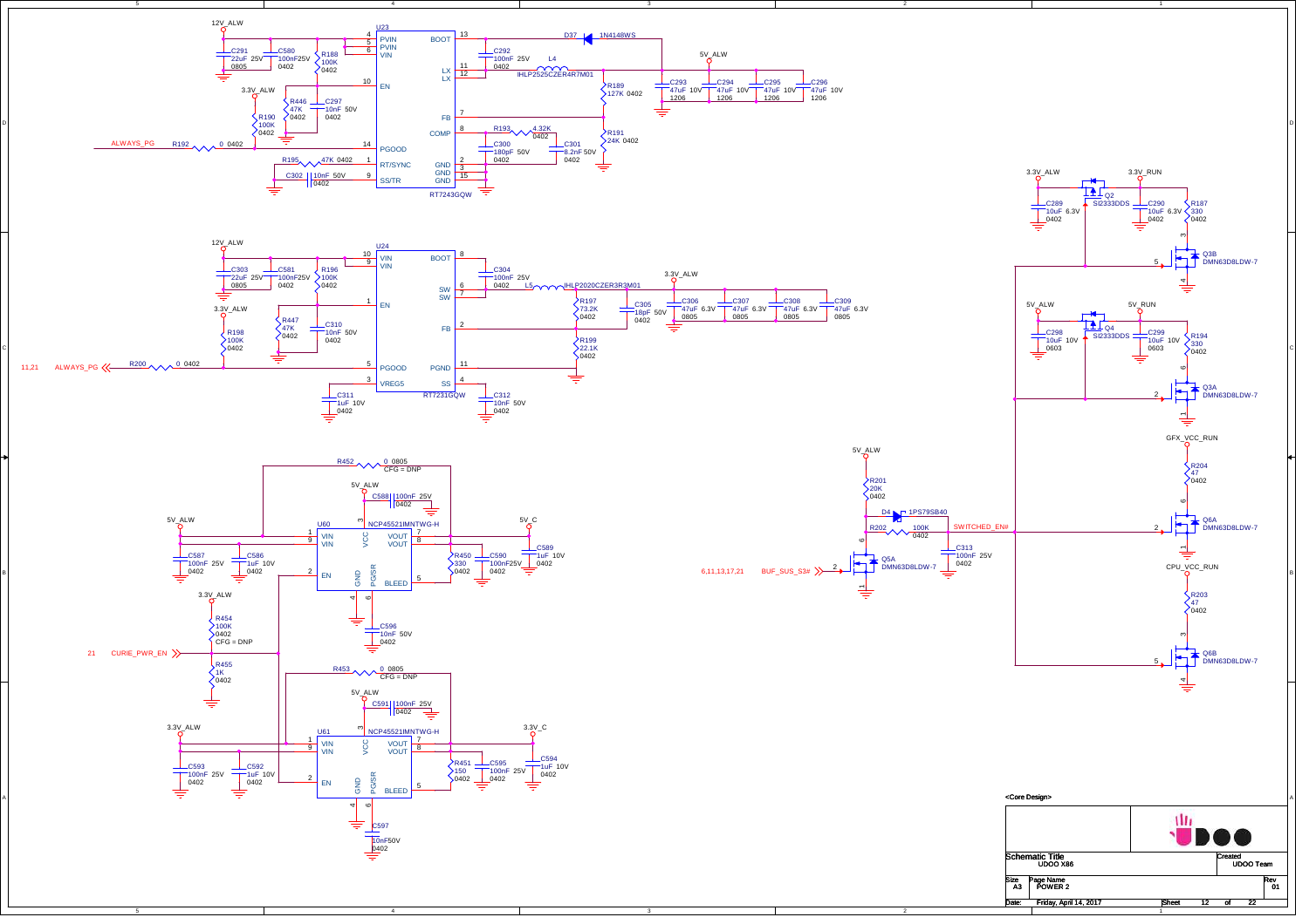## U23 – RT7243GQW (12V_ALW → 5V_ALW)

- 12V_ALW: C291 22uF 25V 0805; C580 100nF25V 0402; R188 100K 0402
- Pins: 4 PVIN, 5 PVIN, 6 VIN, 10 EN, 14 PGOOD, 1 RT/SYNC, 9 SS/TR, 13 BOOT, 11 LX, 12 LX, 7 FB, 8 COMP, 2 GND, 3 GND, 15 GND
- 3.3V_ALW: R446 47K 0402; C297 10nF 50V 0402; R190 100K 0402
- ALWAYS_PG — R192 0 0402
- R195 47K 0402; C302 10nF 50V 0402
- D37 1N4148WS; C292 100nF 25V 0402; L4 IHLP2525CZER4R7M01
- 5V_ALW: C293 47uF 10V 1206; C294 47uF 10V 1206; C295 47uF 10V 1206; C296 47uF 10V 1206
- R189 127K 0402; R191 24K 0402
- R193 4.32K 0402; C300 180pF 50V 0402; C301 8.2nF 50V 0402

## U24 – RT7231GQW (12V_ALW → 3.3V_ALW)

- 12V_ALW: C303 22uF 25V 0805; C581 100nF25V 0402; R196 100K 0402
- Pins: 10 VIN, 9 VIN, 1 EN, 5 PGOOD, 3 VREG5, 8 BOOT, 6 SW, 7 SW, 2 FB, 11 PGND, 4 SS
- 3.3V_ALW: R447 47K 0402; C310 10nF 50V 0402; R198 100K 0402
- 11,21 ALWAYS_PG — R200 0 0402
- C311 1uF 10V 0402
- C304 100nF 25V 0402; L5 IHLP2020CZER3R3M01
- 3.3V_ALW: C306 47uF 6.3V 0805; C307 47uF 6.3V 0805; C308 47uF 6.3V 0805; C309 47uF 6.3V 0805
- R197 73.2K 0402; C305 18pF 50V 0402; R199 22.1K 0402
- C312 10nF 50V 0402

## U60 – NCP45521IMNTWG-H (5V_ALW → 5V_C)

- R452 0 0805 CFG = DNP
- 5V_ALW: C588 100nF 25V 0402
- 5V_ALW: C587 100nF 25V 0402; C586 1uF 10V 0402
- Pins: 1 VIN, 9 VIN, 2 EN, 3 VCC, 4 GND, 6 PGSR, 7 VOUT, 8 VOUT, 5 BLEED
- 5V_C: R450 330 0402; C590 100nF25V 0402; C589 1uF 10V 0402
- C596 10nF 50V 0402
- 3.3V_ALW: R454 100K 0402 CFG = DNP
- 21 CURIE_PWR_EN
- R455 1K 0402

## U61 – NCP45521IMNTWG-H (3.3V_ALW → 3.3V_C)

- R453 0 0805 CFG = DNP
- 5V_ALW: C591 100nF 25V 0402
- 3.3V_ALW: C593 100nF 25V 0402; C592 1uF 10V 0402
- Pins: 1 VIN, 9 VIN, 2 EN, 3 VCC, 4 GND, 6 PGSR, 7 VOUT, 8 VOUT, 5 BLEED
- 3.3V_C: R451 150 0402; C595 100nF 25V 0402; C594 1uF 10V 0402
- C597 10nF50V 0402

## SWITCHED_EN#

- 5V_ALW: R201 20K 0402
- D4 1PS79SB40
- R202 100K 0402 — SWITCHED_EN#
- C313 100nF 25V 0402
- 6,11,13,17,21 BUF_SUS_S3# — Q5A DMN63D8LDW-7

## Power switches

- 3.3V_ALW → 3.3V_RUN: Q2 SI2333DDS; C289 10uF 6.3V 0402; C290 10uF 6.3V 0402; R187 330 0402; Q3B DMN63D8LDW-7
- 5V_ALW → 5V_RUN: Q4 SI2333DDS; C298 10uF 10V 0603; C299 10uF 10V 0603; R194 330 0402; Q3A DMN63D8LDW-7
- GFX_VCC_RUN: R204 47 0402; Q6A DMN63D8LDW-7
- CPU_VCC_RUN: R203 47 0402; Q6B DMN63D8LDW-7

<Core Design>

| Schematic Title | UDOO X86 | Created | UDOO Team |
|---|---|---|---|
| Size A3 | Page Name POWER 2 | Rev | 01 |
| Date: | Friday, April 14, 2017 | Sheet | 12 of 22 |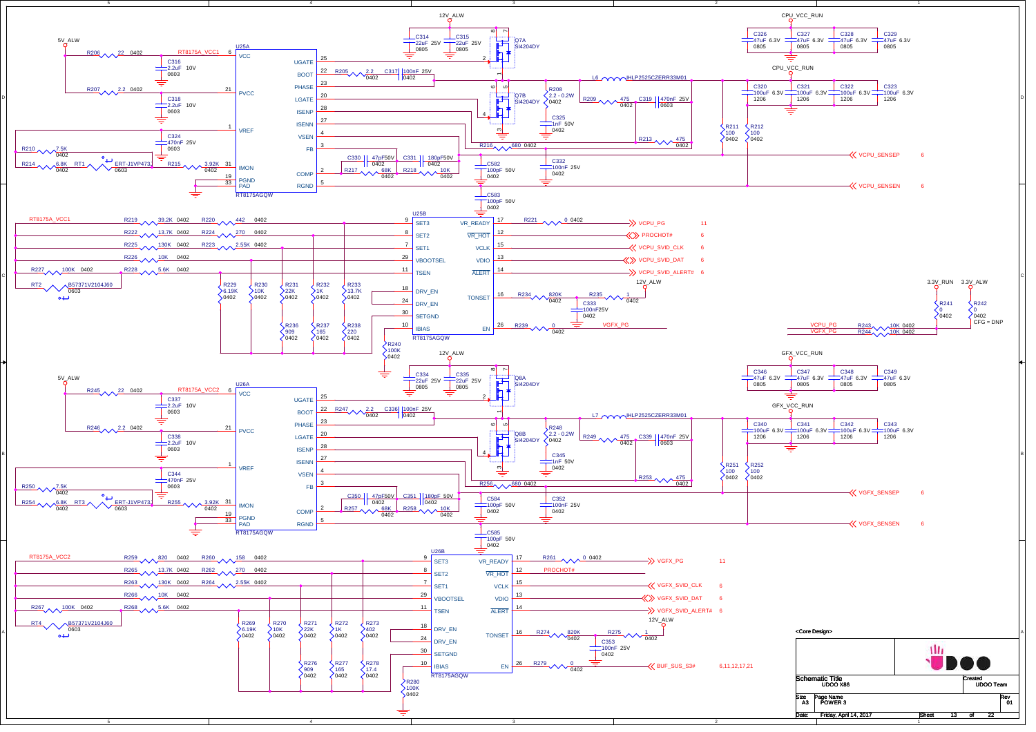# POWER 3

## CPU VR (U25A / U25B – RT8175AGQW)

**U25A** (RT8175AGQW)

| Pin | Name | Connection |
|---|---|---|
| 6 | VCC | RT8175A_VCC1 (R206 22 0402 from 5V_ALW; C316 2.2uF 10V 0603) |
| 21 | PVCC | R207 2.2 0402 from 5V_ALW; C318 2.2uF 10V 0603 |
| 1 | VREF | C324 470nF 25V 0603; R210 7.5K 0402 |
| 31 | IMON | R215 3.92K 0402; R214 6.8K 0402; RT1 ERT-J1VP473 0603 |
| 19 | PGND | |
| 33 | PAD | |
| 25 | UGATE | Q7A Si4204DY |
| 22 | BOOT | R205 2.2 0402; C317 100nF 25V 0402 |
| 23 | PHASE | L6 IHLP2525CZERR33M01 |
| 20 | LGATE | Q7B Si4204DY |
| 28 | ISENP | R209 475 0402; C319 470nF 25V 0603 |
| 27 | ISENN | R213 475 0402 |
| 4 | VSEN | R216 680 0402 |
| 3 | FB | C330 47pF50V 0402; R217 68K 0402; C331 180pF50V 0402; R218 10K 0402 |
| 2 | COMP | C582 100pF 50V 0402 |
| 5 | RGND | C583 100pF 50V 0402; VCPU_SENSEN |

- 12V_ALW: C314 22uF 25V 0805, C315 22uF 25V 0805
- R208 2.2 - 0.2W 0402; C325 1nF 50V 0402
- C332 100nF 25V 0402
- R211 100 0402; R212 100 0402
- CPU_VCC_RUN: C326 47uF 6.3V 0805, C327 47uF 6.3V 0805, C328 47uF 6.3V 0805, C329 47uF 6.3V 0805
- CPU_VCC_RUN: C320 100uF 6.3V 1206, C321 100uF 6.3V 1206, C322 100uF 6.3V 1206, C323 100uF 6.3V 1206
- VCPU_SENSEP 6; VCPU_SENSEN 6

**U25B** (RT8175AGQW)

| Pin | Name | Connection |
|---|---|---|
| 9 | SET3 | RT8175A_VCC1 R219 39.2K 0402, R220 442 0402; R229 6.19K 0402; R233 13.7K 0402 / R238 220 0402 |
| 8 | SET2 | R222 13.7K 0402, R224 270 0402; R232 1K 0402 / R237 165 0402 |
| 7 | SET1 | R225 130K 0402, R223 2.55K 0402; R231 22K 0402 / R236 909 0402 |
| 29 | VBOOTSEL | R226 10K 0402; R230 10K 0402 |
| 11 | TSEN | R227 100K 0402, R228 5.6K 0402; RT2 B57371V2104J60 0603 |
| 18 | DRV_EN | |
| 24 | DRV_EN | |
| 30 | SETGND | |
| 10 | IBIAS | R240 100K 0402 |
| 17 | VR_READY | R221 0 0402 → VCPU_PG 11 |
| 12 | VR_HOT | PROCHOT# 6 |
| 15 | VCLK | VCPU_SVID_CLK 6 |
| 13 | VDIO | VCPU_SVID_DAT 6 |
| 14 | ALERT | VCPU_SVID_ALERT# 6 |
| 16 | TONSET | R234 820K 0402; R235 1 0402 (12V_ALW); C333 100nF25V 0402 |
| 26 | EN | R239 0 0402 → VGFX_PG |

- 3.3V_RUN: R241 0 0402; 3.3V_ALW: R242 0 0402 CFG = DNP
- VCPU_PG R243 10K 0402; VGFX_PG R244 10K 0402

## GFX VR (U26A / U26B – RT8175AGQW)

**U26A** (RT8175AGQW)

| Pin | Name | Connection |
|---|---|---|
| 6 | VCC | RT8175A_VCC2 (R245 22 0402 from 5V_ALW; C337 2.2uF 10V 0603) |
| 21 | PVCC | R246 2.2 0402; C338 2.2uF 10V 0603 |
| 1 | VREF | C344 470nF 25V 0603; R250 7.5K 0402 |
| 31 | IMON | R255 3.92K 0402; R254 6.8K 0402; RT3 ERT-J1VP473 0603 |
| 19 | PGND | |
| 33 | PAD | |
| 25 | UGATE | Q8A Si4204DY |
| 22 | BOOT | R247 2.2 0402; C336 100nF 25V 0402 |
| 23 | PHASE | L7 IHLP2525CZERR33M01 |
| 20 | LGATE | Q8B Si4204DY |
| 28 | ISENP | R249 475 0402; C339 470nF 25V 0603 |
| 27 | ISENN | R253 475 0402 |
| 4 | VSEN | R256 680 0402 |
| 3 | FB | C350 47pF50V 0402; R257 68K 0402; C351 180pF 50V 0402; R258 10K 0402 |
| 2 | COMP | C584 100pF 50V 0402 |
| 5 | RGND | C585 100pF 50V 0402; VGFX_SENSEN |

- 12V_ALW: C334 22uF 25V 0805, C335 22uF 25V 0805
- R248 2.2 - 0.2W 0402; C345 1nF 50V 0402
- C352 100nF 25V 0402
- R251 100 0402; R252 100 0402
- GFX_VCC_RUN: C346 47uF 6.3V 0805, C347 47uF 6.3V 0805, C348 47uF 6.3V 0805, C349 47uF 6.3V 0805
- GFX_VCC_RUN: C340 100uF 6.3V 1206, C341 100uF 6.3V 1206, C342 100uF 6.3V 1206, C343 100uF 6.3V 1206
- VGFX_SENSEP 6; VGFX_SENSEN 6

**U26B** (RT8175AGQW)

| Pin | Name | Connection |
|---|---|---|
| 9 | SET3 | RT8175A_VCC2 R259 820 0402, R260 158 0402; R269 6.19K 0402; R273 402 0402 / R278 17.4 0402 |
| 8 | SET2 | R265 13.7K 0402, R262 270 0402; R272 1K 0402 / R277 165 0402 |
| 7 | SET1 | R263 130K 0402, R264 2.55K 0402; R271 22K 0402 / R276 909 0402 |
| 29 | VBOOTSEL | R266 10K 0402; R270 10K 0402 |
| 11 | TSEN | R267 100K 0402, R268 5.6K 0402; RT4 B57371V2104J60 0603 |
| 18 | DRV_EN | |
| 24 | DRV_EN | |
| 30 | SETGND | |
| 10 | IBIAS | R280 100K 0402 |
| 17 | VR_READY | R261 0 0402 → VGFX_PG 11 |
| 12 | VR_HOT | PROCHOT# |
| 15 | VCLK | VGFX_SVID_CLK 6 |
| 13 | VDIO | VGFX_SVID_DAT 6 |
| 14 | ALERT | VGFX_SVID_ALERT# 6 |
| 16 | TONSET | R274 820K 0402; R275 1 0402 (12V_ALW); C353 100nF 25V 0402 |
| 26 | EN | R279 0 0402 ← BUF_SUS_S3# 6,11,12,17,21 |

<Core Design>

| Field | Value |
|---|---|
| Schematic Title | UDOO X86 |
| Created | UDOO Team |
| Size | A3 |
| Page Name | POWER 3 |
| Rev | 01 |
| Date | Friday, April 14, 2017 |
| Sheet | 13 of 22 |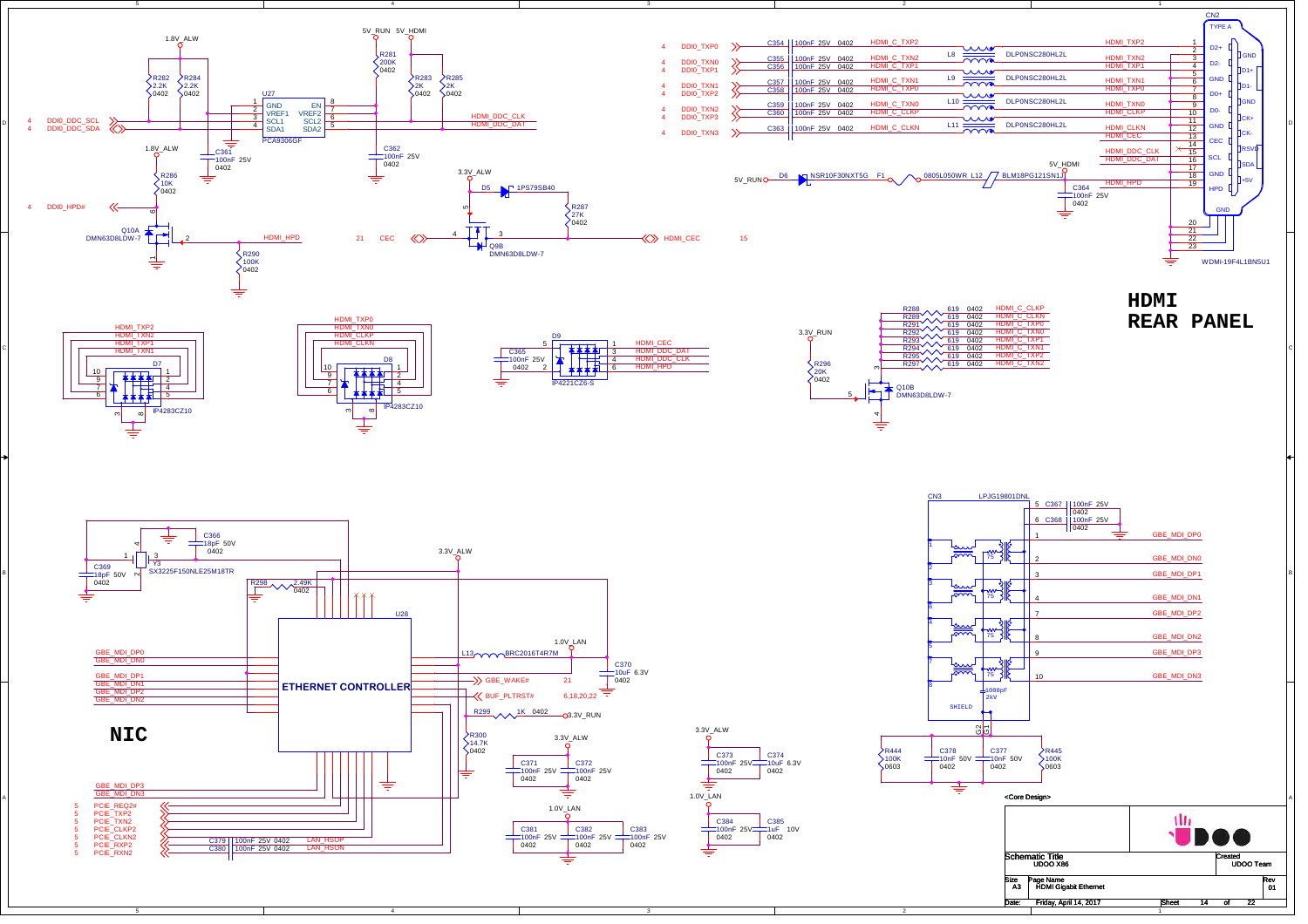# HDMI REAR PANEL

**HDMI section**

- U27: PCA9306GF — pins: GND (1), VREF1 (2), SCL1 (3), SDA1 (4), EN (8), VREF2 (7), SCL2 (6), SDA2 (5)
- 1.8V_ALW; R282 2.2K 0402; R284 2.2K 0402
- 5V_RUN, 5V_HDMI; R281 200K 0402; R283 2K 0402; R285 2K 0402
- C361 100nF 25V 0402; C362 100nF 25V 0402
- DDI0_DDC_SCL, DDI0_DDC_SDA → HDMI_DDC_CLK, HDMI_DDC_DAT
- 1.8V_ALW; R286 10K 0402; DDI0_HPD#; Q10A DMN63D8LDW-7; R290 100K 0402; HDMI_HPD
- 3.3V_ALW; D5 1PS79SB40; R287 27K 0402; Q9B DMN63D8LDW-7; CEC (21) ↔ HDMI_CEC (15)

| Signal | Cap | Net | Choke | Connector net |
|---|---|---|---|---|
| DDI0_TXP0 | C354 100nF 25V 0402 | HDMI_C_TXP2 | L8 DLP0NSC280HL2L | HDMI_TXP2 |
| DDI0_TXN0 | C355 100nF 25V 0402 | HDMI_C_TXN2 | | HDMI_TXN2 |
| DDI0_TXP1 | C356 100nF 25V 0402 | HDMI_C_TXP1 | | HDMI_TXP1 |
| DDI0_TXN1 | C357 100nF 25V 0402 | HDMI_C_TXN1 | L9 DLP0NSC280HL2L | HDMI_TXN1 |
| DDI0_TXP2 | C358 100nF 25V 0402 | HDMI_C_TXP0 | | HDMI_TXP0 |
| DDI0_TXN2 | C359 100nF 25V 0402 | HDMI_C_TXN0 | L10 DLP0NSC280HL2L | HDMI_TXN0 |
| DDI0_TXP3 | C360 100nF 25V 0402 | HDMI_C_CLKP | | HDMI_CLKP |
| DDI0_TXN3 | C363 100nF 25V 0402 | HDMI_C_CLKN | L11 DLP0NSC280HL2L | HDMI_CLKN |

- 5V_RUN → D6 NSR10F30NXT5G → F1 0805L050WR → L12 BLM18PG121SN1J → 5V_HDMI; C364 100nF 25V 0402
- CN2 TYPE A, WDMI-19F4L1BN5U1: 1 D2+, 2 GND, 3 D2-, 4 D1+, 5 GND, 6 D1-, 7 D0+, 8 GND, 9 D0-, 10 CK+, 11 GND, 12 CK-, 13 CEC, 14 RSVD, 15 SCL, 16 SDA, 17 GND, 18 +5V, 19 HPD, 20–23 GND
- D7 IP4283CZ10 (HDMI_TXP2, HDMI_TXN2, HDMI_TXP1, HDMI_TXN1); D8 IP4283CZ10 (HDMI_TXP0, HDMI_TXN0, HDMI_CLKP, HDMI_CLKN)
- D9 IP4221CZ6-S (HDMI_CEC, HDMI_DDC_DAT, HDMI_DDC_CLK, HDMI_HPD); C365 100nF 25V 0402
- R288–R297 619 0402: HDMI_C_CLKP, HDMI_C_CLKN, HDMI_C_TXP0, HDMI_C_TXN0, HDMI_C_TXP1, HDMI_C_TXN1, HDMI_C_TXP2, HDMI_C_TXN2; 3.3V_RUN; R296 20K 0402; Q10B DMN63D8LDW-7

# NIC

- Y3 SX3225F150NLE25M18TR; C366 18pF 50V 0402; C369 18pF 50V 0402; R298 2.49K 0402
- U28 ETHERNET CONTROLLER: GBE_MDI_DP0/DN0, DP1/DN1, DP2/DN2, DP3/DN3
- 3.3V_ALW; L13 BRC2016T4R7M; 1.0V_LAN; C370 10uF 6.3V 0402
- GBE_WAKE# (21); BUF_PLTRST# (6,18,20,22); R299 1K 0402 → 3.3V_RUN; R300 14.7K 0402
- C371 100nF 25V 0402; C372 100nF 25V 0402; C373 100nF 25V 0402; C374 10uF 6.3V 0402
- C381, C382, C383 100nF 25V 0402; C384 100nF 25V 0402; C385 1uF 10V 0402
- PCIE_REQ2#, PCIE_TXP2, PCIE_TXN2, PCIE_CLKP2, PCIE_CLKN2, PCIE_RXP2, PCIE_RXN2 (5); C379/C380 100nF 25V 0402 → LAN_HSOP, LAN_HSON
- CN3 LPJG19801DNL: C367 100nF 25V 0402; C368 100nF 25V 0402; GBE_MDI_DP0, DN0, DP1, DN1, DP2, DN2, DP3, DN3; 1000pF 2kV; SHIELD
- R444 100K 0603; C378 10nF 50V 0402; C377 10nF 50V 0402; R445 100K 0603

<Core Design>

| Schematic Title | UDOO X86 | Created | UDOO Team |
|---|---|---|---|
| Size A3 | Page Name: HDMI Gigabit Ethernet | Rev | 01 |
| Date: Friday, April 14, 2017 | | Sheet 14 of 22 | |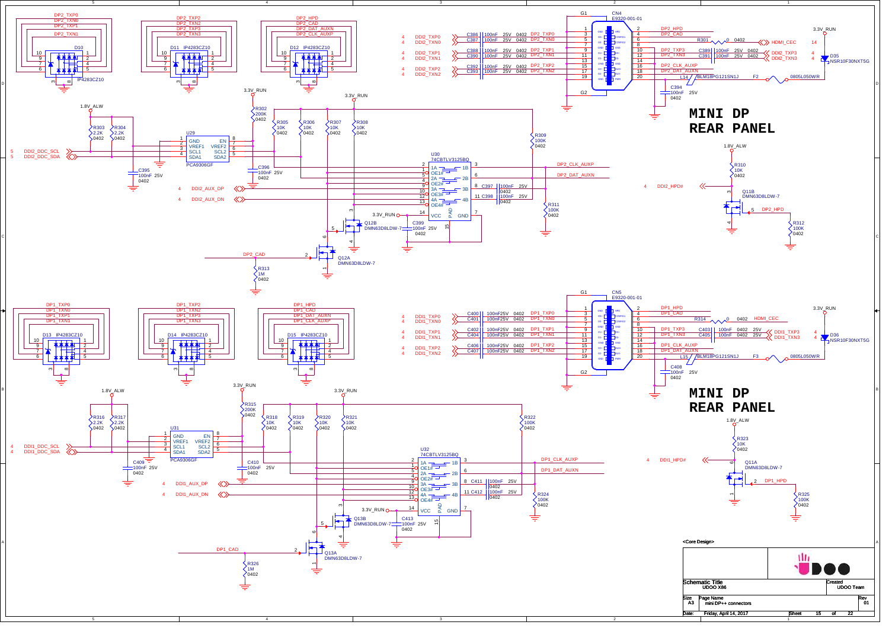# MINI DP REAR PANEL

# MINI DP REAR PANEL

<Core Design>

| | |
|---|---|
| Schematic Title: UDOO X86 | Created: UDOO Team |
| Size: A3 | Page Name: mini DP++ connectors | Rev: 01 |
| Date: Friday, April 14, 2017 | Sheet 15 of 22 |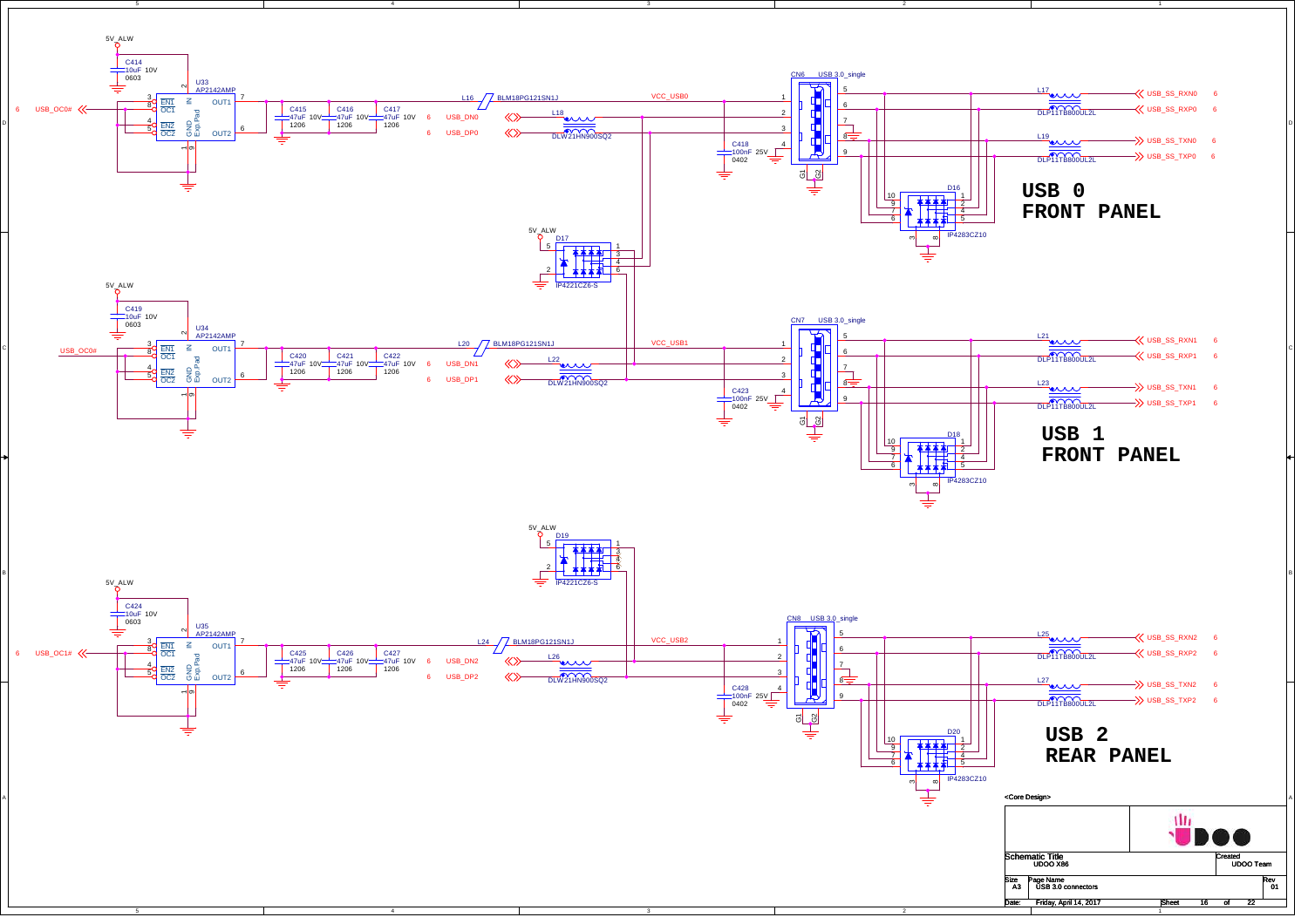# USB 0 FRONT PANEL

5V_ALW

C414 10uF 10V 0603

U33 AP2142AMP

- 3 EN1
- 8 OC1
- 4 EN2
- 5 OC2
- 2 IN
- 7 OUT1
- 6 OUT2
- 1 GND
- 9 Exp.Pad

6 USB_OC0#

C415 47uF 10V 1206

C416 47uF 10V 1206

C417 47uF 10V 1206

L16 BLM18PG121SN1J

VCC_USB0

6 USB_DN0

6 USB_DP0

L18 DLW21HN900SQ2

C418 100nF 25V 0402

CN6 USB 3.0_single (pins 1–9, G1, G2)

L17 DLP11TB800UL2L

L19 DLP11TB800UL2L

USB_SS_RXN0 6

USB_SS_RXP0 6

USB_SS_TXN0 6

USB_SS_TXP0 6

D16 IP4283CZ10

5V_ALW

D17 IP4221CZ6-S

# USB 1 FRONT PANEL

5V_ALW

C419 10uF 10V 0603

U34 AP2142AMP

USB_OC0#

C420 47uF 10V 1206

C421 47uF 10V 1206

C422 47uF 10V 1206

L20 BLM18PG121SN1J

VCC_USB1

6 USB_DN1

6 USB_DP1

L22 DLW21HN900SQ2

C423 100nF 25V 0402

CN7 USB 3.0_single

L21 DLP11TB800UL2L

L23 DLP11TB800UL2L

USB_SS_RXN1 6

USB_SS_RXP1 6

USB_SS_TXN1 6

USB_SS_TXP1 6

D18 IP4283CZ10

5V_ALW

D19 IP4221CZ6-S

# USB 2 REAR PANEL

5V_ALW

C424 10uF 10V 0603

U35 AP2142AMP

6 USB_OC1#

C425 47uF 10V 1206

C426 47uF 10V 1206

C427 47uF 10V 1206

L24 BLM18PG121SN1J

VCC_USB2

6 USB_DN2

6 USB_DP2

L26 DLW21HN900SQ2

C428 100nF 25V 0402

CN8 USB 3.0_single

L25 DLP11TB800UL2L

L27 DLP11TB800UL2L

USB_SS_RXN2 6

USB_SS_RXP2 6

USB_SS_TXN2 6

USB_SS_TXP2 6

D20 IP4283CZ10

<Core Design>

| | | |
|---|---|---|
| Schematic Title: UDOO X86 | | Created: UDOO Team |
| Size: A3 | Page Name: USB 3.0 connectors | Rev: 01 |
| Date: Friday, April 14, 2017 | Sheet 16 of 22 | |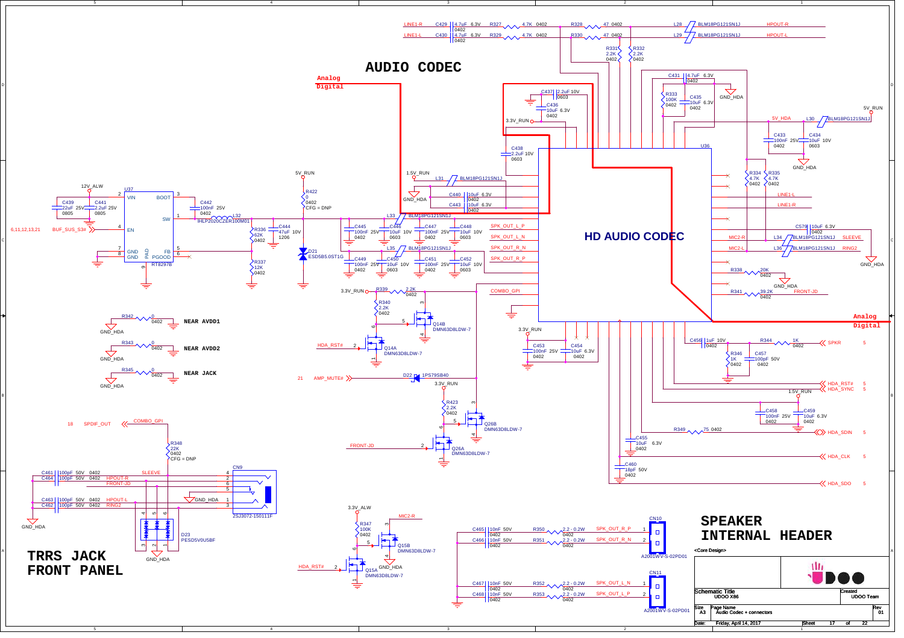# AUDIO CODEC

Analog
Digital

HD AUDIO CODEC

U36

Analog
Digital

## TRRS JACK FRONT PANEL

## SPEAKER INTERNAL HEADER

NEAR AVDD1

NEAR AVDD2

NEAR JACK

| <Core Design> | |
|---|---|
| Schematic Title: UDOO X86 | Created: UDOO Team |
| Size: A3 | Page Name: Audio Codec + connectors | Rev: 01 |
| Date: Friday, April 14, 2017 | Sheet 17 of 22 |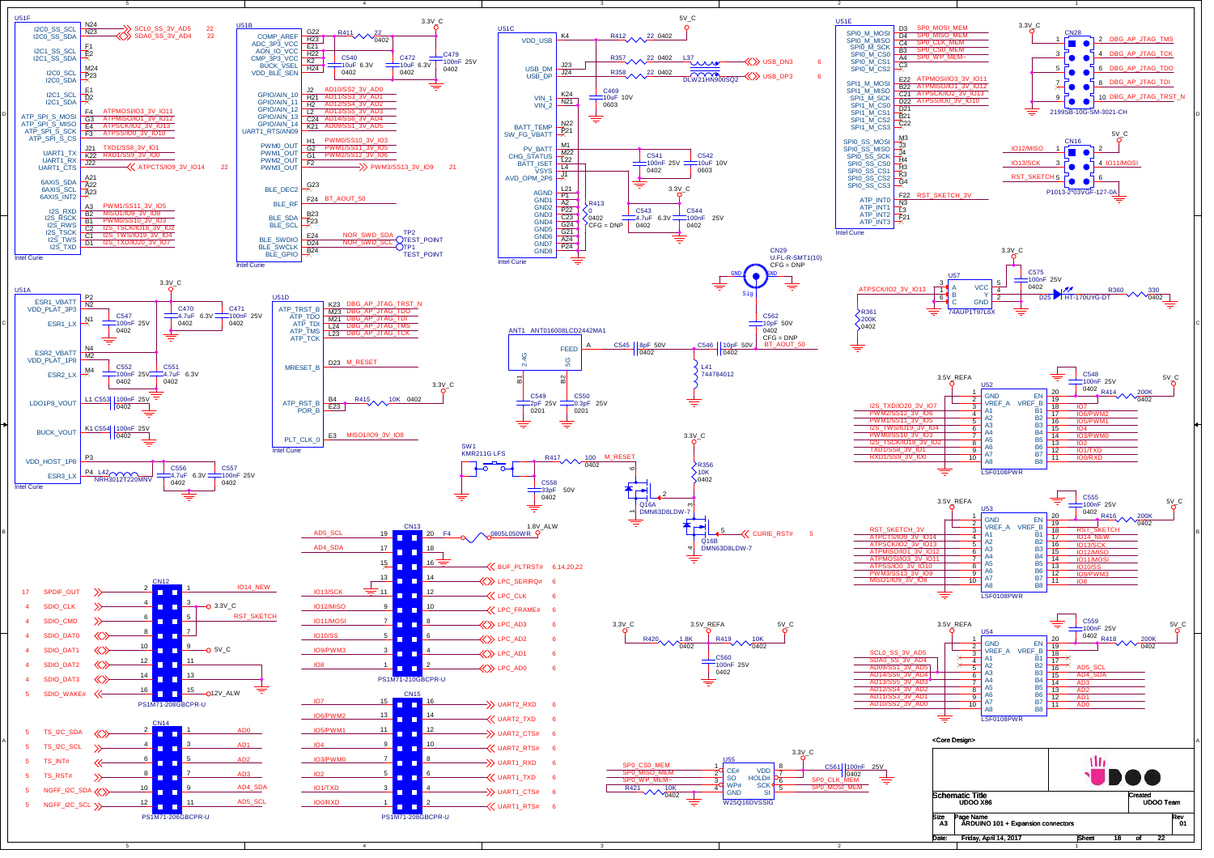# Schematic: ARDUINO 101 + Expansion connectors

## U51F (Intel Curie)

| Pin | Signal | Net |
|---|---|---|
| N24 | I2C0_SS_SCL | SCL0_SS_3V_AD5 (22) |
| N23 | I2C0_SS_SDA | SDA0_SS_3V_AD4 (22) |
| F1 | I2C1_SS_SCL | |
| E2 | I2C1_SS_SDA | |
| M24 | I2C0_SCL | |
| P23 | I2C0_SDA | |
| E1 | I2C1_SCL | |
| D2 | I2C1_SDA | |
| F4 | ATP_SPI_S_MOSI | ATPMOSI/IO3_3V_IO11 |
| G3 | ATP_SPI_S_MISO | ATPMISO/IO1_3V_IO12 |
| E4 | ATP_SPI_S_SCK | ATPSCK/IO2_3V_IO13 |
| F3 | ATP_SPI_S_CS | ATPSS/IO0_3V_IO10 |
| J21 | UART1_TX | TXD1/SS8_3V_IO1 |
| K22 | UART1_RX | RXD1/SS9_3V_IO0 |
| J22 | UART1_CTS | ATPCTS/IO9_3V_IO14 (22) |
| A21 | 6AXIS_SDA | |
| A22 | 6AXIS_SCL | |
| A23 | 6AXIS_INT2 | |
| A3 | I2S_RXD | PWM1/SS11_3V_IO5 |
| B2 | I2S_RSCK | MISO1/IO9_3V_IO8 |
| B1 | I2S_RWS | PWM0/SS10_3V_IO3 |
| C2 | I2S_TSCK | I2S_TSCK/IO18_3V_IO2 |
| C1 | I2S_TWS | I2S_TWS/IO19_3V_IO4 |
| D1 | I2S_TXD | I2S_TXD/IO20_3V_IO7 |

## U51B (Intel Curie)

| Pin | Signal | Net |
|---|---|---|
| G22 | COMP_AREF | R411 22 0402 to 3.3V_C |
| H23 | ADC_3P3_VCC | |
| K1 | AON_IO_VCC | C540 10uF 6.3V 0402 |
| K2 | CMP_3P3_VCC | C472 10uF 6.3V 0402 |
| H24 | BUCK_VSEL | C479 100nF 25V 0402 |
| | VDD_BLE_SEN | |
| L2 | GPIO/AIN_10 | AD0/SS2_3V_AD0 |
| H21 | GPIO/AIN_11 | AD1/SS3_3V_AD1 |
| H22 | GPIO/AIN_12 | AD2/SS4_3V_AD2 |
| L2 | GPIO/AIN_13 | AD3/SS5_3V_AD3 |
| K2 | GPIO/AIN_14 | AD4/SS6_3V_AD4 |
| K1 | UART1_RTS/AN09 | AD5/SS1_3V_AD5 |
| H1 | PWM0_OUT | PWM0/SS10_3V_IO3 |
| G2 | PWM1_OUT | PWM1/SS11_3V_IO5 |
| G1 | PWM2_OUT | PWM2/SS12_3V_IO6 |
| F2 | PWM3_OUT | PWM3/SS13_3V_IO9 (21) |
| G23 | BLE_DEC2 | |
| F24 | BLE_RF | BT_AOUT_50 |
| B23 | BLE_SDA | |
| F23 | BLE_SCL | |
| E24 | BLE_SWDIO | NOR_SWD_SDA (TP2 TEST_POINT) |
| D24 | BLE_SWCLK | NOR_SWD_SCL (TP1 TEST_POINT) |
| B24 | BLE_GPIO | |

## U51C (Intel Curie)

| Pin | Signal | Net |
|---|---|---|
| K4 | VDD_USB | R412 22 0402 to 5V_C |
| J23 | USB_DM | R357 22 0402, L37 DLW21HN900SQ2, USB_DN3 (6) |
| J24 | USB_DP | R358 22 0402, USB_DP3 (6) |
| K24 | VIN_1 | C469 10uF 10V 0603 |
| N21 | VIN_2 | |
| N22 | BATT_TEMP | |
| P21 | SW_FG_VBATT | |
| M1 | PV_BATT | |
| M22 | CHG_STATUS | |
| L22 | BATT_ISET | C541 100nF 25V 0402; C542 10uF 10V 0603 |
| L4 | VSYS | |
| J1 | AVD_OPM_2P6 | |
| L21 | AGND | |
| P1, A2, P22, C23, G24, G21, A24, P24 | GND1–GND8 | R413 0 0402 CFG = DNP; C543 4.7uF 6.3V 0402; C544 100nF 25V 0402 |

## U51E (Intel Curie)

| Pin | Signal | Net |
|---|---|---|
| D3 | SPI0_M_MOSI | SP0_MOSI_MEM |
| D4 | SPI0_M_MISO | SP0_MISO_MEM |
| C4 | SPI0_M_SCK | SP0_CLK_MEM |
| B3 | SPI0_M_CS0 | SP0_CS0_MEM |
| A4 | SPI0_M_CS1 | SP0_WP_MEM~ |
| C3 | SPI0_M_CS2 | |
| E22 | SPI1_M_MOSI | ATPMOSI/IO3_3V_IO11 |
| B22 | SPI1_M_MISO | ATPMISO/IO1_3V_IO12 |
| C21 | SPI1_M_SCK | ATPSCK/IO2_3V_IO13 |
| D22 | SPI1_M_CS0 | ATPSS/IO0_3V_IO10 |
| D21 | SPI1_M_CS1 | |
| B21 | SPI1_M_CS2 | |
| C22 | SPI1_M_CS3 | |
| M3 | SPI0_SS_MOSI | |
| J3 | SPI0_SS_MISO | |
| J4 | SPI0_SS_SCK | |
| H4 | SPI0_SS_CS0 | |
| H3 | SPI0_SS_CS1 | |
| K3 | SPI0_SS_CS2 | |
| G4 | SPI0_SS_CS3 | |
| F22 | ATP_INT0 | RST_SKETCH_3V |
| N3 | ATP_INT1 | |
| L3 | ATP_INT2 | |
| F21 | ATP_INT3 | |

## CN28 (2199SB-10G-SM-3021-CH), 3.3V_C

| Pin | Net |
|---|---|
| 2 | DBG_AP_JTAG_TMS |
| 4 | DBG_AP_JTAG_TCK |
| 6 | DBG_AP_JTAG_TDO |
| 8 | DBG_AP_JTAG_TDI |
| 10 | DBG_AP_JTAG_TRST_N |

## CN16 (P1013-2*03VGF-127-0A), 5V_C

| Pin | Net |
|---|---|
| 1 | IO12/MISO |
| 3 | IO13/SCK |
| 4 | IO11/MOSI |
| 5 | RST_SKETCH |

## U51A (Intel Curie)

| Pin | Signal | Net |
|---|---|---|
| P2 | ESR1_VBATT | 3.3V_C |
| N2 | VDD_PLAT_3P3 | C470 4.7uF 6.3V 0402; C471 100nF 25V 0402 |
| N1 | ESR1_LX | C547 100nF 25V 0402 |
| N4 | ESR2_VBATT | |
| M2 | VDD_PLAT_1P8 | C552 100nF 25V 0402; C551 4.7uF 6.3V 0402 |
| M4 | ESR2_LX | |
| L1 | LDO1P8_VOUT | C553 100nF 25V 0402 |
| K1 | BUCK_VOUT | C554 100nF 25V 0402 |
| P3 | VDD_HOST_1P8 | |
| P4 | ESR3_LX | L42 NRH3012T220MNV; C556 4.7uF 6.3V 0402; C557 100nF 25V 0402 |

## U51D (Intel Curie)

| Pin | Signal | Net |
|---|---|---|
| K23 | ATP_TRST_B | DBG_AP_JTAG_TRST_N |
| N24 | ATP_TDO | DBG_AP_JTAG_TDO |
| M21 | ATP_TDI | DBG_AP_JTAG_TDI |
| L24 | ATP_TMS | DBG_AP_JTAG_TMS |
| L23 | ATP_TCK | DBG_AP_JTAG_TCK |
| D23 | MRESET_B | M_RESET |
| B4 | ATP_RST_B | R415 10K 0402 to 3.3V_C |
| E23 | POR_B | |
| E3 | PLT_CLK_0 | MISO1/IO9_3V_IO8 |

## RF section

- CN29 U.FL-R-SMT1(10), CFG = DNP
- C562 10pF 50V 0402, CFG = DNP, BT_AOUT_50
- ANT1 ANT016008LCD2442MA1 (FEED, 2.4G, 5G)
- C545 8pF 50V 0402; C546 10pF 50V 0402
- L41 744784012
- C549 2pF 25V 0201; C550 0.3pF 25V 0201

## Reset circuit

- SW1 KMR211G LFS
- R417 100 0402, M_RESET
- C558 33pF 50V 0402
- R356 10K 0402 (3.3V_C)
- Q16A DMN63D8LDW-7; Q16B DMN63D8LDW-7
- CURIE_RST# (5)

## U57 (74AUP1T97L6X)

- 3.3V_C, C575 100nF 25V 0402
- ATPSCK/IO2_3V_IO13, R361 200K 0402
- D25 HT-170UYG-DT, R360 330 0402

## U52 (LSF0108PWR)

3.5V_REFA / 5V_C, C548 100nF 25V 0402, R414 200K 0402

| Pin | A side | B side | Pin |
|---|---|---|---|
| 1 | GND | EN | 20 |
| 2 | VREF_A | VREF_B | 19 |
| 3 | I2S_TXD/IO20_3V_IO7 | IO7 | 18 |
| 4 | PWM2/SS12_3V_IO6 | IO6/PWM2 | 17 |
| 5 | PWM1/SS11_3V_IO5 | IO5/PWM1 | 16 |
| 6 | I2S_TWS/IO19_3V_IO4 | IO4 | 15 |
| 7 | PWM0/SS10_3V_IO3 | IO3/PWM0 | 14 |
| 8 | I2S_TSCK/IO18_3V_IO2 | IO2 | 13 |
| 9 | TXD1/SS8_3V_IO1 | IO1/TXD | 12 |
| 10 | RXD1/SS9_3V_IO0 | IO0/RXD | 11 |

## U53 (LSF0108PWR)

3.5V_REFA / 5V_C, C555 100nF 25V 0402, R416 200K 0402

| Pin | A side | B side | Pin |
|---|---|---|---|
| 1 | GND | EN | 20 |
| 2 | VREF_A | VREF_B | 19 |
| 3 | RST_SKETCH_3V | RST_SKETCH | 18 |
| 4 | ATPCTS/IO9_3V_IO14 | IO14_NEW | 17 |
| 5 | ATPSCK/IO2_3V_IO13 | IO13/SCK | 16 |
| 6 | ATPMISO/IO1_3V_IO12 | IO12/MISO | 15 |
| 7 | ATPMOSI/IO3_3V_IO11 | IO11/MOSI | 14 |
| 8 | ATPSS/IO0_3V_IO10 | IO10/SS | 13 |
| 9 | PWM3/SS13_3V_IO9 | IO9/PWM3 | 12 |
| 10 | MISO1/IO9_3V_IO8 | IO8 | 11 |

## U54 (LSF0108PWR)

3.5V_REFA / 5V_C, C559 100nF 25V 0402, R418 200K 0402

| Pin | A side | B side | Pin |
|---|---|---|---|
| 1 | GND | EN | 20 |
| 2 | VREF_A | VREF_B | 19 |
| 3 | SCL0_SS_3V_AD5 | | 18 |
| 4 | SDA0_SS_3V_AD4 | | 17 |
| 5 | AD5/SS1_3V_AD5 | AD5_SCL | 16 |
| 6 | AD4/SS6_3V_AD4 | AD4_SDA | 15 |
| 7 | AD3/SS5_3V_AD3 | AD3 | 14 |
| 8 | AD2/SS4_3V_AD2 | AD2 | 13 |
| 9 | AD1/SS3_3V_AD1 | AD1 | 12 |
| 10 | AD0/SS2_3V_AD0 | AD0 | 11 |

## 3.5V_REFA divider

- 3.3V_C – R420 1.8K 0402 – 3.5V_REFA – R419 10K 0402 – 5V_C
- C560 100nF 25V 0402

## CN12 (PS1M71-206GBCPR-U)

| Pin | Net | Pin | Net |
|---|---|---|---|
| 2 | SPDIF_OUT (17) | 1 | IO14_NEW |
| 4 | SDIO_CLK (4) | 3 | 3.3V_C |
| 6 | SDIO_CMD (4) | 5 | RST_SKETCH |
| 8 | SDIO_DAT0 (4) | 7 | |
| 10 | SDIO_DAT1 (4) | 9 | 5V_C |
| 12 | SDIO_DAT2 (4) | 11 | |
| 14 | SDIO_DAT3 (4) | 13 | |
| 16 | SDIO_WAKE# (5) | 15 | 12V_ALW |

## CN14 (PS1M71-206GBCPR-U)

| Pin | Net | Pin | Net |
|---|---|---|---|
| 2 | TS_I2C_SDA (5) | 1 | AD0 |
| 4 | TS_I2C_SCL (5) | 3 | AD1 |
| 6 | TS_INT# (5) | 5 | AD2 |
| 8 | TS_RST# (5) | 7 | AD3 |
| 10 | NGFF_I2C_SDA (5) | 9 | AD4_SDA |
| 12 | NGFF_I2C_SCL (5) | 11 | AD5_SCL |

## CN13 (PS1M71-210GBCPR-U)

| Pin | Net | Pin | Net |
|---|---|---|---|
| 19 | AD5_SCL | 20 | F4 0805L050WR, 1.8V_ALW |
| 17 | AD4_SDA | 18 | |
| 15 | | 16 | BUF_PLTRST# (6,14,20,22) |
| 13 | | 14 | LPC_SERIRQ# (6) |
| 11 | IO13/SCK | 12 | LPC_CLK (6) |
| 9 | IO12/MISO | 10 | LPC_FRAME# (6) |
| 7 | IO11/MOSI | 8 | LPC_AD3 (6) |
| 5 | IO10/SS | 6 | LPC_AD2 (6) |
| 3 | IO9/PWM3 | 4 | LPC_AD1 (6) |
| 1 | IO8 | 2 | LPC_AD0 (6) |

## CN15 (PS1M71-208GBCPR-U)

| Pin | Net | Pin | Net |
|---|---|---|---|
| 15 | IO7 | 16 | UART2_RXD (6) |
| 13 | IO6/PWM2 | 14 | UART2_TXD (6) |
| 11 | IO5/PWM1 | 12 | UART2_CTS# (6) |
| 9 | IO4 | 10 | UART2_RTS# (6) |
| 7 | IO3/PWM0 | 8 | UART1_RXD (6) |
| 5 | IO2 | 6 | UART1_TXD (6) |
| 3 | IO1/TXD | 4 | UART1_CTS# (6) |
| 1 | IO0/RXD | 2 | UART1_RTS# (6) |

## U55 (W25Q16DVSSIG)

3.3V_C, C561 100nF 25V 0402

| Pin | Signal | Net |
|---|---|---|
| 1 | CE# | SP0_CS0_MEM |
| 2 | SO | SP0_MISO_MEM |
| 3 | WP# | SP0_WP_MEM~ (R421 10K 0402) |
| 4 | GND | |
| 5 | SI | SP0_MOSI_MEM |
| 6 | SCK | SP0_CLK_MEM |
| 7 | HOLD# | |
| 8 | VDD | 3.3V_C |

<Core Design>

| Schematic Title | Created |
|---|---|
| UDOO X86 | UDOO Team |

| Size | Page Name | Rev |
|---|---|---|
| A3 | ARDUINO 101 + Expansion connectors | 01 |

Date: Friday, April 14, 2017 — Sheet 18 of 22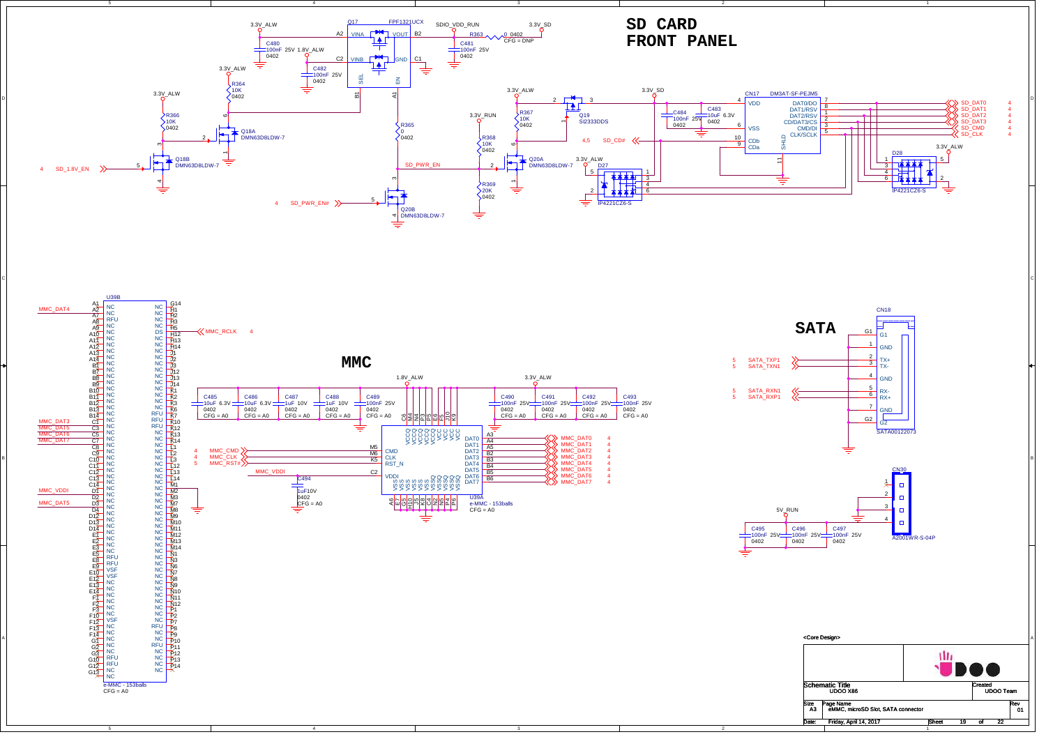# SD CARD FRONT PANEL

Q17 FPF1321UCX: A2 VINA, B2 VOUT, C2 VINB, C1 GND, B1 SEL, A1 EN

3.3V_ALW — C480 100nF 25V 0402
1.8V_ALW — C482 100nF 25V 0402
SDIO_VDD_RUN — C481 100nF 25V 0402
R363 0 0402 CFG = DNP — 3.3V_SD

3.3V_ALW — R364 10K 0402
3.3V_ALW — R366 10K 0402
Q18A DMN63D8LDW-7
Q18B DMN63D8LDW-7
4 SD_1.8V_EN

R365 0 0402
SD_PWR_EN
3.3V_RUN — R368 10K 0402
R369 20K 0402
Q20A DMN63D8LDW-7
Q20B DMN63D8LDW-7
4 SD_PWR_EN#

3.3V_ALW — R367 10K 0402
Q19 SI2333DDS

3.3V_SD — C484 100nF 25V 0402, C483 10uF 6.3V 0402

CN17 DM3AT-SF-PEJM5: 4 VDD, 6 VSS, 10 CDb, 9 CDa, 11 SHLD, 7 DAT0/DO, 8 DAT1/RSV, 1 DAT2/RSV, 2 CD/DAT3/CS, 3 CMD/DI, 5 CLK/SCLK

4,5 SD_CD#

SD_DAT0 4, SD_DAT1 4, SD_DAT2 4, SD_DAT3 4, SD_CMD 4, SD_CLK 4

3.3V_ALW — D27 IP4221CZ6-S
3.3V_ALW — D28 IP4221CZ6-S

# MMC

U39B

| Pin | Name | Pin | Name |
|---|---|---|---|
| A1 | NC | G14 | NC |
| A2 | NC | H1 | NC |
| A7 | RFU | H2 | NC |
| A8 | NC | H3 | NC |
| A9 | NC | H5 | DS |
| A10 | NC | H12 | NC |
| A11 | NC | H13 | NC |
| A12 | NC | H14 | NC |
| A13 | NC | J1 | NC |
| A14 | NC | J2 | NC |
| B1 | NC | J3 | NC |
| B7 | NC | J12 | NC |
| B8 | NC | J13 | NC |
| B9 | NC | J14 | NC |
| B10 | NC | K1 | NC |
| B11 | NC | K2 | NC |
| B12 | NC | K3 | NC |
| B13 | NC | K6 | RFU |
| B14 | NC | K7 | RFU |
| C1 | NC | K10 | RFU |
| C3 | NC | K12 | NC |
| C5 | NC | K13 | NC |
| C7 | NC | K14 | NC |
| C8 | NC | L1 | NC |
| C9 | NC | L2 | NC |
| C10 | NC | L3 | NC |
| C11 | NC | L12 | NC |
| C12 | NC | L13 | NC |
| C13 | NC | L14 | NC |
| C14 | NC | M1 | NC |
| D1 | NC | M2 | NC |
| D2 | NC | M3 | NC |
| D3 | NC | M7 | NC |
| D4 | NC | M8 | NC |
| D12 | NC | M9 | NC |
| D13 | NC | M10 | NC |
| D14 | NC | M11 | NC |
| E1 | NC | M12 | NC |
| E2 | NC | M13 | NC |
| E3 | NC | M14 | NC |
| E5 | NC | N1 | NC |
| E8 | RFU | N3 | NC |
| E9 | RFU | N7 | NC |
| E10 | VSF | N8 | NC |
| E12 | VSF | N9 | NC |
| E13 | NC | N10 | NC |
| E14 | NC | N11 | NC |
| F1 | NC | N12 | NC |
| F2 | NC | P1 | NC |
| F3 | NC | P2 | NC |
| F10 | NC | P7 | NC |
| F12 | VSF | P8 | RFU |
| F13 | NC | P9 | NC |
| F14 | NC | P10 | NC |
| G1 | NC | P11 | RFU |
| G2 | NC | P12 | NC |
| G3 | NC | P13 | NC |
| G10 | RFU | P14 | NC |
| G12 | RFU | | |
| G13 | NC | | |

MMC_DAT4, MMC_DAT3, MMC_DAT5, MMC_DAT6, MMC_DAT7, MMC_VDDI, MMC_DAT5
MMC_RCLK 4

e-MMC - 153balls CFG = A0

1.8V_ALW — C485 10uF 6.3V 0402 CFG = A0; C486 10uF 6.3V 0402 CFG = A0; C487 1uF 10V 0402 CFG = A0; C488 1uF 10V 0402 CFG = A0; C489 100nF 25V 0402 CFG = A0

3.3V_ALW — C490 100nF 25V 0402 CFG = A0; C491 100nF 25V 0402 CFG = A0; C492 100nF 25V 0402 CFG = A0; C493 100nF 25V 0402 CFG = A0

U39A e-MMC - 153balls CFG = A0: VCCQ (C6, M4, N4, P3, P5), VCC (E6, F5, J10, K9), M5 CMD, M6 CLK, K5 RST_N, C2 VDDI, A3 DAT0, A4 DAT1, A5 DAT2, B2 DAT3, B3 DAT4, B4 DAT5, B5 DAT6, B6 DAT7, VSS/VSSQ (A6, E7, G5, H10, J5, K8, C4, N2, N5, P4, P6)

4 MMC_CMD, 4 MMC_CLK, 5 MMC_RST#
MMC_VDDI — C494 1uF 10V 0402 CFG = A0

MMC_DAT0 4, MMC_DAT1 4, MMC_DAT2 4, MMC_DAT3 4, MMC_DAT4 4, MMC_DAT5 4, MMC_DAT6 4, MMC_DAT7 4

# SATA

CN18 SATA00122073: G1 G1, 1 GND, 2 TX+, 3 TX-, 4 GND, 5 RX-, 6 RX+, 7 GND, G2 G2

5 SATA_TXP1, 5 SATA_TXN1, 5 SATA_RXN1, 5 SATA_RXP1

CN30 A2001WR-S-04P (pins 1–4)
5V_RUN — C495 100nF 25V 0402; C496 100nF 25V 0402; C497 100nF 25V 0402

<Core Design>

| Schematic Title | UDOO X86 | Created | UDOO Team |
|---|---|---|---|
| Size A3 | Page Name: eMMC, microSD Slot, SATA connector | Rev | 01 |
| Date: Friday, April 14, 2017 | | Sheet 19 of 22 | |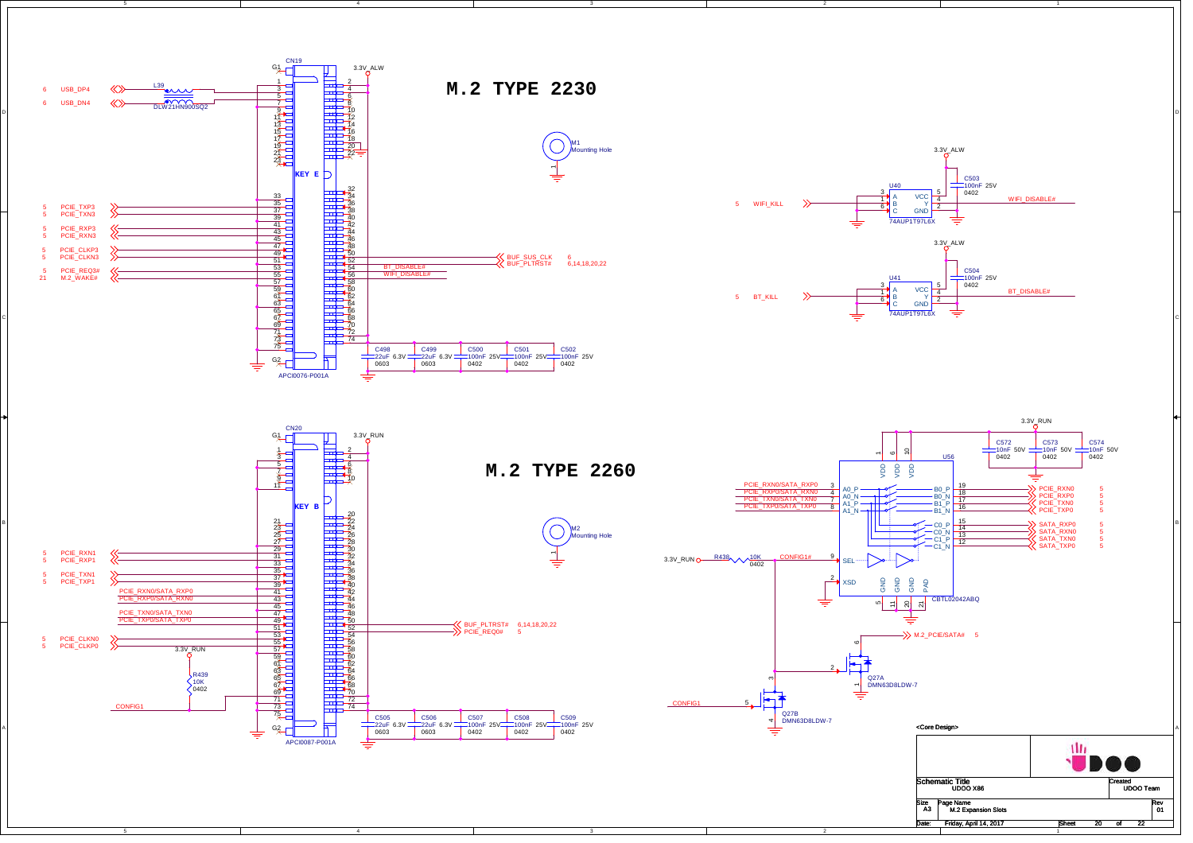# M.2 TYPE 2230

**CN19** — APCI0076-P001A — KEY E

- 6 USB_DP4 / 6 USB_DN4 — L39 DLW21HN900SQ2
- 5 PCIE_TXP3, 5 PCIE_TXN3
- 5 PCIE_RXP3, 5 PCIE_RXN3
- 5 PCIE_CLKP3, 5 PCIE_CLKN3
- 5 PCIE_REQ3#
- 21 M.2_WAKE#
- BUF_SUS_CLK 6
- BUF_PLTRST# 6,14,18,20,22
- BT_DISABLE#
- WIFI_DISABLE#
- 3.3V_ALW

C498 22uF 6.3V 0603, C499 22uF 6.3V 0603, C500 100nF 25V 0402, C501 100nF 25V 0402, C502 100nF 25V 0402

M1 Mounting Hole

U40 74AUP1T97L6X — 5 WIFI_KILL → WIFI_DISABLE#; 3.3V_ALW; C503 100nF 25V 0402

U41 74AUP1T97L6X — 5 BT_KILL → BT_DISABLE#; 3.3V_ALW; C504 100nF 25V 0402

# M.2 TYPE 2260

**CN20** — APCI0087-P001A — KEY B

- 5 PCIE_RXN1, 5 PCIE_RXP1
- 5 PCIE_TXN1, 5 PCIE_TXP1
- PCIE_RXN0/SATA_RXP0, PCIE_RXP0/SATA_RXN0
- PCIE_TXN0/SATA_TXN0, PCIE_TXP0/SATA_TXP0
- 5 PCIE_CLKN0, 5 PCIE_CLKP0
- BUF_PLTRST# 6,14,18,20,22
- PCIE_REQ0# 5
- CONFIG1
- 3.3V_RUN; R439 10K 0402

C505 22uF 6.3V 0603, C506 22uF 6.3V 0603, C507 100nF 25V 0402, C508 100nF 25V 0402, C509 100nF 25V 0402

M2 Mounting Hole

U56 CBTL02042ABQ — 3.3V_RUN; C572 10nF 50V 0402, C573 10nF 50V 0402, C574 10nF 50V 0402

- PCIE_RXN0/SATA_RXP0, PCIE_RXP0/SATA_RXN0, PCIE_TXN0/SATA_TXN0, PCIE_TXP0/SATA_TXP0
- B0 → PCIE_RXN0 5, PCIE_RXP0 5; B1 → PCIE_TXN0 5, PCIE_TXP0 5
- C0 → SATA_RXP0 5, SATA_RXN0 5; C1 → SATA_TXN0 5, SATA_TXP0 5
- SEL: 3.3V_RUN — R438 10K 0402 — CONFIG1#
- M.2_PCIE/SATA# 5

Q27A DMN63D8LDW-7, Q27B DMN63D8LDW-7 — CONFIG1

<Core Design>

| Schematic Title | UDOO X86 | Created | UDOO Team |
|---|---|---|---|
| Size A3 | Page Name: M.2 Expansion Slots | Rev | 01 |
| Date: | Friday, April 14, 2017 | Sheet 20 | of 22 |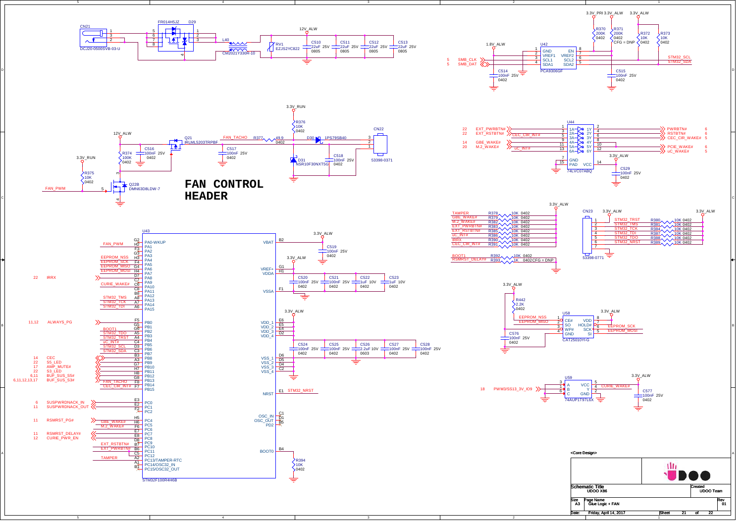# FAN CONTROL HEADER

CN21 DCJ20-0500SVB-03-U

FR014H5JZ D29

L40 CM2021Y330R-10

12V_ALW

RV1 EZJS2YC822

C510 22uF 25V 0805 | C511 22uF 25V 0805 | C512 22uF 25V 0805 | C513 22uF 25V 0805

1.8V_ALW | 3.3V_PRI | 3.3V_ALW | 3.3V_ALW

U42 PCA9306GF: GND, VREF1, SCL1, SDA1, EN, VREF2, SCL2, SDA2

R370 200K 0402 | R371 200K 0402 CFG = DNP | R372 10K 0402 | R373 10K 0402

C514 100nF 25V 0402 | C515 100nF 25V 0402

5 SMB_CLK | 5 SMB_DAT | STM32_SCL | STM32_SDA

3.3V_RUN

R376 10K 0402

12V_ALW

R374 100K 0402 | C516 100nF 25V 0402

Q21 IRLML5203TRPBF

FAN_TACHO R377 49.9 0402

C517 100nF 25V 0402

D30 1PS79SB40

CN22 53398-0371

D31 NSR10F30NXT5G | C518 100nF 25V 0402

3.3V_RUN

R375 10K 0402

FAN_PWM

Q22B DMN63D8LDW-7

U44 74LVC07ABQ

| In | Pin | Gate | Pin | Out |
|---|---|---|---|---|
| 22 EXT_PWRBTN# | 1 | 1A→1Y | 2 | PWRBTN# 6 |
| 22 EXT_RSTBTN# | 3 | 2A→2Y | 4 | RSTBTN# 6 |
| CEC_CIR_INT# | 5 | 3A→3Y | 6 | CEC_CIR_WAKE# 5 |
| 14 GBE_WAKE# | 9 | 4A→4Y | 8 | |
| 20 M.2_WAKE# | 11 | 5A→5Y | 10 | PCIE_WAKE# 6 |
| uC_INT# | 13 | 6A→6Y | 12 | uC_WAKE# 5 |

GND 7, PAD 15, VCC 14 (3.3V_ALW); C529 100nF 25V 0402

3.3V_ALW

| Signal | Resistor | Value |
|---|---|---|
| TAMPER | R378 | 10K 0402 |
| GBE_WAKE# | R379 | 10K 0402 |
| M.2_WAKE# | R382 | 10K 0402 |
| EXT_PWRBTN# | R383 | 10K 0402 |
| EXT_RSTBTN# | R385 | 10K 0402 |
| uC_INT# | R386 | 10K 0402 |
| IRRX | R390 | 10K 0402 |
| CEC_CIR_INT# | R391 | 10K 0402 |
| BOOT1 | R392 | 10K 0402 |
| RSMRST_DELAY# | R393 | 1K 0402 CFG = DNP |

CN23 53398-0771 | 3.3V_ALW

| Pin | Signal | Resistor | Value |
|---|---|---|---|
| 1 | | | |
| 2 | STM32_TRST | R380 | 10K 0402 |
| 3 | STM32_TMS | R381 | 10K 0402 |
| 4 | STM32_TCK | R384 | 10K 0402 |
| 5 | STM32_TDI | R387 | 10K 0402 |
| 6 | STM32_TDO | R388 | 10K 0402 |
| 7 | STM32_NRST | R389 | 10K 0402 |

U43 STM32F100R4H6B

| Net | Ball | Pin |
|---|---|---|
| FAN_PWM | G2 | PA0-WKUP |
| | H2 | PA1 |
| | F3 | PA2 |
| | G3 | PA3 |
| EEPROM_NSS | H3 | PA4 |
| EEPROM_SCK | F4 | PA5 |
| EEPROM_MISO | G4 | PA6 |
| EEPROM_MOSI | H4 | PA7 |
| 22 IRRX | D7 | PA8 |
| CURIE_WAKE# | C7 | PA9 |
| | C6 | PA10 |
| | C8 | PA11 |
| | B8 | PA12 |
| STM32_TMS | A8 | PA13 |
| STM32_TCK | A7 | PA14 |
| STM32_TDI | A6 | PA15 |
| 11,12 ALWAYS_PG | F5 | PB0 |
| | G5 | PB1 |
| BOOT1 | G6 | PB2 |
| STM32_TDO | A5 | PB3 |
| STM32_TRST | A4 | PB4 |
| uC_INT# | C4 | PB5 |
| STM32_SCL | D3 | PB6 |
| STM32_SDA | C3 | PB7 |
| 14 CEC | B3 | PB8 |
| 22 S5_LED | A3 | PB9 |
| 17 AMP_MUTE# | G7 | PB10 |
| 22 S3_LED | H7 | PB11 |
| 6,11 BUF_SUS_S5# | H8 | PB12 |
| 6,11,12,13,17 BUF_SUS_S3# | G8 | PB13 |
| FAN_TACHO | F8 | PB14 |
| CEC_CIR_INT# | F7 | PB15 |
| 6 SUSPWRDNACK_IN | E3 | PC0 |
| 11 SUSPWRDNACK_OUT | E2 | PC1 |
| | F2 | PC2 |
| 11 RSMRST_PG# | H5 | PC3 |
| GBE_WAKE# | H6 | PC4 |
| M.2_WAKE# | F6 | PC5 |
| | E7 | PC6 |
| 11 RSMRST_DELAY# | E8 | PC7 |
| 12 CURIE_PWR_EN | D8 | PC8 |
| EXT_RSTBTN# | B7 | PC9 |
| EXT_PWRBTN# | B6 | PC10 |
| | C5 | PC11 |
| TAMPER | A2 | PC12 |
| | A1 | PC13/TAMPER-RTC |
| | B1 | PC14/OSC32_IN |
| | | PC15/OSC32_OUT |

Power side: VBAT B2 (3.3V_ALW, C519 100nF 25V 0402); VREF+ G1, VDDA H1 (3.3V_ALW); VSSA F1; VDD_1 E6, VDD_2 E5, VDD_3 E4, VDD_4 D2 (3.3V_ALW); VSS_1 D6, VSS_2 D5, VSS_3 D4, VSS_4 C2; NRST E1 STM32_NRST; OSC_IN C1, OSC_OUT D1, PD2 B5; BOOT0 B4 (R394 10K 0402)

C520 100nF 25V 0402 | C521 100nF 25V 0402 | C522 1uF 10V 0402 | C523 1uF 10V 0402

C524 100nF 25V 0402 | C525 100nF 25V 0402 | C526 2.2uF 10V 0603 | C527 100nF 25V 0402 | C528 100nF 25V 0402

3.3V_ALW

R442 2.2K 0402

U58 CAT25010YI-G: CE# 1 (EEPROM_NSS), SO 2 (EEPROM_MISO), WP# 3, GND 4, VDD 8, HOLD# 7, SCK 6 (EEPROM_SCK), SI 5 (EEPROM_MOSI)

C576 100nF 25V 0402

U59 74AUP1T97L6X: A 3, B 1, C 6, GND 4, VCC 5, Y 4 (CURIE_WAKE#), 2

18 PWM3/SS13_3V_IO9

C577 100nF 25V 0402

<Core Design>

| | |
|---|---|
| Schematic Title | UDOO X86 |
| Created | UDOO Team |
| Size | A3 |
| Page Name | Glue Logic + FAN |
| Rev | 01 |
| Date: | Friday, April 14, 2017 |
| Sheet | 21 of 22 |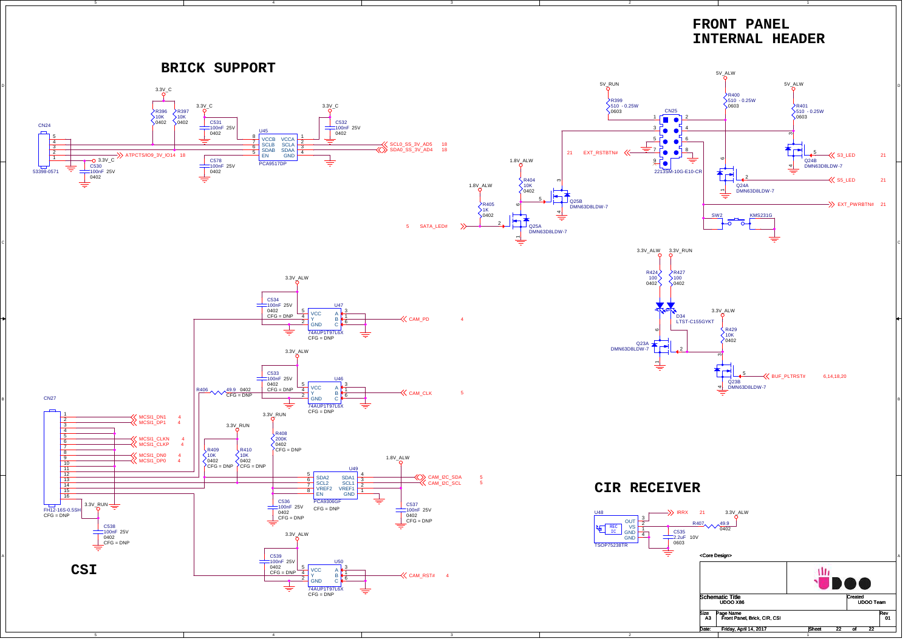# FRONT PANEL INTERNAL HEADER

5V_RUN
R399 510 - 0.25W 0603
5V_ALW
R400 510 - 0.25W 0603
5V_ALW
R401 510 - 0.25W 0603
CN25
2213SM-10G-E10-CR
21 EXT_RSTBTN#
S3_LED 21
S5_LED 21
EXT_PWRBTN# 21
Q24A DMN63D8LDW-7
Q24B DMN63D8LDW-7
SW2 KMS231G
1.8V_ALW
R404 10K 0402
Q25B DMN63D8LDW-7
1.8V_ALW
R405 1K 0402
Q25A DMN63D8LDW-7
5 SATA_LED#

3.3V_ALW 3.3V_RUN
R424 100 0402
R427 100 0402
D34 LTST-C155GYKT
Q23A DMN63D8LDW-7
3.3V_ALW
R429 10K 0402
Q23B DMN63D8LDW-7
BUF_PLTRST# 6,14,18,20

# BRICK SUPPORT

CN24
53398-0571
3.3V_C
R396 10K 0402
R397 10K 0402
3.3V_C
C531 100nF 25V 0402
U45
PCA9517DP
VCCB VCCA
SCLB SCLA
SDAB SDAA
EN GND
3.3V_C
C532 100nF 25V 0402
SCL0_SS_3V_AD5 18
SDA0_SS_3V_AD4 18
3.3V_C
C530 100nF 25V 0402
ATPCTS/IO9_3V_IO14 18
C578 100nF 25V 0402

# CSI

CN27
FH12-16S-0.5SH
CFG = DNP
MCSI1_DN1 4
MCSI1_DP1 4
MCSI1_CLKN 4
MCSI1_CLKP 4
MCSI1_DN0 4
MCSI1_DP0 4
3.3V_RUN
C538 100nF 25V 0402 CFG = DNP

3.3V_ALW
C534 100nF 25V 0402 CFG = DNP
U47 74AUP1T97L6X CFG = DNP
CAM_PD 4

3.3V_ALW
C533 100nF 25V 0402 CFG = DNP
R406 49.9 0402 CFG = DNP
U46 74AUP1T97L6X CFG = DNP
CAM_CLK 5

3.3V_RUN
R408 200K 0402 CFG = DNP
3.3V_RUN
R409 10K 0402 CFG = DNP
R410 10K 0402 CFG = DNP
U49 PCA9306GF CFG = DNP
SDA2 SDA1
SCL2 SCL1
VREF2 VREF1
EN GND
CAM_I2C_SDA 5
CAM_I2C_SCL 5
C536 100nF 25V 0402 CFG = DNP
1.8V_ALW
C537 100nF 25V 0402 CFG = DNP

3.3V_ALW
C539 100nF 25V 0402 CFG = DNP
U50 74AUP1T97L6X CFG = DNP
CAM_RST# 4

# CIR RECEIVER

U48 TSOP75238TR
OUT VS GND GND
IRRX 21
3.3V_ALW
R407 49.9 0402
C535 2.2uF 10V 0603

<Core Design>

| | |
|---|---|
| Schematic Title: UDOO X86 | Created: UDOO Team |
| Size: A3 | Page Name: Front Panel, Brick, CIR, CSI | Rev: 01 |
| Date: Friday, April 14, 2017 | Sheet 22 of 22 |